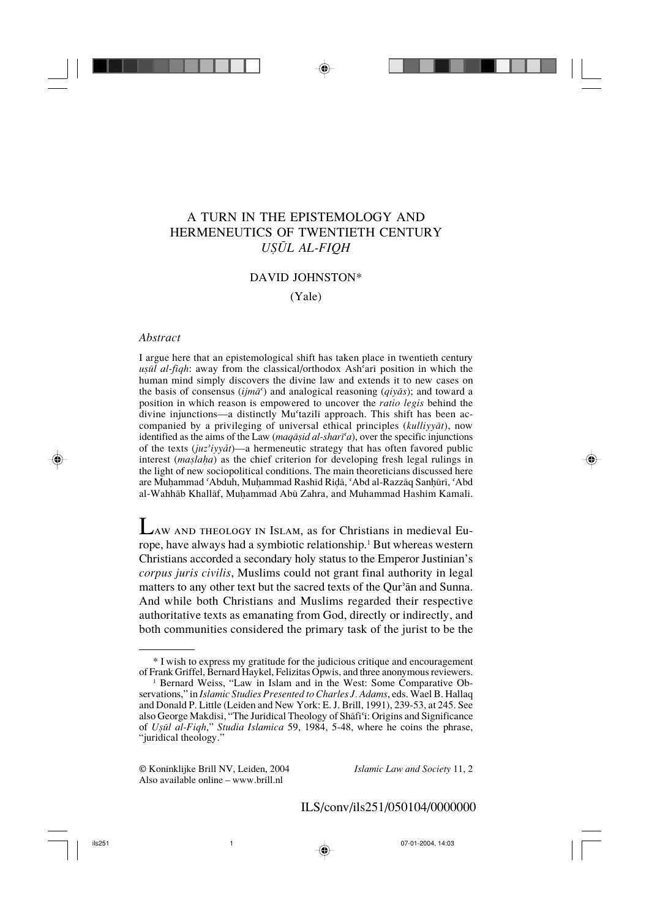# A TURN IN THE EPISTEMOLOGY AND HERMENEUTICS OF TWENTIETH CENTURY *UṢŪL AL-FIQH*

DAVID JOHNSTON*

(Yale)

## *Abstract*

I argue here that an epistemological shift has taken place in twentieth century *uṣūl al-fiqh*: away from the classical/orthodox Ashʿarī position in which the human mind simply discovers the divine law and extends it to new cases on the basis of consensus (*ijmāʿ*) and analogical reasoning (*qiyās*); and toward a position in which reason is empowered to uncover the *ratio legis* behind the divine injunctions—a distinctly Muʿtazilī approach. This shift has been accompanied by a privileging of universal ethical principles (*kulliyyāt*), now identified as the aims of the Law (*maqāṣid al-sharīʿa*), over the specific injunctions of the texts (*juzʾiyyât*)—a hermeneutic strategy that has often favored public interest (*maṣlaḥa*) as the chief criterion for developing fresh legal rulings in the light of new sociopolitical conditions. The main theoreticians discussed here are Muḥammad ʿAbduh, Muḥammad Rashīd Riḍā, ʿAbd al-Razzāq Sanhūrī, ʿAbd al-Wahhāb Khallāf, Muḥammad Abū Zahra, and Muhammad Hashim Kamali.

LAW AND THEOLOGY IN ISLAM, as for Christians in medieval Europe, have always had a symbiotic relationship.[1] But whereas western Christians accorded a secondary holy status to the Emperor Justinian's *corpus juris civilis*, Muslims could not grant final authority in legal matters to any other text but the sacred texts of the Qurʾān and Sunna. And while both Christians and Muslims regarded their respective authoritative texts as emanating from God, directly or indirectly, and both communities considered the primary task of the jurist to be the

---

\* I wish to express my gratitude for the judicious critique and encouragement of Frank Griffel, Bernard Haykel, Felizitas Opwis, and three anonymous reviewers.

[1] Bernard Weiss, "Law in Islam and in the West: Some Comparative Observations," in *Islamic Studies Presented to Charles J. Adams*, eds. Wael B. Hallaq and Donald P. Little (Leiden and New York: E. J. Brill, 1991), 239-53, at 245. See also George Makdisi, "The Juridical Theology of Shāfiʿī: Origins and Significance of *Uṣūl al-Fiqh*," *Studia Islamica* 59, 1984, 5-48, where he coins the phrase, "juridical theology."

© Koninklijke Brill NV, Leiden, 2004
Also available online – www.brill.nl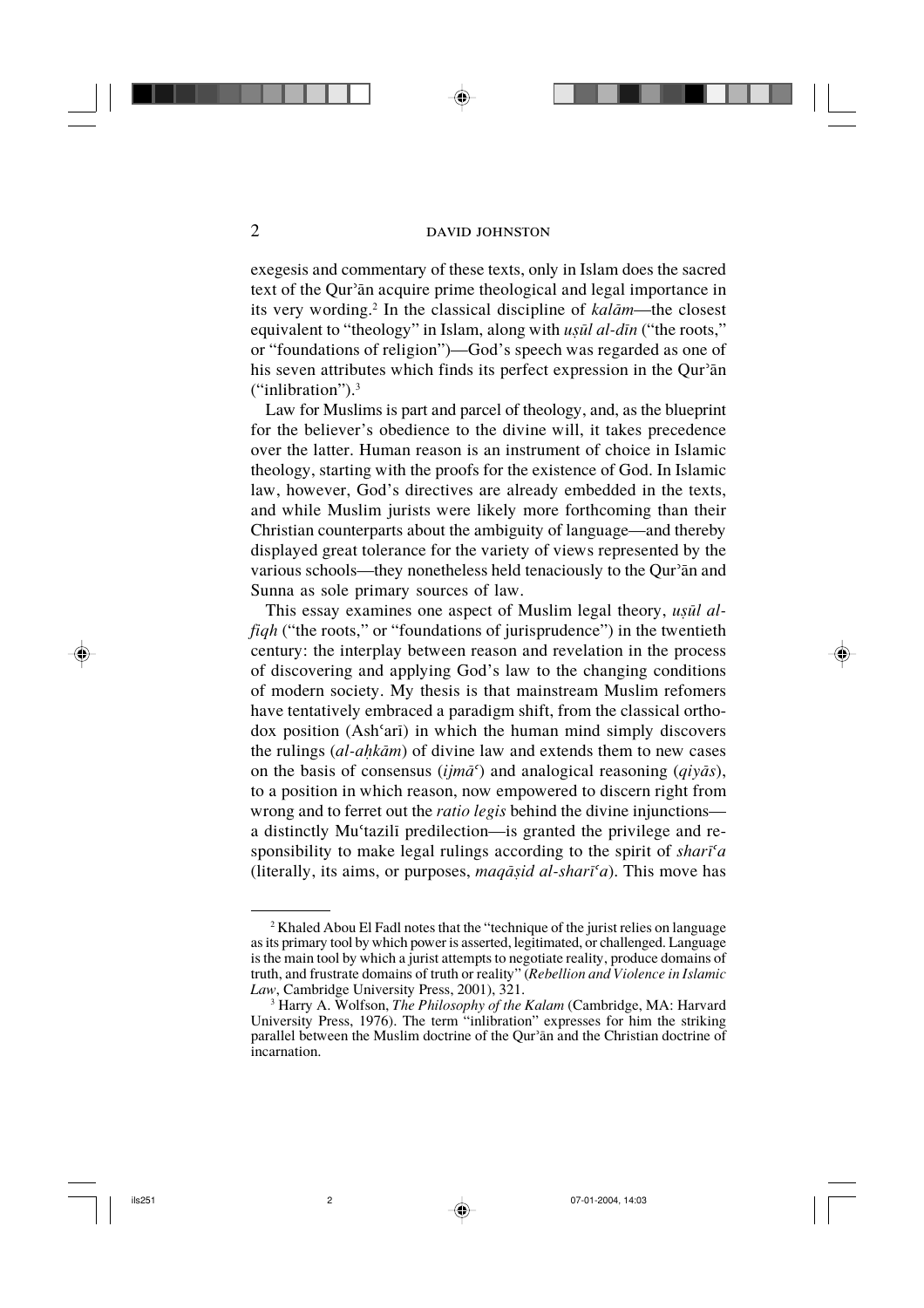exegesis and commentary of these texts, only in Islam does the sacred text of the Qurʾān acquire prime theological and legal importance in its very wording.[2] In the classical discipline of *kalām*—the closest equivalent to "theology" in Islam, along with *uṣūl al-dīn* ("the roots," or "foundations of religion")—God's speech was regarded as one of his seven attributes which finds its perfect expression in the Qurʾān ("inlibration").[3]

Law for Muslims is part and parcel of theology, and, as the blueprint for the believer's obedience to the divine will, it takes precedence over the latter. Human reason is an instrument of choice in Islamic theology, starting with the proofs for the existence of God. In Islamic law, however, God's directives are already embedded in the texts, and while Muslim jurists were likely more forthcoming than their Christian counterparts about the ambiguity of language—and thereby displayed great tolerance for the variety of views represented by the various schools—they nonetheless held tenaciously to the Qurʾān and Sunna as sole primary sources of law.

This essay examines one aspect of Muslim legal theory, *uṣūl al-fiqh* ("the roots," or "foundations of jurisprudence") in the twentieth century: the interplay between reason and revelation in the process of discovering and applying God's law to the changing conditions of modern society. My thesis is that mainstream Muslim refomers have tentatively embraced a paradigm shift, from the classical orthodox position (Ashʿarī) in which the human mind simply discovers the rulings (*al-aḥkām*) of divine law and extends them to new cases on the basis of consensus (*ijmāʿ*) and analogical reasoning (*qiyās*), to a position in which reason, now empowered to discern right from wrong and to ferret out the *ratio legis* behind the divine injunctions—a distinctly Muʿtazilī predilection—is granted the privilege and responsibility to make legal rulings according to the spirit of *sharīʿa* (literally, its aims, or purposes, *maqāṣid al-sharīʿa*). This move has

---

[2] Khaled Abou El Fadl notes that the "technique of the jurist relies on language as its primary tool by which power is asserted, legitimated, or challenged. Language is the main tool by which a jurist attempts to negotiate reality, produce domains of truth, and frustrate domains of truth or reality" (*Rebellion and Violence in Islamic Law*, Cambridge University Press, 2001), 321.

[3] Harry A. Wolfson, *The Philosophy of the Kalam* (Cambridge, MA: Harvard University Press, 1976). The term "inlibration" expresses for him the striking parallel between the Muslim doctrine of the Qurʾān and the Christian doctrine of incarnation.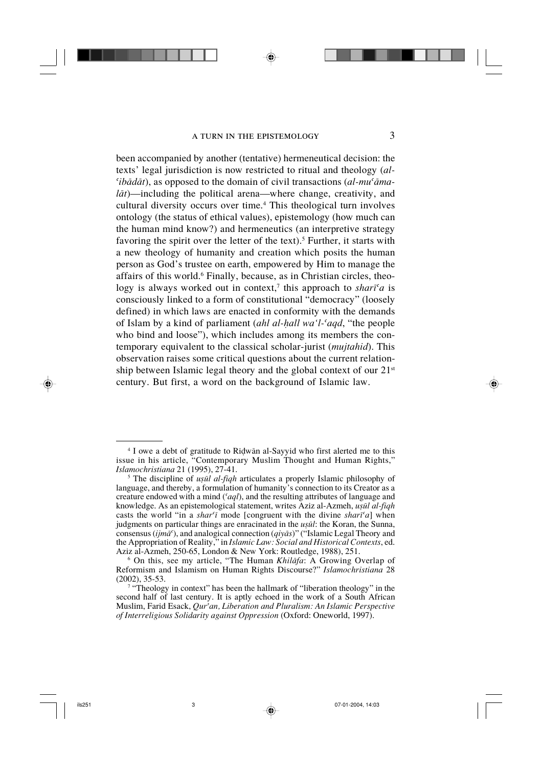been accompanied by another (tentative) hermeneutical decision: the texts' legal jurisdiction is now restricted to ritual and theology (*al-ʿibādāt*), as opposed to the domain of civil transactions (*al-muʿāmalāt*)—including the political arena—where change, creativity, and cultural diversity occurs over time.[4] This theological turn involves ontology (the status of ethical values), epistemology (how much can the human mind know?) and hermeneutics (an interpretive strategy favoring the spirit over the letter of the text).[5] Further, it starts with a new theology of humanity and creation which posits the human person as God's trustee on earth, empowered by Him to manage the affairs of this world.[6] Finally, because, as in Christian circles, theology is always worked out in context,[7] this approach to *sharīʿa* is consciously linked to a form of constitutional "democracy" (loosely defined) in which laws are enacted in conformity with the demands of Islam by a kind of parliament (*ahl al-ḥall wa'l-ʿaqd*, "the people who bind and loose"), which includes among its members the contemporary equivalent to the classical scholar-jurist (*mujtahid*). This observation raises some critical questions about the current relationship between Islamic legal theory and the global context of our 21st century. But first, a word on the background of Islamic law.

---

[4] I owe a debt of gratitude to Riḍwān al-Sayyid who first alerted me to this issue in his article, "Contemporary Muslim Thought and Human Rights," *Islamochristiana* 21 (1995), 27-41.

[5] The discipline of *uṣūl al-fiqh* articulates a properly Islamic philosophy of language, and thereby, a formulation of humanity's connection to its Creator as a creature endowed with a mind (*ʿaql*), and the resulting attributes of language and knowledge. As an epistemological statement, writes Aziz al-Azmeh, *uṣūl al-fiqh* casts the world "in a *sharʿī* mode [congruent with the divine *sharīʿa*] when judgments on particular things are enracinated in the *uṣūl*: the Koran, the Sunna, consensus (*ijmāʿ*), and analogical connection (*qiyās*)" ("Islamic Legal Theory and the Appropriation of Reality," in *Islamic Law: Social and Historical Contexts*, ed. Aziz al-Azmeh, 250-65, London & New York: Routledge, 1988), 251.

[6] On this, see my article, "The Human *Khilāfa*: A Growing Overlap of Reformism and Islamism on Human Rights Discourse?" *Islamochristiana* 28 (2002), 35-53.

[7] "Theology in context" has been the hallmark of "liberation theology" in the second half of last century. It is aptly echoed in the work of a South African Muslim, Farid Esack, *Qurʾan, Liberation and Pluralism: An Islamic Perspective of Interreligious Solidarity against Oppression* (Oxford: Oneworld, 1997).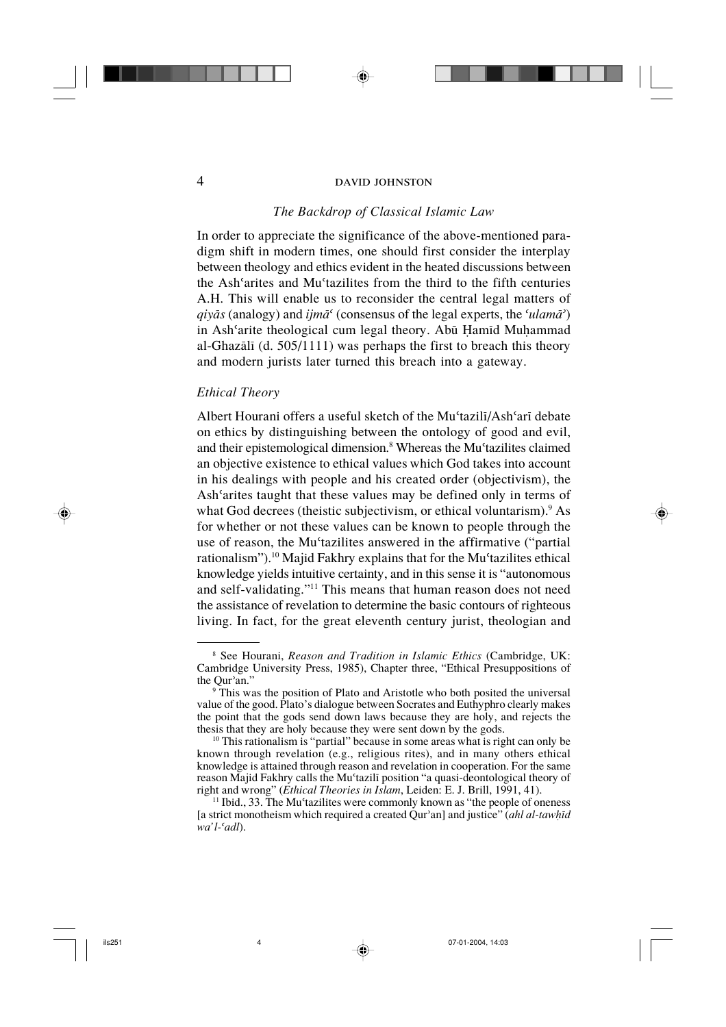### *The Backdrop of Classical Islamic Law*

In order to appreciate the significance of the above-mentioned paradigm shift in modern times, one should first consider the interplay between theology and ethics evident in the heated discussions between the Ashʿarites and Muʿtazilites from the third to the fifth centuries A.H. This will enable us to reconsider the central legal matters of *qiyās* (analogy) and *ijmāʿ* (consensus of the legal experts, the *ʿulamāʾ*) in Ashʿarite theological cum legal theory. Abū Ḥamīd Muḥammad al-Ghazālī (d. 505/1111) was perhaps the first to breach this theory and modern jurists later turned this breach into a gateway.

### *Ethical Theory*

Albert Hourani offers a useful sketch of the Muʿtazilī/Ashʿarī debate on ethics by distinguishing between the ontology of good and evil, and their epistemological dimension.[8] Whereas the Muʿtazilites claimed an objective existence to ethical values which God takes into account in his dealings with people and his created order (objectivism), the Ashʿarites taught that these values may be defined only in terms of what God decrees (theistic subjectivism, or ethical voluntarism).[9] As for whether or not these values can be known to people through the use of reason, the Muʿtazilites answered in the affirmative ("partial rationalism").[10] Majid Fakhry explains that for the Muʿtazilites ethical knowledge yields intuitive certainty, and in this sense it is "autonomous and self-validating."[11] This means that human reason does not need the assistance of revelation to determine the basic contours of righteous living. In fact, for the great eleventh century jurist, theologian and

---

[8] See Hourani, *Reason and Tradition in Islamic Ethics* (Cambridge, UK: Cambridge University Press, 1985), Chapter three, "Ethical Presuppositions of the Qurʾan."

[9] This was the position of Plato and Aristotle who both posited the universal value of the good. Plato's dialogue between Socrates and Euthyphro clearly makes the point that the gods send down laws because they are holy, and rejects the thesis that they are holy because they were sent down by the gods.

[10] This rationalism is "partial" because in some areas what is right can only be known through revelation (e.g., religious rites), and in many others ethical knowledge is attained through reason and revelation in cooperation. For the same reason Majid Fakhry calls the Muʿtazilī position "a quasi-deontological theory of right and wrong" (*Ethical Theories in Islam*, Leiden: E. J. Brill, 1991, 41).

[11] Ibid., 33. The Muʿtazilites were commonly known as "the people of oneness [a strict monotheism which required a created Qurʾan] and justice" (*ahl al-tawḥīd wa'l-ʿadl*).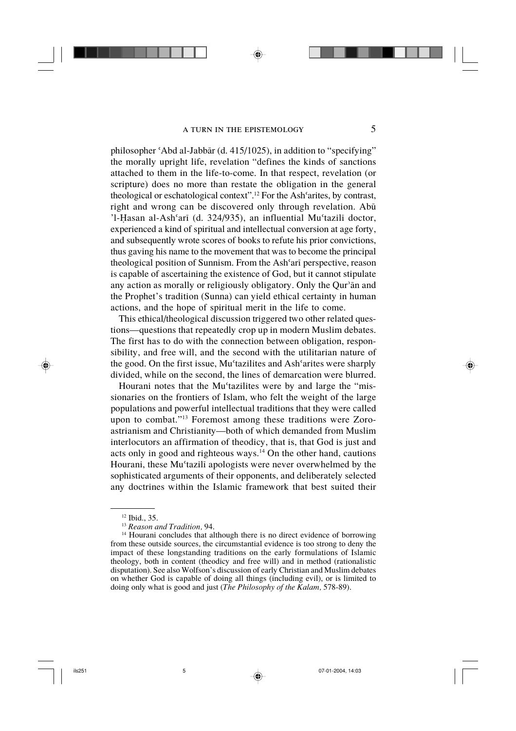philosopher ʿAbd al-Jabbār (d. 415/1025), in addition to "specifying" the morally upright life, revelation "defines the kinds of sanctions attached to them in the life-to-come. In that respect, revelation (or scripture) does no more than restate the obligation in the general theological or eschatological context".[12] For the Ashʿarites, by contrast, right and wrong can be discovered only through revelation. Abū 'l-Ḥasan al-Ashʿarī (d. 324/935), an influential Muʿtazilī doctor, experienced a kind of spiritual and intellectual conversion at age forty, and subsequently wrote scores of books to refute his prior convictions, thus gaving his name to the movement that was to become the principal theological position of Sunnism. From the Ashʿarī perspective, reason is capable of ascertaining the existence of God, but it cannot stipulate any action as morally or religiously obligatory. Only the Qurʾān and the Prophet's tradition (Sunna) can yield ethical certainty in human actions, and the hope of spiritual merit in the life to come.

This ethical/theological discussion triggered two other related questions—questions that repeatedly crop up in modern Muslim debates. The first has to do with the connection between obligation, responsibility, and free will, and the second with the utilitarian nature of the good. On the first issue, Muʿtazilites and Ashʿarites were sharply divided, while on the second, the lines of demarcation were blurred.

Hourani notes that the Muʿtazilites were by and large the "missionaries on the frontiers of Islam, who felt the weight of the large populations and powerful intellectual traditions that they were called upon to combat."[13] Foremost among these traditions were Zoroastrianism and Christianity—both of which demanded from Muslim interlocutors an affirmation of theodicy, that is, that God is just and acts only in good and righteous ways.[14] On the other hand, cautions Hourani, these Muʿtazilī apologists were never overwhelmed by the sophisticated arguments of their opponents, and deliberately selected any doctrines within the Islamic framework that best suited their

---

[12] Ibid., 35.

[13] *Reason and Tradition,* 94.

[14] Hourani concludes that although there is no direct evidence of borrowing from these outside sources, the circumstantial evidence is too strong to deny the impact of these longstanding traditions on the early formulations of Islamic theology, both in content (theodicy and free will) and in method (rationalistic disputation). See also Wolfson's discussion of early Christian and Muslim debates on whether God is capable of doing all things (including evil), or is limited to doing only what is good and just (*The Philosophy of the Kalam,* 578-89).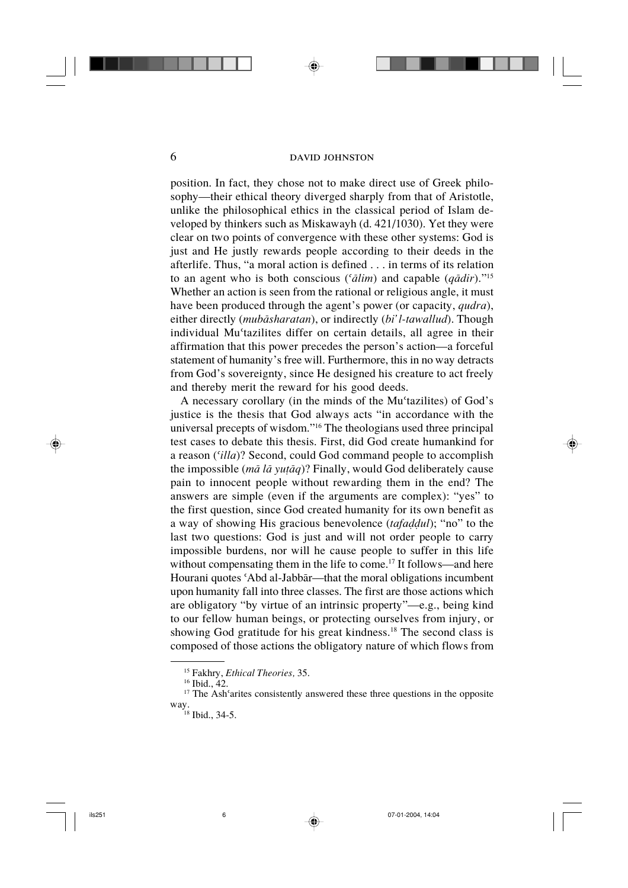position. In fact, they chose not to make direct use of Greek philosophy—their ethical theory diverged sharply from that of Aristotle, unlike the philosophical ethics in the classical period of Islam developed by thinkers such as Miskawayh (d. 421/1030). Yet they were clear on two points of convergence with these other systems: God is just and He justly rewards people according to their deeds in the afterlife. Thus, "a moral action is defined . . . in terms of its relation to an agent who is both conscious (*ʿālim*) and capable (*qādir*)."[15] Whether an action is seen from the rational or religious angle, it must have been produced through the agent's power (or capacity, *qudra*), either directly (*mubāsharatan*), or indirectly (*bi'l-tawallud*). Though individual Muʿtazilites differ on certain details, all agree in their affirmation that this power precedes the person's action—a forceful statement of humanity's free will. Furthermore, this in no way detracts from God's sovereignty, since He designed his creature to act freely and thereby merit the reward for his good deeds.

A necessary corollary (in the minds of the Muʿtazilites) of God's justice is the thesis that God always acts "in accordance with the universal precepts of wisdom."[16] The theologians used three principal test cases to debate this thesis. First, did God create humankind for a reason (*ʿilla*)? Second, could God command people to accomplish the impossible (*mā lā yuṭāq*)? Finally, would God deliberately cause pain to innocent people without rewarding them in the end? The answers are simple (even if the arguments are complex): "yes" to the first question, since God created humanity for its own benefit as a way of showing His gracious benevolence (*tafaḍḍul*); "no" to the last two questions: God is just and will not order people to carry impossible burdens, nor will he cause people to suffer in this life without compensating them in the life to come.[17] It follows—and here Hourani quotes ʿAbd al-Jabbār—that the moral obligations incumbent upon humanity fall into three classes. The first are those actions which are obligatory "by virtue of an intrinsic property"—e.g., being kind to our fellow human beings, or protecting ourselves from injury, or showing God gratitude for his great kindness.[18] The second class is composed of those actions the obligatory nature of which flows from

---

[15] Fakhry, *Ethical Theories,* 35.

[16] Ibid., 42.

[17] The Ashʿarites consistently answered these three questions in the opposite way.

[18] Ibid., 34-5.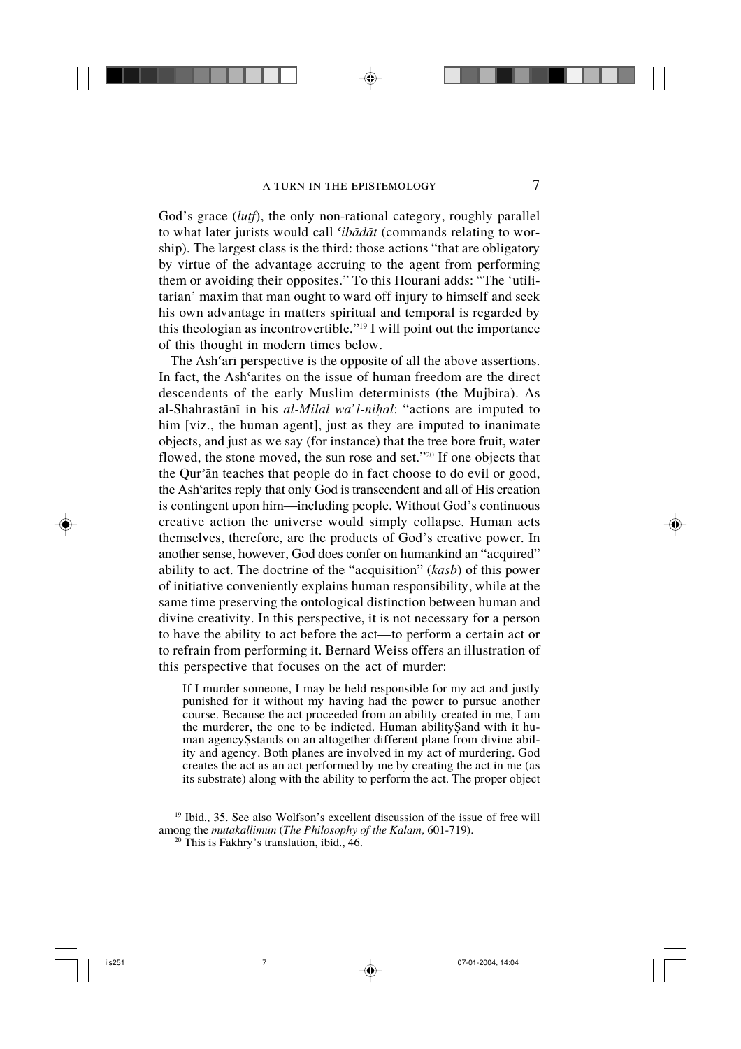God's grace (*luṭf*), the only non-rational category, roughly parallel to what later jurists would call *ʿibādāt* (commands relating to worship). The largest class is the third: those actions "that are obligatory by virtue of the advantage accruing to the agent from performing them or avoiding their opposites." To this Hourani adds: "The 'utilitarian' maxim that man ought to ward off injury to himself and seek his own advantage in matters spiritual and temporal is regarded by this theologian as incontrovertible."[19] I will point out the importance of this thought in modern times below.

The Ashʿarī perspective is the opposite of all the above assertions. In fact, the Ashʿarites on the issue of human freedom are the direct descendents of the early Muslim determinists (the Mujbira). As al-Shahrastānī in his *al-Milal wa'l-niḥal*: "actions are imputed to him [viz., the human agent], just as they are imputed to inanimate objects, and just as we say (for instance) that the tree bore fruit, water flowed, the stone moved, the sun rose and set."[20] If one objects that the Qurʾān teaches that people do in fact choose to do evil or good, the Ashʿarites reply that only God is transcendent and all of His creation is contingent upon him—including people. Without God's continuous creative action the universe would simply collapse. Human acts themselves, therefore, are the products of God's creative power. In another sense, however, God does confer on humankind an "acquired" ability to act. The doctrine of the "acquisition" (*kasb*) of this power of initiative conveniently explains human responsibility, while at the same time preserving the ontological distinction between human and divine creativity. In this perspective, it is not necessary for a person to have the ability to act before the act—to perform a certain act or to refrain from performing it. Bernard Weiss offers an illustration of this perspective that focuses on the act of murder:

> If I murder someone, I may be held responsible for my act and justly punished for it without my having had the power to pursue another course. Because the act proceeded from an ability created in me, I am the murderer, the one to be indicted. Human abilityṢand with it human agencyṢstands on an altogether different plane from divine ability and agency. Both planes are involved in my act of murdering. God creates the act as an act performed by me by creating the act in me (as its substrate) along with the ability to perform the act. The proper object

---

[19] Ibid., 35. See also Wolfson's excellent discussion of the issue of free will among the *mutakallimūn* (*The Philosophy of the Kalam,* 601-719).

[20] This is Fakhry's translation, ibid., 46.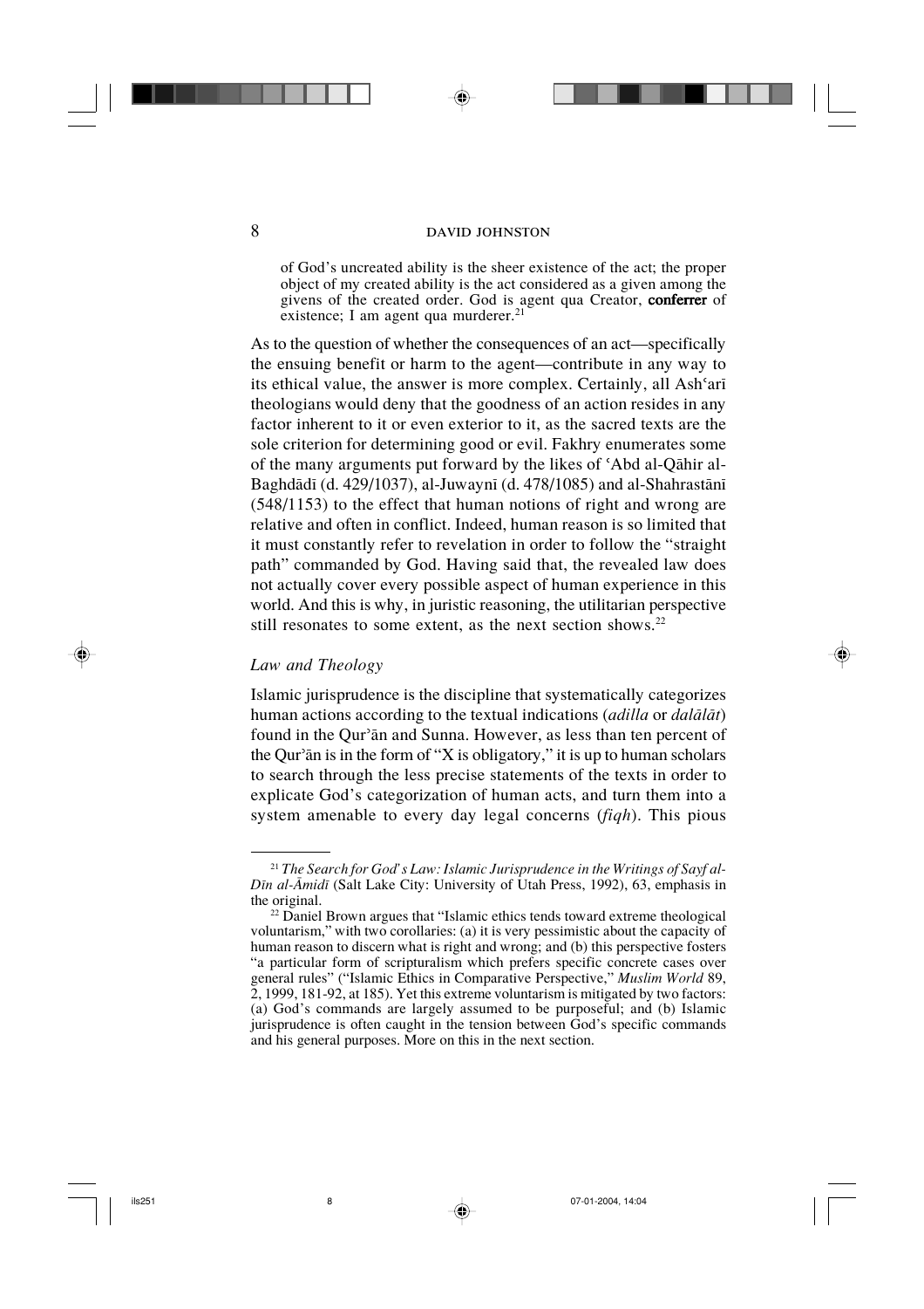of God's uncreated ability is the sheer existence of the act; the proper object of my created ability is the act considered as a given among the givens of the created order. God is agent qua Creator, **conferrer** of existence; I am agent qua murderer.[21]

As to the question of whether the consequences of an act—specifically the ensuing benefit or harm to the agent—contribute in any way to its ethical value, the answer is more complex. Certainly, all Ashʿarī theologians would deny that the goodness of an action resides in any factor inherent to it or even exterior to it, as the sacred texts are the sole criterion for determining good or evil. Fakhry enumerates some of the many arguments put forward by the likes of ʿAbd al-Qāhir al-Baghdādī (d. 429/1037), al-Juwaynī (d. 478/1085) and al-Shahrastānī (548/1153) to the effect that human notions of right and wrong are relative and often in conflict. Indeed, human reason is so limited that it must constantly refer to revelation in order to follow the "straight path" commanded by God. Having said that, the revealed law does not actually cover every possible aspect of human experience in this world. And this is why, in juristic reasoning, the utilitarian perspective still resonates to some extent, as the next section shows.[22]

### *Law and Theology*

Islamic jurisprudence is the discipline that systematically categorizes human actions according to the textual indications (*adilla* or *dalālāt*) found in the Qurʾān and Sunna. However, as less than ten percent of the Qurʾān is in the form of "X is obligatory," it is up to human scholars to search through the less precise statements of the texts in order to explicate God's categorization of human acts, and turn them into a system amenable to every day legal concerns (*fiqh*). This pious

---

[21] *The Search for God's Law: Islamic Jurisprudence in the Writings of Sayf al-Dīn al-Āmidī* (Salt Lake City: University of Utah Press, 1992), 63, emphasis in the original.

[22] Daniel Brown argues that "Islamic ethics tends toward extreme theological voluntarism," with two corollaries: (a) it is very pessimistic about the capacity of human reason to discern what is right and wrong; and (b) this perspective fosters "a particular form of scripturalism which prefers specific concrete cases over general rules" ("Islamic Ethics in Comparative Perspective," *Muslim World* 89, 2, 1999, 181-92, at 185). Yet this extreme voluntarism is mitigated by two factors: (a) God's commands are largely assumed to be purposeful; and (b) Islamic jurisprudence is often caught in the tension between God's specific commands and his general purposes. More on this in the next section.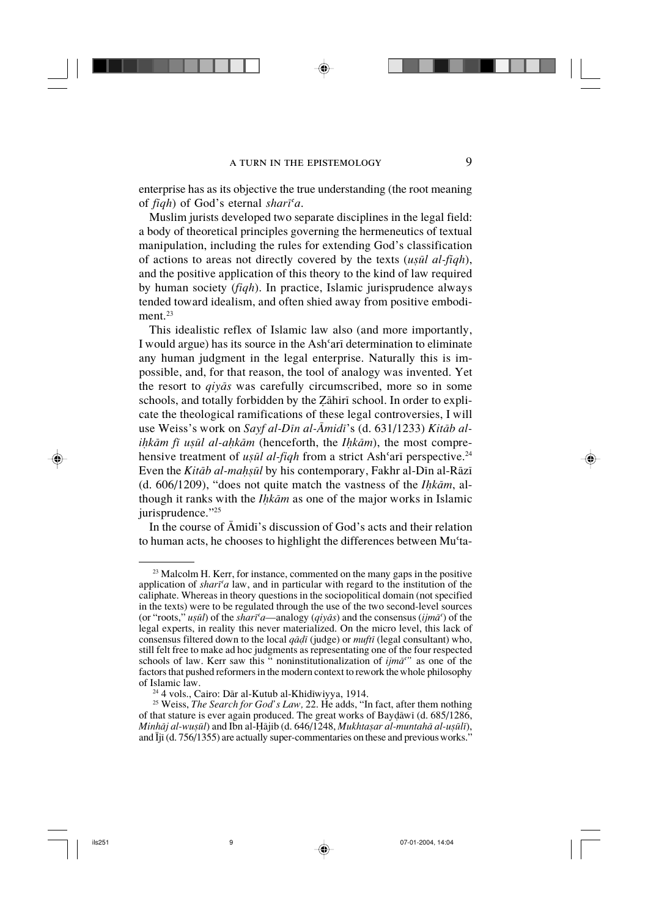enterprise has as its objective the true understanding (the root meaning of *fiqh*) of God's eternal *sharīʿa*.

Muslim jurists developed two separate disciplines in the legal field: a body of theoretical principles governing the hermeneutics of textual manipulation, including the rules for extending God's classification of actions to areas not directly covered by the texts (*uṣūl al-fiqh*), and the positive application of this theory to the kind of law required by human society (*fiqh*). In practice, Islamic jurisprudence always tended toward idealism, and often shied away from positive embodiment.[23]

This idealistic reflex of Islamic law also (and more importantly, I would argue) has its source in the Ashʿarī determination to eliminate any human judgment in the legal enterprise. Naturally this is impossible, and, for that reason, the tool of analogy was invented. Yet the resort to *qiyās* was carefully circumscribed, more so in some schools, and totally forbidden by the Ẓāhirī school. In order to explicate the theological ramifications of these legal controversies, I will use Weiss's work on *Sayf al-Dīn al-Āmidī*'s (d. 631/1233) *Kitāb al-iḥkām fī uṣūl al-aḥkām* (henceforth, the *Iḥkām*), the most comprehensive treatment of *uṣūl al-fiqh* from a strict Ashʿarī perspective.[24] Even the *Kitāb al-maḥṣūl* by his contemporary, Fakhr al-Dīn al-Rāzī (d. 606/1209), "does not quite match the vastness of the *Iḥkām*, although it ranks with the *Iḥkām* as one of the major works in Islamic jurisprudence."[25]

In the course of Āmidī's discussion of God's acts and their relation to human acts, he chooses to highlight the differences between Muʿta-

---

[23] Malcolm H. Kerr, for instance, commented on the many gaps in the positive application of *sharīʿa* law, and in particular with regard to the institution of the caliphate. Whereas in theory questions in the sociopolitical domain (not specified in the texts) were to be regulated through the use of the two second-level sources (or "roots," *uṣūl*) of the *sharīʿa*—analogy (*qiyās*) and the consensus (*ijmāʿ*) of the legal experts, in reality this never materialized. On the micro level, this lack of consensus filtered down to the local *qāḍī* (judge) or *muftī* (legal consultant) who, still felt free to make ad hoc judgments as representating one of the four respected schools of law. Kerr saw this " noninstitutionalization of *ijmāʿ*" as one of the factors that pushed reformers in the modern context to rework the whole philosophy of Islamic law.

[24] 4 vols., Cairo: Dār al-Kutub al-Khidīwiyya, 1914.

[25] Weiss, *The Search for God's Law,* 22. He adds, "In fact, after them nothing of that stature is ever again produced. The great works of Bayḍāwī (d. 685/1286, *Minhāj al-wuṣūl*) and Ibn al-Ḥājib (d. 646/1248, *Mukhtaṣar al-muntahā al-uṣūlī*), and Ījī (d. 756/1355) are actually super-commentaries on these and previous works."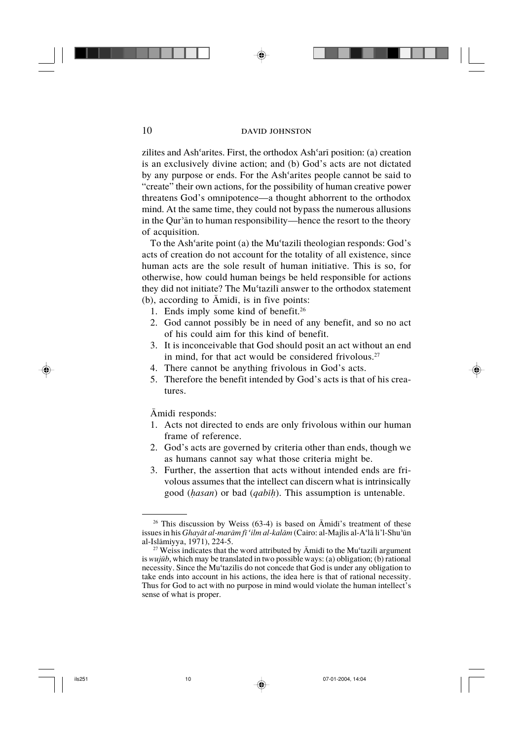zilites and Ash'arites. First, the orthodox Ash'arī position: (a) creation is an exclusively divine action; and (b) God's acts are not dictated by any purpose or ends. For the Ash'arites people cannot be said to "create" their own actions, for the possibility of human creative power threatens God's omnipotence—a thought abhorrent to the orthodox mind. At the same time, they could not bypass the numerous allusions in the Qur'ān to human responsibility—hence the resort to the theory of acquisition.

To the Ash'arite point (a) the Mu'tazilī theologian responds: God's acts of creation do not account for the totality of all existence, since human acts are the sole result of human initiative. This is so, for otherwise, how could human beings be held responsible for actions they did not initiate? The Mu'tazilī answer to the orthodox statement (b), according to Āmidī, is in five points:

1. Ends imply some kind of benefit.[26]
2. God cannot possibly be in need of any benefit, and so no act of his could aim for this kind of benefit.
3. It is inconceivable that God should posit an act without an end in mind, for that act would be considered frivolous.[27]
4. There cannot be anything frivolous in God's acts.
5. Therefore the benefit intended by God's acts is that of his creatures.

Āmidī responds:

1. Acts not directed to ends are only frivolous within our human frame of reference.
2. God's acts are governed by criteria other than ends, though we as humans cannot say what those criteria might be.
3. Further, the assertion that acts without intended ends are frivolous assumes that the intellect can discern what is intrinsically good (*ḥasan*) or bad (*qabīḥ*). This assumption is untenable.

---

[26] This discussion by Weiss (63-4) is based on Āmidī's treatment of these issues in his *Ghayāt al-marām fī 'ilm al-kalām* (Cairo: al-Majlis al-A'lā li'l-Shu'ūn al-Islāmiyya, 1971), 224-5.

[27] Weiss indicates that the word attributed by Āmidī to the Mu'tazilī argument is *wujūb*, which may be translated in two possible ways: (a) obligation; (b) rational necessity. Since the Mu'tazilīs do not concede that God is under any obligation to take ends into account in his actions, the idea here is that of rational necessity. Thus for God to act with no purpose in mind would violate the human intellect's sense of what is proper.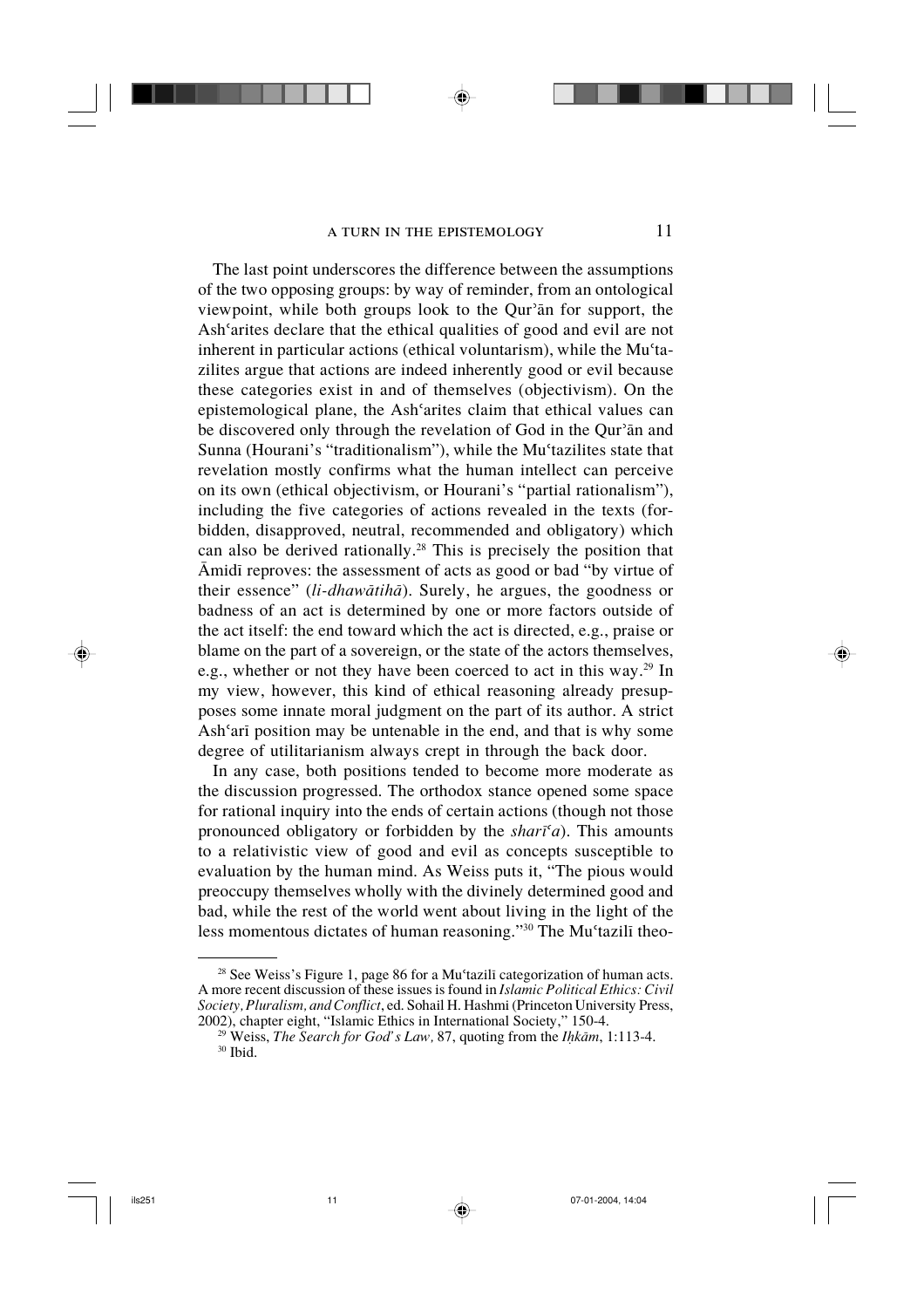The last point underscores the difference between the assumptions of the two opposing groups: by way of reminder, from an ontological viewpoint, while both groups look to the Qur'ān for support, the Ash'arites declare that the ethical qualities of good and evil are not inherent in particular actions (ethical voluntarism), while the Mu'tazilites argue that actions are indeed inherently good or evil because these categories exist in and of themselves (objectivism). On the epistemological plane, the Ash'arites claim that ethical values can be discovered only through the revelation of God in the Qur'ān and Sunna (Hourani's "traditionalism"), while the Mu'tazilites state that revelation mostly confirms what the human intellect can perceive on its own (ethical objectivism, or Hourani's "partial rationalism"), including the five categories of actions revealed in the texts (forbidden, disapproved, neutral, recommended and obligatory) which can also be derived rationally.[28] This is precisely the position that Āmidī reproves: the assessment of acts as good or bad "by virtue of their essence" (*li-dhawātihā*). Surely, he argues, the goodness or badness of an act is determined by one or more factors outside of the act itself: the end toward which the act is directed, e.g., praise or blame on the part of a sovereign, or the state of the actors themselves, e.g., whether or not they have been coerced to act in this way.[29] In my view, however, this kind of ethical reasoning already presupposes some innate moral judgment on the part of its author. A strict Ash'arī position may be untenable in the end, and that is why some degree of utilitarianism always crept in through the back door.

In any case, both positions tended to become more moderate as the discussion progressed. The orthodox stance opened some space for rational inquiry into the ends of certain actions (though not those pronounced obligatory or forbidden by the *sharī'a*). This amounts to a relativistic view of good and evil as concepts susceptible to evaluation by the human mind. As Weiss puts it, "The pious would preoccupy themselves wholly with the divinely determined good and bad, while the rest of the world went about living in the light of the less momentous dictates of human reasoning."[30] The Mu'tazilī theo-

---

[28] See Weiss's Figure 1, page 86 for a Mu'tazilī categorization of human acts. A more recent discussion of these issues is found in *Islamic Political Ethics: Civil Society, Pluralism, and Conflict*, ed. Sohail H. Hashmi (Princeton University Press, 2002), chapter eight, "Islamic Ethics in International Society," 150-4.

[29] Weiss, *The Search for God's Law,* 87, quoting from the *Iḥkām*, 1:113-4.

[30] Ibid.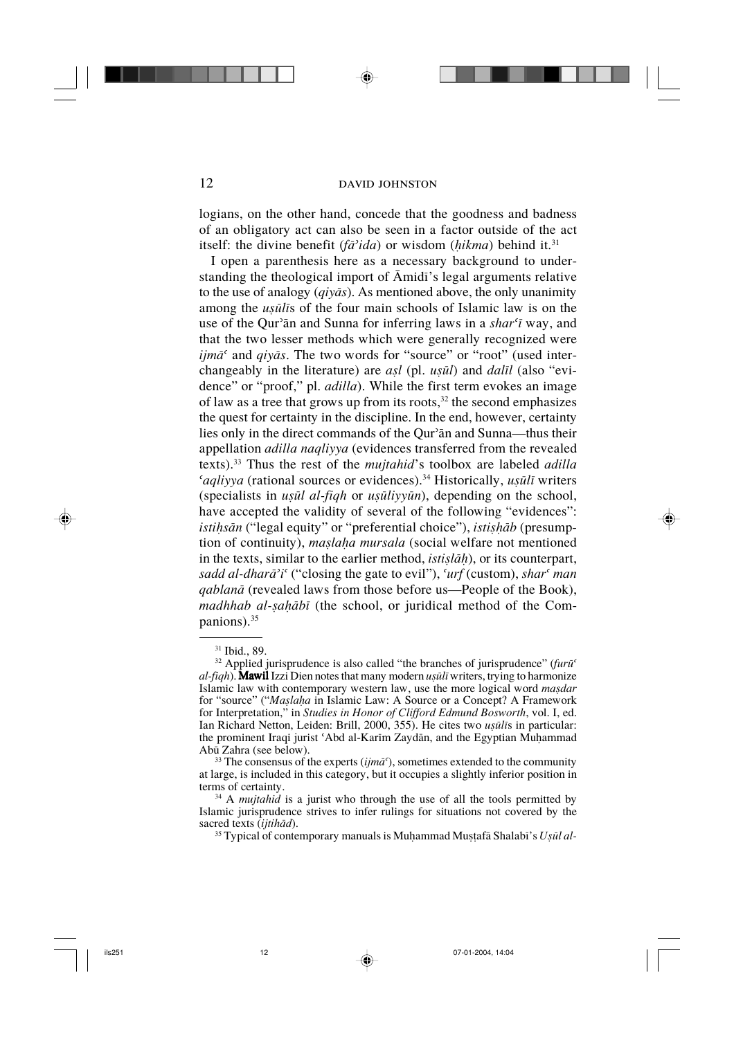logians, on the other hand, concede that the goodness and badness of an obligatory act can also be seen in a factor outside of the act itself: the divine benefit (*fā'ida*) or wisdom (*ḥikma*) behind it.[31]

I open a parenthesis here as a necessary background to understanding the theological import of Āmidī's legal arguments relative to the use of analogy (*qiyās*). As mentioned above, the only unanimity among the *uṣūlī*s of the four main schools of Islamic law is on the use of the Qur'ān and Sunna for inferring laws in a *sharʿī* way, and that the two lesser methods which were generally recognized were *ijmāʿ* and *qiyās*. The two words for "source" or "root" (used interchangeably in the literature) are *aṣl* (pl. *uṣūl*) and *dalīl* (also "evidence" or "proof," pl. *adilla*). While the first term evokes an image of law as a tree that grows up from its roots,[32] the second emphasizes the quest for certainty in the discipline. In the end, however, certainty lies only in the direct commands of the Qur'ān and Sunna—thus their appellation *adilla naqliyya* (evidences transferred from the revealed texts).[33] Thus the rest of the *mujtahid*'s toolbox are labeled *adilla ʿaqliyya* (rational sources or evidences).[34] Historically, *uṣūlī* writers (specialists in *uṣūl al-fiqh* or *uṣūliyyūn*), depending on the school, have accepted the validity of several of the following "evidences": *istiḥsān* ("legal equity" or "preferential choice"), *istiṣḥāb* (presumption of continuity), *maṣlaḥa mursala* (social welfare not mentioned in the texts, similar to the earlier method, *istiṣlāḥ*), or its counterpart, *sadd al-dharā'iʿ* ("closing the gate to evil"), *ʿurf* (custom), *sharʿ man qablanā* (revealed laws from those before us—People of the Book), *madhhab al-ṣaḥābī* (the school, or juridical method of the Companions).[35]

---

[31] Ibid., 89.

[32] Applied jurisprudence is also called "the branches of jurisprudence" (*furūʿ al-fiqh*). **Mawil** Izzi Dien notes that many modern *uṣūlī* writers, trying to harmonize Islamic law with contemporary western law, use the more logical word *maṣdar* for "source" ("*Maṣlaḥa* in Islamic Law: A Source or a Concept? A Framework for Interpretation," in *Studies in Honor of Clifford Edmund Bosworth*, vol. I, ed. Ian Richard Netton, Leiden: Brill, 2000, 355). He cites two *uṣūlī*s in particular: the prominent Iraqi jurist ʿAbd al-Karīm Zaydān, and the Egyptian Muḥammad Abū Zahra (see below).

[33] The consensus of the experts (*ijmāʿ*), sometimes extended to the community at large, is included in this category, but it occupies a slightly inferior position in terms of certainty.

[34] A *mujtahid* is a jurist who through the use of all the tools permitted by Islamic jurisprudence strives to infer rulings for situations not covered by the sacred texts (*ijtihād*).

[35] Typical of contemporary manuals is Muḥammad Muṣṭafā Shalabī's *Uṣūl al-*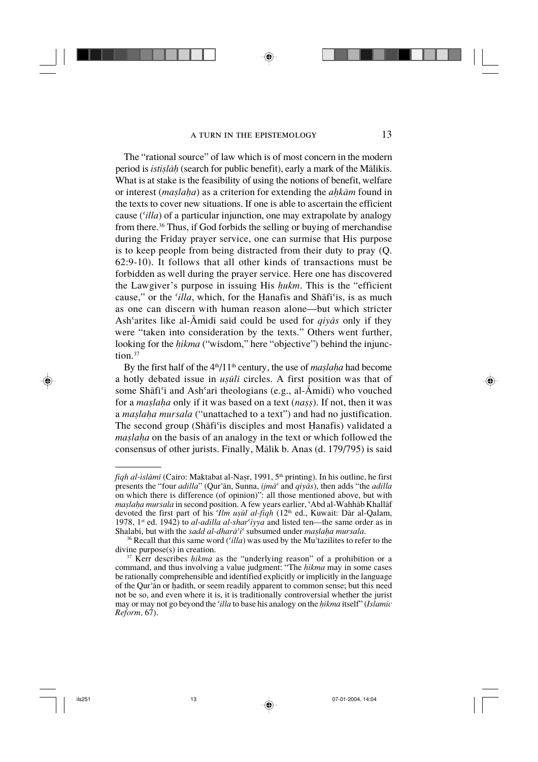The "rational source" of law which is of most concern in the modern period is *istiṣlāḥ* (search for public benefit), early a mark of the Mālikīs. What is at stake is the feasibility of using the notions of benefit, welfare or interest (*maṣlaḥa*) as a criterion for extending the *aḥkām* found in the texts to cover new situations. If one is able to ascertain the efficient cause (*ʿilla*) of a particular injunction, one may extrapolate by analogy from there.[36] Thus, if God forbids the selling or buying of merchandise during the Friday prayer service, one can surmise that His purpose is to keep people from being distracted from their duty to pray (Q. 62:9-10). It follows that all other kinds of transactions must be forbidden as well during the prayer service. Here one has discovered the Lawgiver's purpose in issuing His *ḥukm*. This is the "efficient cause," or the *ʿilla*, which, for the Ḥanafīs and Shāfiʿis, is as much as one can discern with human reason alone—but which stricter Ashʿarites like al-Āmidī said could be used for *qiyās* only if they were "taken into consideration by the texts." Others went further, looking for the *ḥikma* ("wisdom," here "objective") behind the injunction.[37]

By the first half of the 4th/11th century, the use of *maṣlaḥa* had become a hotly debated issue in *uṣūlī* circles. A first position was that of some Shāfiʿī and Ashʿarī theologians (e.g., al-Āmidī) who vouched for a *maṣlaḥa* only if it was based on a text (*naṣṣ*). If not, then it was a *maṣlaḥa mursala* ("unattached to a text") and had no justification. The second group (Shāfiʿīs disciples and most Ḥanafīs) validated a *maṣlaḥa* on the basis of an analogy in the text or which followed the consensus of other jurists. Finally, Mālik b. Anas (d. 179/795) is said

---

*fiqh al-islāmī* (Cairo: Maktabat al-Naṣr, 1991, 5th printing). In his outline, he first presents the "four *adilla*" (Qurʾān, Sunna, *ijmāʿ* and *qiyās*), then adds "the *adilla* on which there is difference (of opinion)": all those mentioned above, but with *maṣlaḥa mursala* in second position. A few years earlier, ʿAbd al-Wahhāb Khallāf devoted the first part of his *ʿIlm uṣūl al-fiqh* (12th ed., Kuwait: Dār al-Qalam, 1978, 1st ed. 1942) to *al-adilla al-sharʿiyya* and listed ten—the same order as in Shalabī, but with the *sadd al-dharāʾiʿ* subsumed under *maṣlaḥa mursala*.

[36] Recall that this same word (*ʿilla*) was used by the Muʾtazilites to refer to the divine purpose(s) in creation.

[37] Kerr describes *ḥikma* as the "underlying reason" of a prohibition or a command, and thus involving a value judgment: "The *ḥikma* may in some cases be rationally comprehensible and identified explicitly or implicitly in the language of the Qurʾān or ḥadīth, or seem readily apparent to common sense; but this need not be so, and even where it is, it is traditionally controversial whether the jurist may or may not go beyond the *ʿilla* to base his analogy on the *ḥikma* itself" (*Islamic Reform,* 67).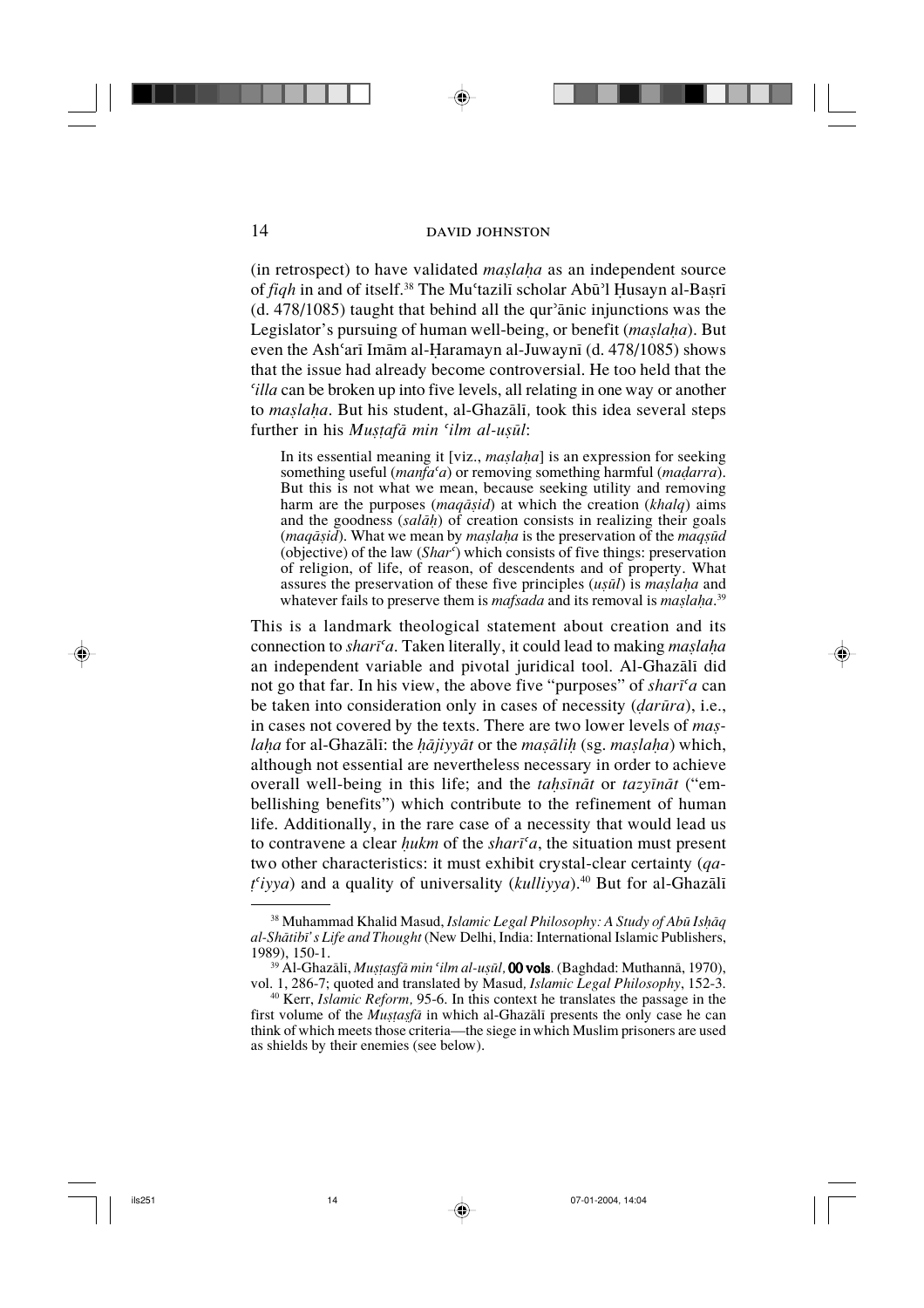(in retrospect) to have validated *maṣlaḥa* as an independent source of *fiqh* in and of itself.[38] The Muʿtazilī scholar Abū'l Ḥusayn al-Baṣrī (d. 478/1085) taught that behind all the qur'ānic injunctions was the Legislator's pursuing of human well-being, or benefit (*maṣlaḥa*). But even the Ashʿarī Imām al-Ḥaramayn al-Juwaynī (d. 478/1085) shows that the issue had already become controversial. He too held that the *ʿilla* can be broken up into five levels, all relating in one way or another to *maṣlaḥa*. But his student, al-Ghazālī, took this idea several steps further in his *Muṣṭafā min ʿilm al-uṣūl*:

> In its essential meaning it [viz., *maṣlaḥa*] is an expression for seeking something useful (*manfaʿa*) or removing something harmful (*maḍarra*). But this is not what we mean, because seeking utility and removing harm are the purposes (*maqāṣid*) at which the creation (*khalq*) aims and the goodness (*salāḥ*) of creation consists in realizing their goals (*maqāṣid*). What we mean by *maṣlaḥa* is the preservation of the *maqṣūd* (objective) of the law (*Sharʿ*) which consists of five things: preservation of religion, of life, of reason, of descendents and of property. What assures the preservation of these five principles (*uṣūl*) is *maṣlaḥa* and whatever fails to preserve them is *mafsada* and its removal is *maṣlaḥa*.[39]

This is a landmark theological statement about creation and its connection to *sharīʿa*. Taken literally, it could lead to making *maṣlaḥa* an independent variable and pivotal juridical tool. Al-Ghazālī did not go that far. In his view, the above five "purposes" of *sharīʿa* can be taken into consideration only in cases of necessity (*ḍarūra*), i.e., in cases not covered by the texts. There are two lower levels of *maṣlaḥa* for al-Ghazālī: the *ḥājiyyāt* or the *maṣāliḥ* (sg. *maṣlaḥa*) which, although not essential are nevertheless necessary in order to achieve overall well-being in this life; and the *taḥsīnāt* or *tazyīnāt* ("embellishing benefits") which contribute to the refinement of human life. Additionally, in the rare case of a necessity that would lead us to contravene a clear *ḥukm* of the *sharīʿa*, the situation must present two other characteristics: it must exhibit crystal-clear certainty (*qaṭʿiyya*) and a quality of universality (*kulliyya*).[40] But for al-Ghazālī

---

[38] Muhammad Khalid Masud, *Islamic Legal Philosophy: A Study of Abū Isḥāq al-Shāṭibī's Life and Thought* (New Delhi, India: International Islamic Publishers, 1989), 150-1.

[39] Al-Ghazālī, *Muṣṭasfā min ʿilm al-uṣūl*, **00 vols**. (Baghdad: Muthannā, 1970), vol. 1, 286-7; quoted and translated by Masud, *Islamic Legal Philosophy*, 152-3.

[40] Kerr, *Islamic Reform*, 95-6. In this context he translates the passage in the first volume of the *Muṣṭasfā* in which al-Ghazālī presents the only case he can think of which meets those criteria—the siege in which Muslim prisoners are used as shields by their enemies (see below).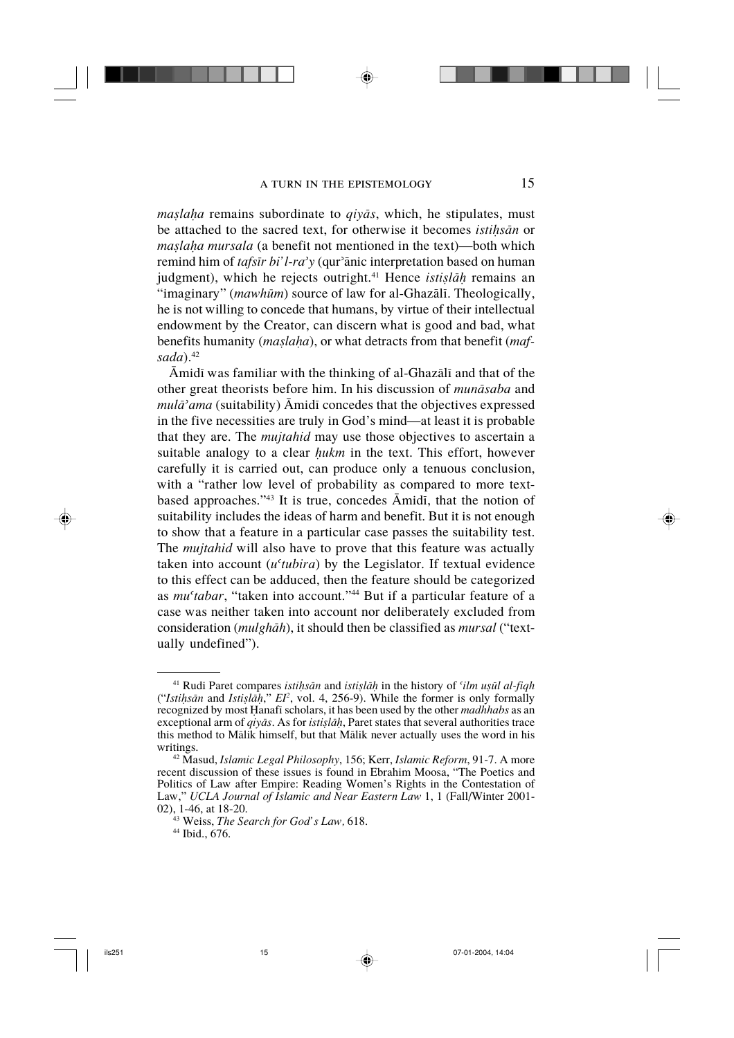*maṣlaḥa* remains subordinate to *qiyās*, which, he stipulates, must be attached to the sacred text, for otherwise it becomes *istiḥsān* or *maṣlaḥa mursala* (a benefit not mentioned in the text)—both which remind him of *tafsīr bi' l-ra'y* (qur'ānic interpretation based on human judgment), which he rejects outright.[41] Hence *istiṣlāḥ* remains an "imaginary" (*mawhūm*) source of law for al-Ghazālī. Theologically, he is not willing to concede that humans, by virtue of their intellectual endowment by the Creator, can discern what is good and bad, what benefits humanity (*maṣlaḥa*), or what detracts from that benefit (*mafsada*).[42]

Āmidī was familiar with the thinking of al-Ghazālī and that of the other great theorists before him. In his discussion of *munāsaba* and *mulā'ama* (suitability) Āmidī concedes that the objectives expressed in the five necessities are truly in God's mind—at least it is probable that they are. The *mujtahid* may use those objectives to ascertain a suitable analogy to a clear *ḥukm* in the text. This effort, however carefully it is carried out, can produce only a tenuous conclusion, with a "rather low level of probability as compared to more text-based approaches."[43] It is true, concedes Āmidī, that the notion of suitability includes the ideas of harm and benefit. But it is not enough to show that a feature in a particular case passes the suitability test. The *mujtahid* will also have to prove that this feature was actually taken into account (*u'tubira*) by the Legislator. If textual evidence to this effect can be adduced, then the feature should be categorized as *mu'tabar*, "taken into account."[44] But if a particular feature of a case was neither taken into account nor deliberately excluded from consideration (*mulghāh*), it should then be classified as *mursal* ("textually undefined").

---

[41] Rudi Paret compares *istiḥsān* and *istiṣlāḥ* in the history of *'ilm uṣūl al-fiqh* ("*Istiḥsān* and *Istiṣlāḥ*," *EI*², vol. 4, 256-9). While the former is only formally recognized by most Ḥanafī scholars, it has been used by the other *madhhabs* as an exceptional arm of *qiyās*. As for *istiṣlāḥ*, Paret states that several authorities trace this method to Mālik himself, but that Mālik never actually uses the word in his writings.

[42] Masud, *Islamic Legal Philosophy*, 156; Kerr, *Islamic Reform*, 91-7. A more recent discussion of these issues is found in Ebrahim Moosa, "The Poetics and Politics of Law after Empire: Reading Women's Rights in the Contestation of Law," *UCLA Journal of Islamic and Near Eastern Law* 1, 1 (Fall/Winter 2001-02), 1-46, at 18-20.

[43] Weiss, *The Search for God's Law*, 618.

[44] Ibid., 676.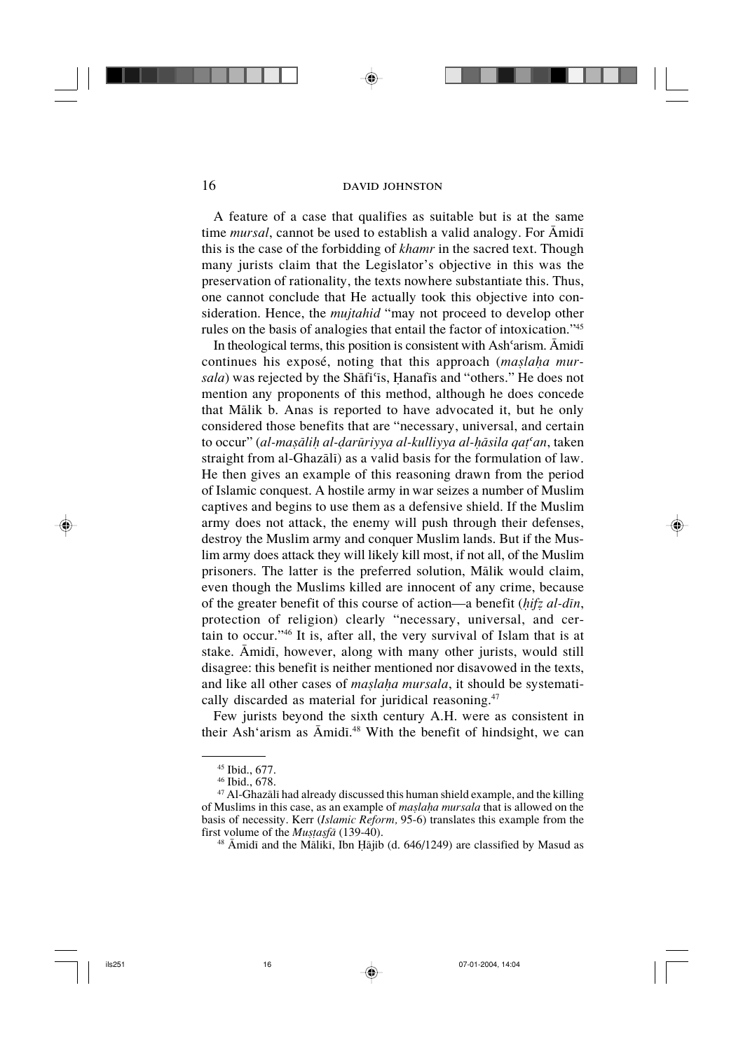A feature of a case that qualifies as suitable but is at the same time *mursal*, cannot be used to establish a valid analogy. For Āmidī this is the case of the forbidding of *khamr* in the sacred text. Though many jurists claim that the Legislator's objective in this was the preservation of rationality, the texts nowhere substantiate this. Thus, one cannot conclude that He actually took this objective into consideration. Hence, the *mujtahid* "may not proceed to develop other rules on the basis of analogies that entail the factor of intoxication."[45]

In theological terms, this position is consistent with Ashʿarism. Āmidī continues his exposé, noting that this approach (*maṣlaḥa mursala*) was rejected by the Shāfiʿīs, Ḥanafīs and "others." He does not mention any proponents of this method, although he does concede that Mālik b. Anas is reported to have advocated it, but he only considered those benefits that are "necessary, universal, and certain to occur" (*al-maṣāliḥ al-ḍarūriyya al-kulliyya al-ḥāsila qaṭʿan*, taken straight from al-Ghazālī) as a valid basis for the formulation of law. He then gives an example of this reasoning drawn from the period of Islamic conquest. A hostile army in war seizes a number of Muslim captives and begins to use them as a defensive shield. If the Muslim army does not attack, the enemy will push through their defenses, destroy the Muslim army and conquer Muslim lands. But if the Muslim army does attack they will likely kill most, if not all, of the Muslim prisoners. The latter is the preferred solution, Mālik would claim, even though the Muslims killed are innocent of any crime, because of the greater benefit of this course of action—a benefit (*ḥifẓ al-dīn*, protection of religion) clearly "necessary, universal, and certain to occur."[46] It is, after all, the very survival of Islam that is at stake. Āmidī, however, along with many other jurists, would still disagree: this benefit is neither mentioned nor disavowed in the texts, and like all other cases of *maṣlaḥa mursala*, it should be systematically discarded as material for juridical reasoning.[47]

Few jurists beyond the sixth century A.H. were as consistent in their Ashʿarism as Āmidī.[48] With the benefit of hindsight, we can

---

[45] Ibid., 677.

[46] Ibid., 678.

[47] Al-Ghazālī had already discussed this human shield example, and the killing of Muslims in this case, as an example of *maṣlaḥa mursala* that is allowed on the basis of necessity. Kerr (*Islamic Reform,* 95-6) translates this example from the first volume of the *Muṣṭaṣfā* (139-40).

[48] Āmidī and the Mālikī, Ibn Ḥājib (d. 646/1249) are classified by Masud as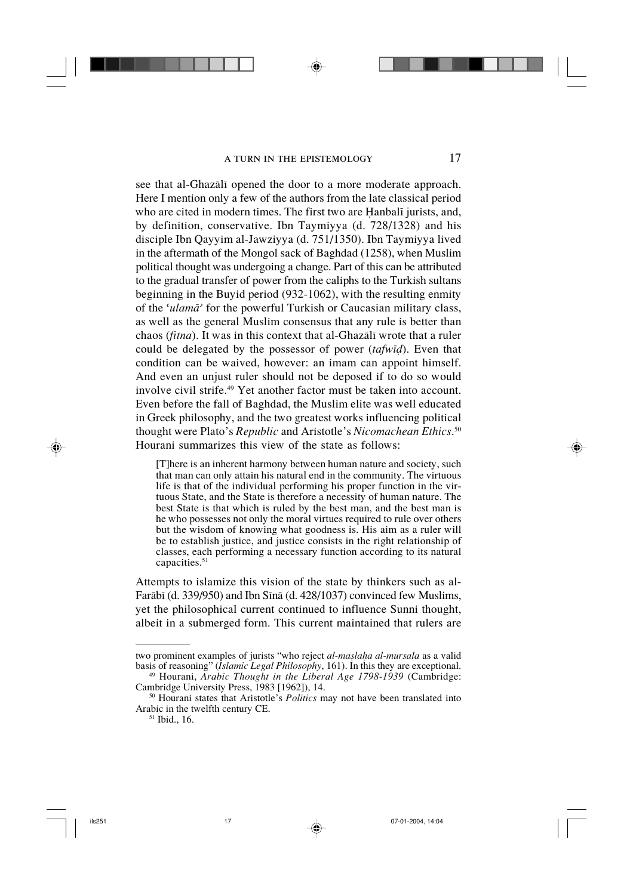see that al-Ghazālī opened the door to a more moderate approach. Here I mention only a few of the authors from the late classical period who are cited in modern times. The first two are Ḥanbalī jurists, and, by definition, conservative. Ibn Taymiyya (d. 728/1328) and his disciple Ibn Qayyim al-Jawziyya (d. 751/1350). Ibn Taymiyya lived in the aftermath of the Mongol sack of Baghdad (1258), when Muslim political thought was undergoing a change. Part of this can be attributed to the gradual transfer of power from the caliphs to the Turkish sultans beginning in the Buyid period (932-1062), with the resulting enmity of the *ʿulamāʾ* for the powerful Turkish or Caucasian military class, as well as the general Muslim consensus that any rule is better than chaos (*fitna*). It was in this context that al-Ghazālī wrote that a ruler could be delegated by the possessor of power (*tafwīḍ*). Even that condition can be waived, however: an imam can appoint himself. And even an unjust ruler should not be deposed if to do so would involve civil strife.[49] Yet another factor must be taken into account. Even before the fall of Baghdad, the Muslim elite was well educated in Greek philosophy, and the two greatest works influencing political thought were Plato's *Republic* and Aristotle's *Nicomachean Ethics*.[50] Hourani summarizes this view of the state as follows:

> [T]here is an inherent harmony between human nature and society, such that man can only attain his natural end in the community. The virtuous life is that of the individual performing his proper function in the virtuous State, and the State is therefore a necessity of human nature. The best State is that which is ruled by the best man, and the best man is he who possesses not only the moral virtues required to rule over others but the wisdom of knowing what goodness is. His aim as a ruler will be to establish justice, and justice consists in the right relationship of classes, each performing a necessary function according to its natural capacities.[51]

Attempts to islamize this vision of the state by thinkers such as al-Farābī (d. 339/950) and Ibn Sīnā (d. 428/1037) convinced few Muslims, yet the philosophical current continued to influence Sunni thought, albeit in a submerged form. This current maintained that rulers are

---

two prominent examples of jurists "who reject *al-maṣlaḥa al-mursala* as a valid basis of reasoning" (*Islamic Legal Philosophy*, 161). In this they are exceptional.

[49] Hourani, *Arabic Thought in the Liberal Age 1798-1939* (Cambridge: Cambridge University Press, 1983 [1962]), 14.

[50] Hourani states that Aristotle's *Politics* may not have been translated into Arabic in the twelfth century CE.

[51] Ibid., 16.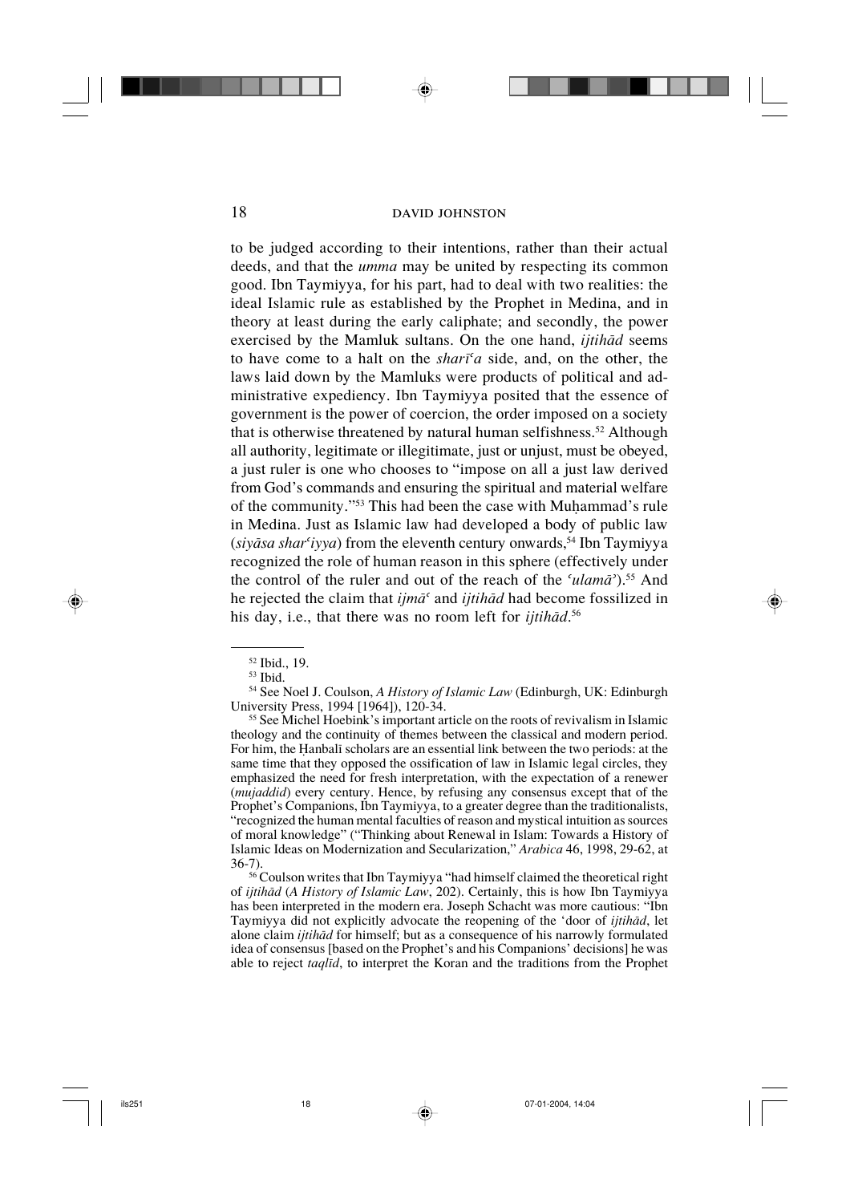to be judged according to their intentions, rather than their actual deeds, and that the *umma* may be united by respecting its common good. Ibn Taymiyya, for his part, had to deal with two realities: the ideal Islamic rule as established by the Prophet in Medina, and in theory at least during the early caliphate; and secondly, the power exercised by the Mamluk sultans. On the one hand, *ijtihād* seems to have come to a halt on the *sharīʿa* side, and, on the other, the laws laid down by the Mamluks were products of political and administrative expediency. Ibn Taymiyya posited that the essence of government is the power of coercion, the order imposed on a society that is otherwise threatened by natural human selfishness.[52] Although all authority, legitimate or illegitimate, just or unjust, must be obeyed, a just ruler is one who chooses to "impose on all a just law derived from God's commands and ensuring the spiritual and material welfare of the community."[53] This had been the case with Muḥammad's rule in Medina. Just as Islamic law had developed a body of public law (*siyāsa sharʿiyya*) from the eleventh century onwards,[54] Ibn Taymiyya recognized the role of human reason in this sphere (effectively under the control of the ruler and out of the reach of the *ʿulamāʾ*).[55] And he rejected the claim that *ijmāʿ* and *ijtihād* had become fossilized in his day, i.e., that there was no room left for *ijtihād*.[56]

---

[52] Ibid., 19.

[53] Ibid.

[54] See Noel J. Coulson, *A History of Islamic Law* (Edinburgh, UK: Edinburgh University Press, 1994 [1964]), 120-34.

[55] See Michel Hoebink's important article on the roots of revivalism in Islamic theology and the continuity of themes between the classical and modern period. For him, the Ḥanbalī scholars are an essential link between the two periods: at the same time that they opposed the ossification of law in Islamic legal circles, they emphasized the need for fresh interpretation, with the expectation of a renewer (*mujaddid*) every century. Hence, by refusing any consensus except that of the Prophet's Companions, Ibn Taymiyya, to a greater degree than the traditionalists, "recognized the human mental faculties of reason and mystical intuition as sources of moral knowledge" ("Thinking about Renewal in Islam: Towards a History of Islamic Ideas on Modernization and Secularization," *Arabica* 46, 1998, 29-62, at 36-7).

[56] Coulson writes that Ibn Taymiyya "had himself claimed the theoretical right of *ijtihād* (*A History of Islamic Law*, 202). Certainly, this is how Ibn Taymiyya has been interpreted in the modern era. Joseph Schacht was more cautious: "Ibn Taymiyya did not explicitly advocate the reopening of the 'door of *ijtihād*, let alone claim *ijtihād* for himself; but as a consequence of his narrowly formulated idea of consensus [based on the Prophet's and his Companions' decisions] he was able to reject *taqlīd*, to interpret the Koran and the traditions from the Prophet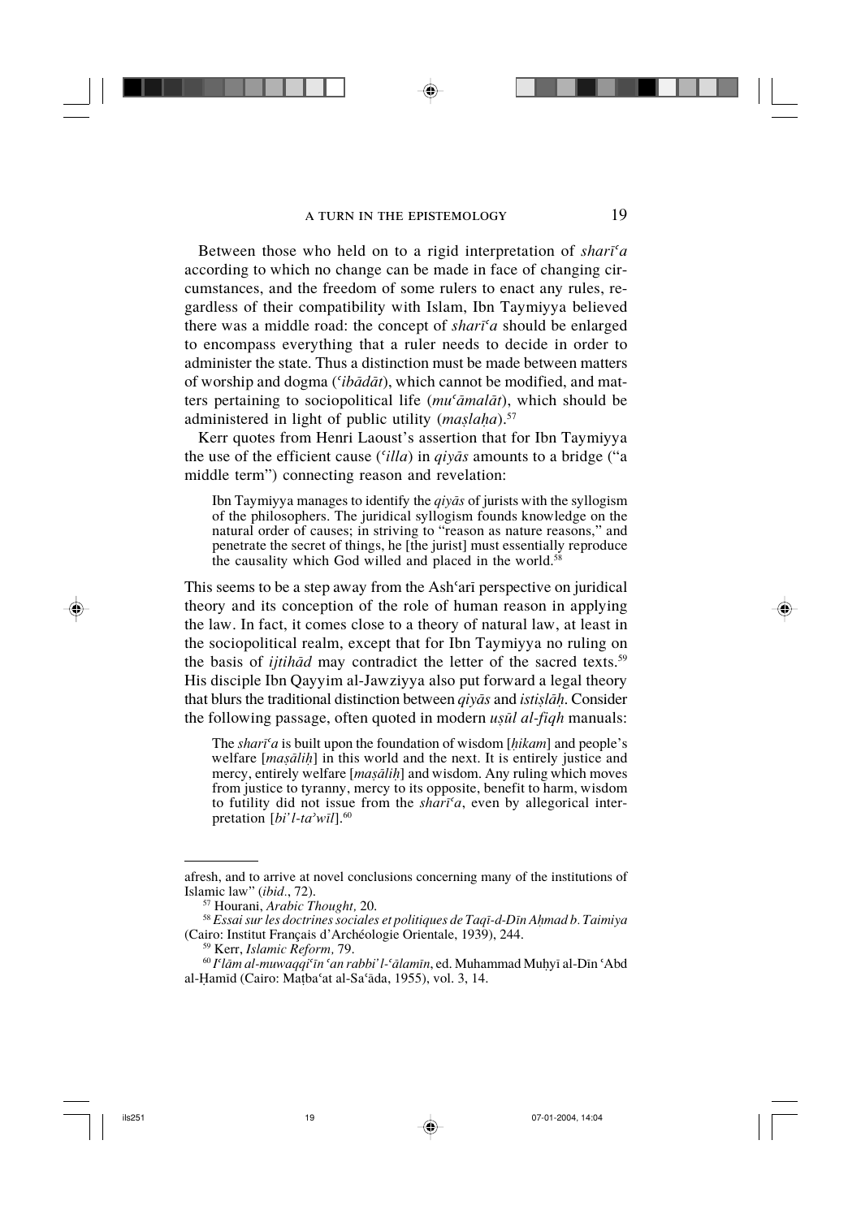Between those who held on to a rigid interpretation of *sharīʿa* according to which no change can be made in face of changing circumstances, and the freedom of some rulers to enact any rules, regardless of their compatibility with Islam, Ibn Taymiyya believed there was a middle road: the concept of *sharīʿa* should be enlarged to encompass everything that a ruler needs to decide in order to administer the state. Thus a distinction must be made between matters of worship and dogma (*ʿibādāt*), which cannot be modified, and matters pertaining to sociopolitical life (*muʿāmalāt*), which should be administered in light of public utility (*maṣlaḥa*).[57]

Kerr quotes from Henri Laoust's assertion that for Ibn Taymiyya the use of the efficient cause (*ʿilla*) in *qiyās* amounts to a bridge ("a middle term") connecting reason and revelation:

> Ibn Taymiyya manages to identify the *qiyās* of jurists with the syllogism of the philosophers. The juridical syllogism founds knowledge on the natural order of causes; in striving to "reason as nature reasons," and penetrate the secret of things, he [the jurist] must essentially reproduce the causality which God willed and placed in the world.[58]

This seems to be a step away from the Ashʿarī perspective on juridical theory and its conception of the role of human reason in applying the law. In fact, it comes close to a theory of natural law, at least in the sociopolitical realm, except that for Ibn Taymiyya no ruling on the basis of *ijtihād* may contradict the letter of the sacred texts.[59] His disciple Ibn Qayyim al-Jawziyya also put forward a legal theory that blurs the traditional distinction between *qiyās* and *istiṣlāḥ*. Consider the following passage, often quoted in modern *uṣūl al-fiqh* manuals:

> The *sharīʿa* is built upon the foundation of wisdom [*ḥikam*] and people's welfare [*maṣāliḥ*] in this world and the next. It is entirely justice and mercy, entirely welfare [*maṣāliḥ*] and wisdom. Any ruling which moves from justice to tyranny, mercy to its opposite, benefit to harm, wisdom to futility did not issue from the *sharīʿa*, even by allegorical interpretation [*bi'l-taʾwīl*].[60]

---

afresh, and to arrive at novel conclusions concerning many of the institutions of Islamic law" (*ibid*., 72).

[57] Hourani, *Arabic Thought*, 20.

[58] *Essai sur les doctrines sociales et politiques de Taqī-d-Dīn Aḥmad b. Taimiya* (Cairo: Institut Français d'Archéologie Orientale, 1939), 244.

[59] Kerr, *Islamic Reform*, 79.

[60] *Iʿlām al-muwaqqiʿīn ʿan rabbi'l-ʿālamīn*, ed. Muhammad Muḥyī al-Dīn ʿAbd al-Ḥamīd (Cairo: Maṭbaʿat al-Saʿāda, 1955), vol. 3, 14.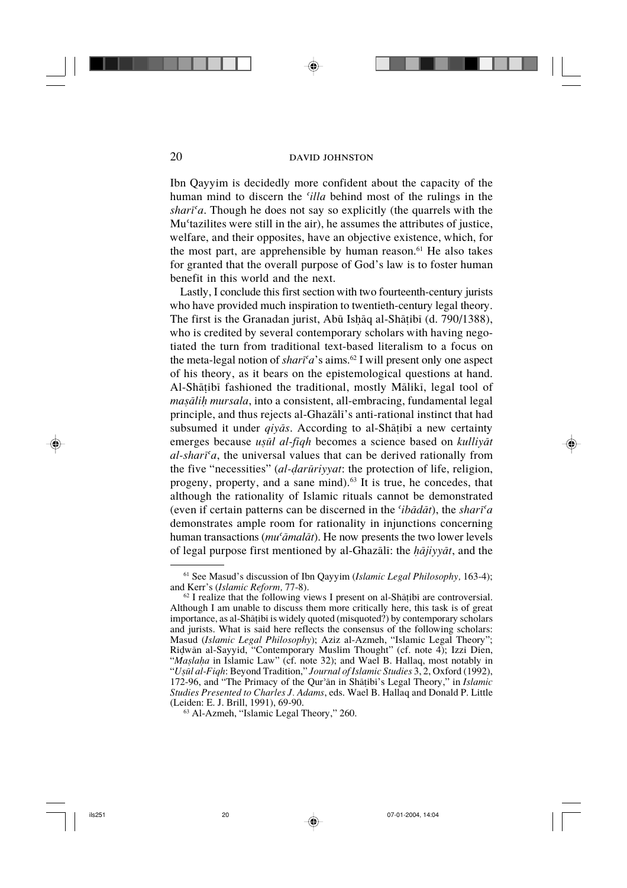Ibn Qayyim is decidedly more confident about the capacity of the human mind to discern the *ʿilla* behind most of the rulings in the *sharīʿa*. Though he does not say so explicitly (the quarrels with the Muʿtazilites were still in the air), he assumes the attributes of justice, welfare, and their opposites, have an objective existence, which, for the most part, are apprehensible by human reason.[61] He also takes for granted that the overall purpose of God's law is to foster human benefit in this world and the next.

Lastly, I conclude this first section with two fourteenth-century jurists who have provided much inspiration to twentieth-century legal theory. The first is the Granadan jurist, Abū Isḥāq al-Shāṭibī (d. 790/1388), who is credited by several contemporary scholars with having negotiated the turn from traditional text-based literalism to a focus on the meta-legal notion of *sharīʿa*'s aims.[62] I will present only one aspect of his theory, as it bears on the epistemological questions at hand. Al-Shāṭibī fashioned the traditional, mostly Mālikī, legal tool of *maṣāliḥ mursala*, into a consistent, all-embracing, fundamental legal principle, and thus rejects al-Ghazālī's anti-rational instinct that had subsumed it under *qiyās*. According to al-Shāṭibī a new certainty emerges because *uṣūl al-fiqh* becomes a science based on *kulliyāt al-sharīʿa*, the universal values that can be derived rationally from the five "necessities" (*al-ḍarūriyyat*: the protection of life, religion, progeny, property, and a sane mind).[63] It is true, he concedes, that although the rationality of Islamic rituals cannot be demonstrated (even if certain patterns can be discerned in the *ʿibādāt*), the *sharīʿa* demonstrates ample room for rationality in injunctions concerning human transactions (*muʿāmalāt*). He now presents the two lower levels of legal purpose first mentioned by al-Ghazālī: the *ḥājiyyāt*, and the

---

[61] See Masud's discussion of Ibn Qayyim (*Islamic Legal Philosophy,* 163-4); and Kerr's (*Islamic Reform,* 77-8).

[62] I realize that the following views I present on al-Shāṭibī are controversial. Although I am unable to discuss them more critically here, this task is of great importance, as al-Shāṭibī is widely quoted (misquoted?) by contemporary scholars and jurists. What is said here reflects the consensus of the following scholars: Masud (*Islamic Legal Philosophy*); Aziz al-Azmeh, "Islamic Legal Theory"; Riḍwān al-Sayyid, "Contemporary Muslim Thought" (cf. note 4); Izzi Dien, "*Maṣlaḥa* in Islamic Law" (cf. note 32); and Wael B. Hallaq, most notably in "*Uṣūl al-Fiqh*: Beyond Tradition," *Journal of Islamic Studies* 3, 2, Oxford (1992), 172-96, and "The Primacy of the Qurʾān in Shāṭibī's Legal Theory," in *Islamic Studies Presented to Charles J. Adams*, eds. Wael B. Hallaq and Donald P. Little (Leiden: E. J. Brill, 1991), 69-90.

[63] Al-Azmeh, "Islamic Legal Theory," 260.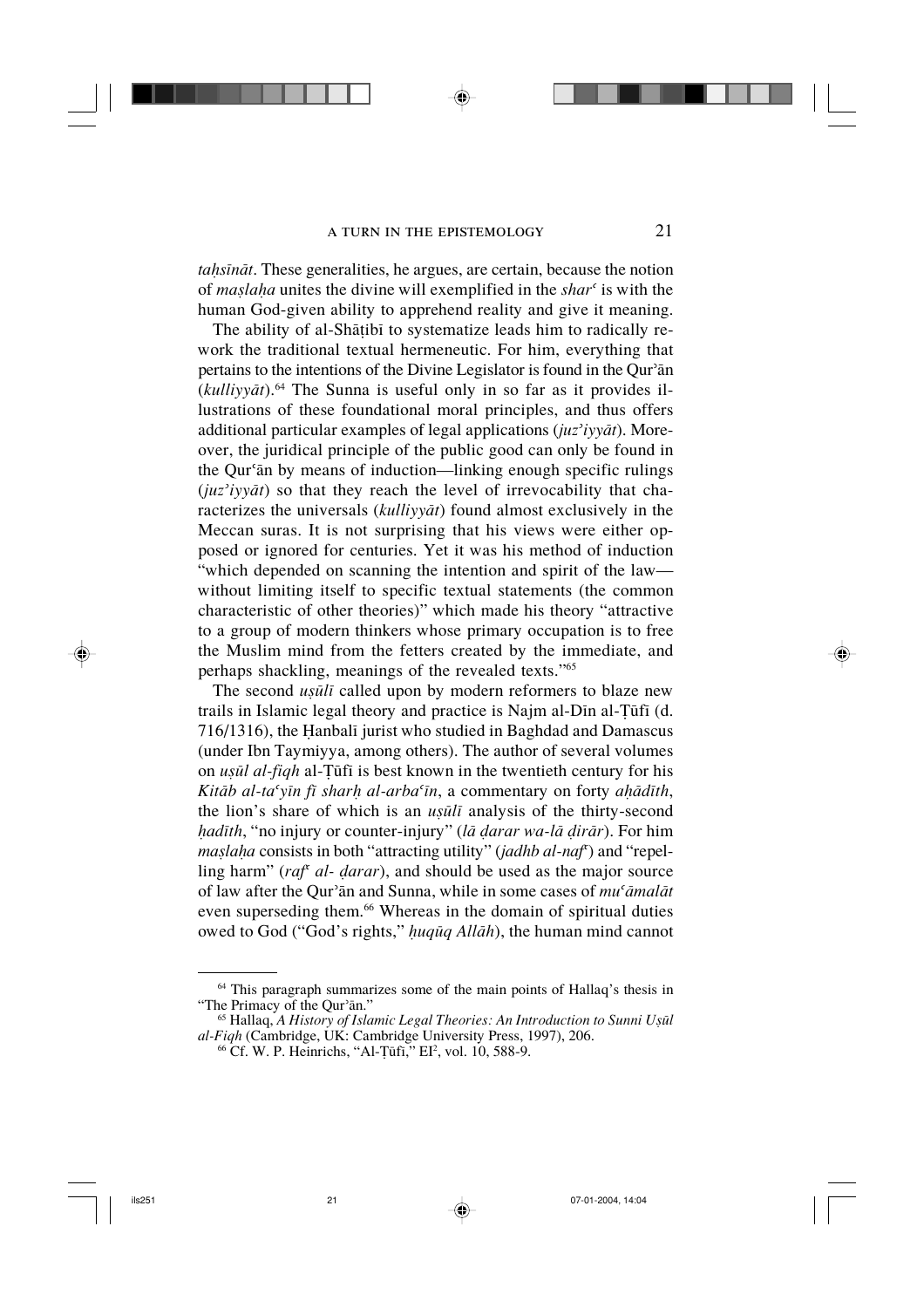*taḥsīnāt*. These generalities, he argues, are certain, because the notion of *maṣlaḥa* unites the divine will exemplified in the *sharʿ* is with the human God-given ability to apprehend reality and give it meaning.

The ability of al-Shāṭibī to systematize leads him to radically rework the traditional textual hermeneutic. For him, everything that pertains to the intentions of the Divine Legislator is found in the Qurʾān (*kulliyyāt*).[64] The Sunna is useful only in so far as it provides illustrations of these foundational moral principles, and thus offers additional particular examples of legal applications (*juzʾiyyāt*). Moreover, the juridical principle of the public good can only be found in the Qurʿān by means of induction—linking enough specific rulings (*juzʾiyyāt*) so that they reach the level of irrevocability that characterizes the universals (*kulliyyāt*) found almost exclusively in the Meccan suras. It is not surprising that his views were either opposed or ignored for centuries. Yet it was his method of induction "which depended on scanning the intention and spirit of the law—without limiting itself to specific textual statements (the common characteristic of other theories)" which made his theory "attractive to a group of modern thinkers whose primary occupation is to free the Muslim mind from the fetters created by the immediate, and perhaps shackling, meanings of the revealed texts."[65]

The second *uṣūlī* called upon by modern reformers to blaze new trails in Islamic legal theory and practice is Najm al-Dīn al-Ṭūfī (d. 716/1316), the Ḥanbalī jurist who studied in Baghdad and Damascus (under Ibn Taymiyya, among others). The author of several volumes on *uṣūl al-fiqh* al-Ṭūfī is best known in the twentieth century for his *Kitāb al-taʿyīn fī sharḥ al-arbaʿīn*, a commentary on forty *aḥādīth*, the lion's share of which is an *uṣūlī* analysis of the thirty-second *ḥadīth*, "no injury or counter-injury" (*lā ḍarar wa-lā ḍirār*). For him *maṣlaḥa* consists in both "attracting utility" (*jadhb al-nafʿ*) and "repelling harm" (*rafʿ al- ḍarar*), and should be used as the major source of law after the Qurʾān and Sunna, while in some cases of *muʿāmalāt* even superseding them.[66] Whereas in the domain of spiritual duties owed to God ("God's rights," *ḥuqūq Allāh*), the human mind cannot

---

[64] This paragraph summarizes some of the main points of Hallaq's thesis in "The Primacy of the Qurʾān."

[65] Hallaq, *A History of Islamic Legal Theories: An Introduction to Sunni Uṣūl al-Fiqh* (Cambridge, UK: Cambridge University Press, 1997), 206.

[66] Cf. W. P. Heinrichs, "Al-Ṭūfī," EI², vol. 10, 588-9.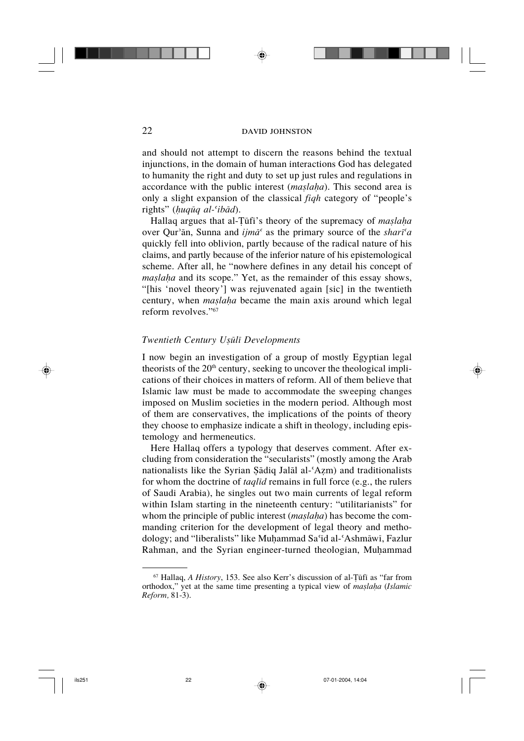and should not attempt to discern the reasons behind the textual injunctions, in the domain of human interactions God has delegated to humanity the right and duty to set up just rules and regulations in accordance with the public interest (*maṣlaḥa*). This second area is only a slight expansion of the classical *fiqh* category of "people's rights" (*ḥuqūq al-ʿibād*).

Hallaq argues that al-Ṭūfī's theory of the supremacy of *maṣlaḥa* over Qur'ān, Sunna and *ijmāʿ* as the primary source of the *sharīʿa* quickly fell into oblivion, partly because of the radical nature of his claims, and partly because of the inferior nature of his epistemological scheme. After all, he "nowhere defines in any detail his concept of *maṣlaḥa* and its scope." Yet, as the remainder of this essay shows, "[his 'novel theory'] was rejuvenated again [sic] in the twentieth century, when *maṣlaḥa* became the main axis around which legal reform revolves."[67]

### *Twentieth Century Uṣūlī Developments*

I now begin an investigation of a group of mostly Egyptian legal theorists of the 20th century, seeking to uncover the theological implications of their choices in matters of reform. All of them believe that Islamic law must be made to accommodate the sweeping changes imposed on Muslim societies in the modern period. Although most of them are conservatives, the implications of the points of theory they choose to emphasize indicate a shift in theology, including epistemology and hermeneutics.

Here Hallaq offers a typology that deserves comment. After excluding from consideration the "secularists" (mostly among the Arab nationalists like the Syrian Ṣādiq Jalāl al-ʿAẓm) and traditionalists for whom the doctrine of *taqlīd* remains in full force (e.g., the rulers of Saudi Arabia), he singles out two main currents of legal reform within Islam starting in the nineteenth century: "utilitarianists" for whom the principle of public interest (*maṣlaḥa*) has become the commanding criterion for the development of legal theory and methodology; and "liberalists" like Muḥammad Saʿīd al-ʿAshmāwī, Fazlur Rahman, and the Syrian engineer-turned theologian, Muḥammad

---

[67] Hallaq, *A History*, 153. See also Kerr's discussion of al-Ṭūfī as "far from orthodox," yet at the same time presenting a typical view of *maṣlaḥa* (*Islamic Reform,* 81-3).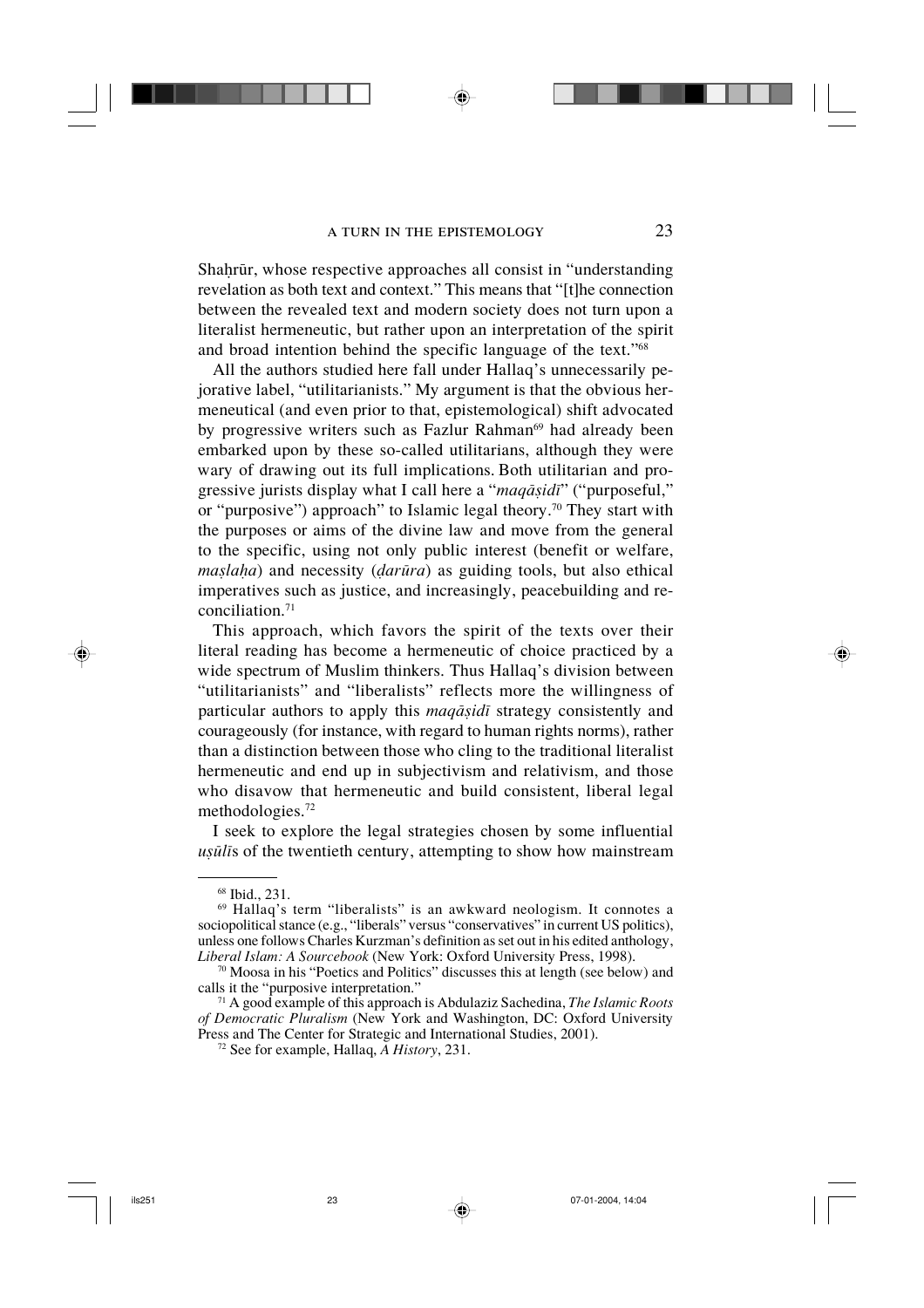Shaḥrūr, whose respective approaches all consist in "understanding revelation as both text and context." This means that "[t]he connection between the revealed text and modern society does not turn upon a literalist hermeneutic, but rather upon an interpretation of the spirit and broad intention behind the specific language of the text."[68]

All the authors studied here fall under Hallaq's unnecessarily pejorative label, "utilitarianists." My argument is that the obvious hermeneutical (and even prior to that, epistemological) shift advocated by progressive writers such as Fazlur Rahman[69] had already been embarked upon by these so-called utilitarians, although they were wary of drawing out its full implications. Both utilitarian and progressive jurists display what I call here a "*maqāṣidī*" ("purposeful," or "purposive") approach" to Islamic legal theory.[70] They start with the purposes or aims of the divine law and move from the general to the specific, using not only public interest (benefit or welfare, *maṣlaḥa*) and necessity (*ḍarūra*) as guiding tools, but also ethical imperatives such as justice, and increasingly, peacebuilding and reconciliation.[71]

This approach, which favors the spirit of the texts over their literal reading has become a hermeneutic of choice practiced by a wide spectrum of Muslim thinkers. Thus Hallaq's division between "utilitarianists" and "liberalists" reflects more the willingness of particular authors to apply this *maqāṣidī* strategy consistently and courageously (for instance, with regard to human rights norms), rather than a distinction between those who cling to the traditional literalist hermeneutic and end up in subjectivism and relativism, and those who disavow that hermeneutic and build consistent, liberal legal methodologies.[72]

I seek to explore the legal strategies chosen by some influential *uṣūlī*s of the twentieth century, attempting to show how mainstream

---

[68] Ibid., 231.

[69] Hallaq's term "liberalists" is an awkward neologism. It connotes a sociopolitical stance (e.g., "liberals" versus "conservatives" in current US politics), unless one follows Charles Kurzman's definition as set out in his edited anthology, *Liberal Islam: A Sourcebook* (New York: Oxford University Press, 1998).

[70] Moosa in his "Poetics and Politics" discusses this at length (see below) and calls it the "purposive interpretation."

[71] A good example of this approach is Abdulaziz Sachedina, *The Islamic Roots of Democratic Pluralism* (New York and Washington, DC: Oxford University Press and The Center for Strategic and International Studies, 2001).

[72] See for example, Hallaq, *A History*, 231.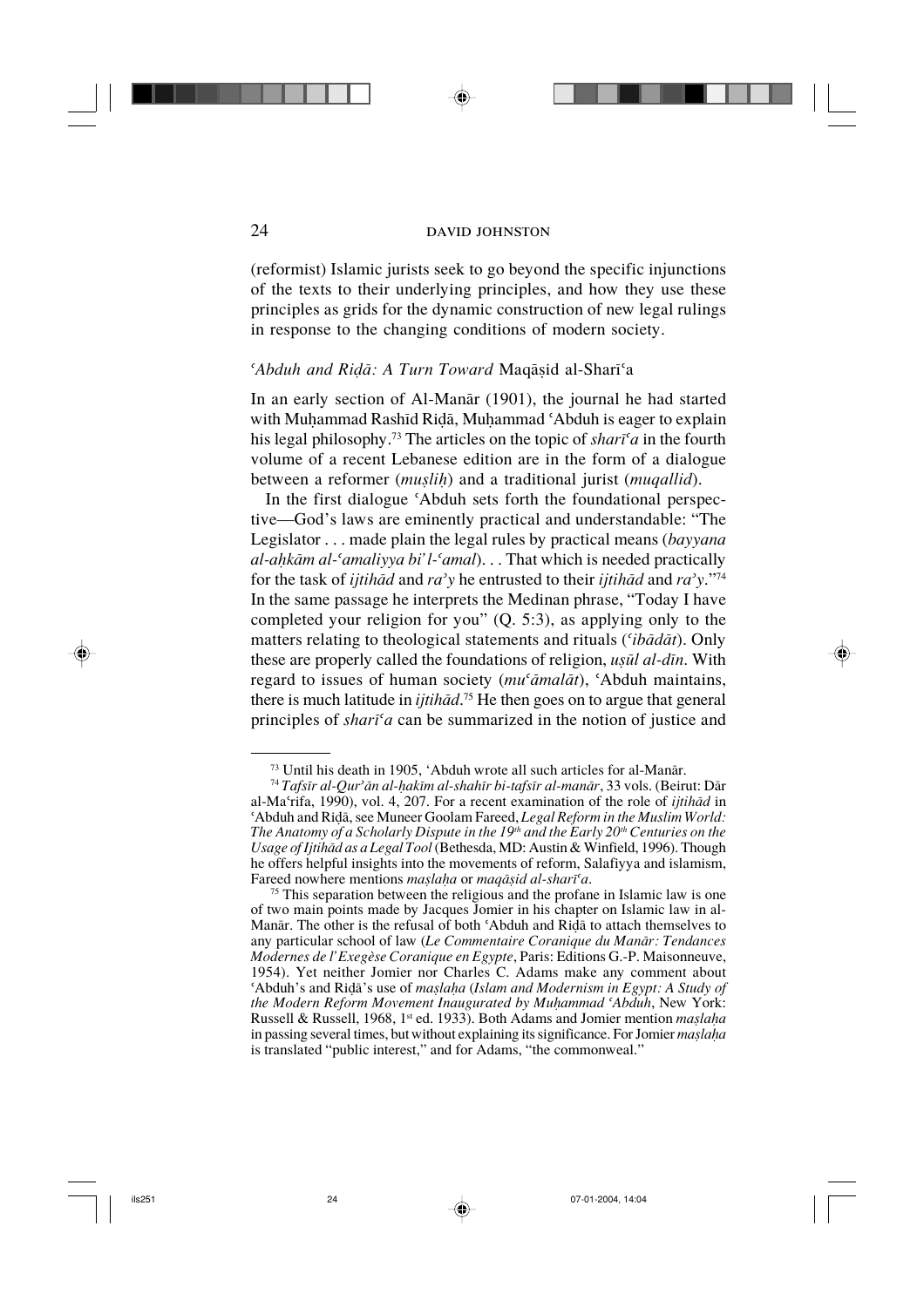(reformist) Islamic jurists seek to go beyond the specific injunctions of the texts to their underlying principles, and how they use these principles as grids for the dynamic construction of new legal rulings in response to the changing conditions of modern society.

### *ʿAbduh and Riḍā: A Turn Toward* Maqāṣid al-Sharīʿa

In an early section of Al-Manār (1901), the journal he had started with Muḥammad Rashīd Riḍā, Muḥammad ʿAbduh is eager to explain his legal philosophy.[73] The articles on the topic of *sharīʿa* in the fourth volume of a recent Lebanese edition are in the form of a dialogue between a reformer (*muṣliḥ*) and a traditional jurist (*muqallid*).

In the first dialogue ʿAbduh sets forth the foundational perspective—God's laws are eminently practical and understandable: "The Legislator . . . made plain the legal rules by practical means (*bayyana al-aḥkām al-ʿamaliyya biʾl-ʿamal*). . . That which is needed practically for the task of *ijtihād* and *raʾy* he entrusted to their *ijtihād* and *raʾy*."[74] In the same passage he interprets the Medinan phrase, "Today I have completed your religion for you" (Q. 5:3), as applying only to the matters relating to theological statements and rituals (*ʿibādāt*). Only these are properly called the foundations of religion, *uṣūl al-dīn*. With regard to issues of human society (*muʿāmalāt*), ʿAbduh maintains, there is much latitude in *ijtihād*.[75] He then goes on to argue that general principles of *sharīʿa* can be summarized in the notion of justice and

---

[73] Until his death in 1905, ʿAbduh wrote all such articles for al-Manār.

[74] *Tafsīr al-Qurʾān al-ḥakīm al-shahīr bi-tafsīr al-manār*, 33 vols. (Beirut: Dār al-Maʿrifa, 1990), vol. 4, 207. For a recent examination of the role of *ijtihād* in ʿAbduh and Riḍā, see Muneer Goolam Fareed, *Legal Reform in the Muslim World: The Anatomy of a Scholarly Dispute in the 19th and the Early 20th Centuries on the Usage of Ijtihād as a Legal Tool* (Bethesda, MD: Austin & Winfield, 1996). Though he offers helpful insights into the movements of reform, Salafiyya and islamism, Fareed nowhere mentions *maṣlaḥa* or *maqāṣid al-sharīʿa*.

[75] This separation between the religious and the profane in Islamic law is one of two main points made by Jacques Jomier in his chapter on Islamic law in al-Manār. The other is the refusal of both ʿAbduh and Riḍā to attach themselves to any particular school of law (*Le Commentaire Coranique du Manār: Tendances Modernes de l'Exegèse Coranique en Egypte*, Paris: Editions G.-P. Maisonneuve, 1954). Yet neither Jomier nor Charles C. Adams make any comment about ʿAbduh's and Riḍā's use of *maṣlaḥa* (*Islam and Modernism in Egypt: A Study of the Modern Reform Movement Inaugurated by Muḥammad ʿAbduh*, New York: Russell & Russell, 1968, 1st ed. 1933). Both Adams and Jomier mention *maṣlaḥa* in passing several times, but without explaining its significance. For Jomier *maṣlaḥa* is translated "public interest," and for Adams, "the commonweal."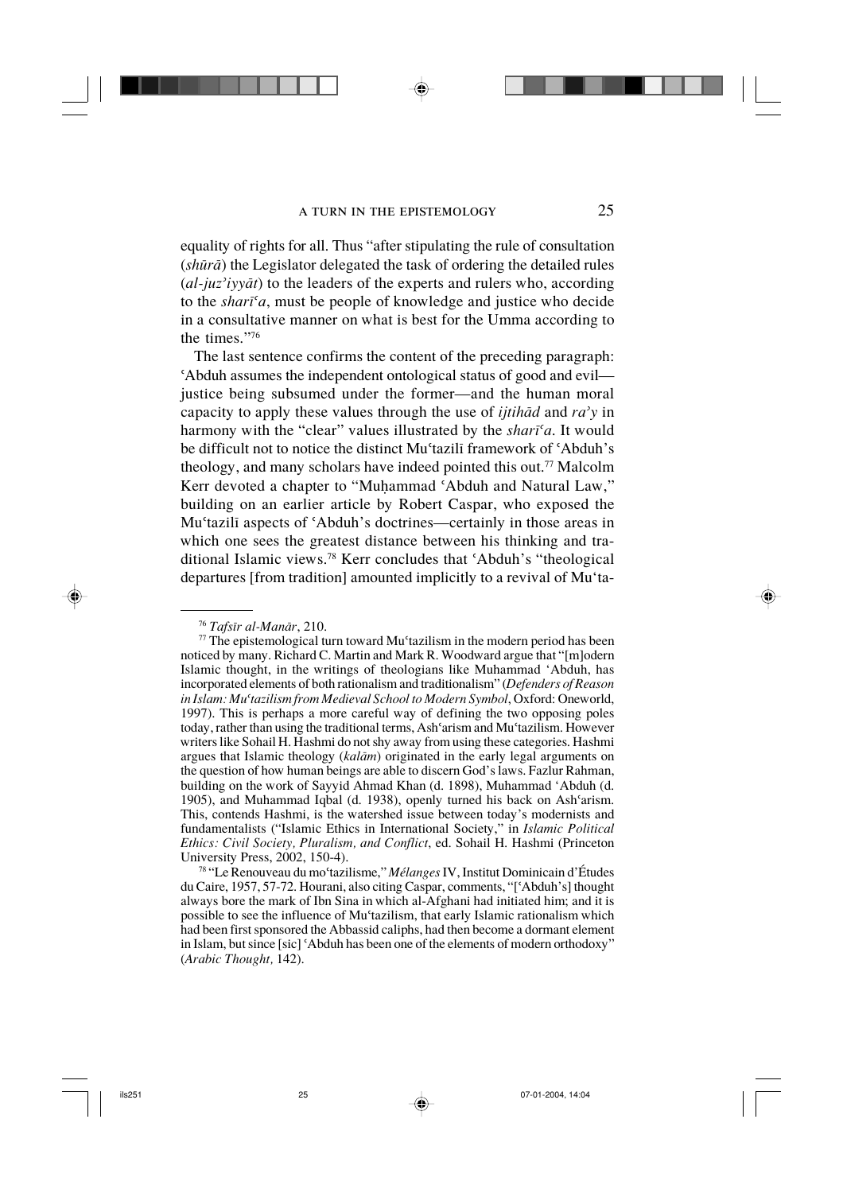equality of rights for all. Thus "after stipulating the rule of consultation (*shūrā*) the Legislator delegated the task of ordering the detailed rules (*al-juz'iyyāt*) to the leaders of the experts and rulers who, according to the *sharīʿa*, must be people of knowledge and justice who decide in a consultative manner on what is best for the Umma according to the times."[76]

The last sentence confirms the content of the preceding paragraph: ʿAbduh assumes the independent ontological status of good and evil—justice being subsumed under the former—and the human moral capacity to apply these values through the use of *ijtihād* and *ra'y* in harmony with the "clear" values illustrated by the *sharīʿa*. It would be difficult not to notice the distinct Muʿtazilī framework of ʿAbduh's theology, and many scholars have indeed pointed this out.[77] Malcolm Kerr devoted a chapter to "Muḥammad ʿAbduh and Natural Law," building on an earlier article by Robert Caspar, who exposed the Muʿtazilī aspects of ʿAbduh's doctrines—certainly in those areas in which one sees the greatest distance between his thinking and traditional Islamic views.[78] Kerr concludes that ʿAbduh's "theological departures [from tradition] amounted implicitly to a revival of Muʿta-

---

[76] *Tafsīr al-Manār*, 210.

[77] The epistemological turn toward Muʿtazilism in the modern period has been noticed by many. Richard C. Martin and Mark R. Woodward argue that "[m]odern Islamic thought, in the writings of theologians like Muhammad ʿAbduh, has incorporated elements of both rationalism and traditionalism" (*Defenders of Reason in Islam: Muʿtazilism from Medieval School to Modern Symbol*, Oxford: Oneworld, 1997). This is perhaps a more careful way of defining the two opposing poles today, rather than using the traditional terms, Ashʿarism and Muʿtazilism. However writers like Sohail H. Hashmi do not shy away from using these categories. Hashmi argues that Islamic theology (*kalām*) originated in the early legal arguments on the question of how human beings are able to discern God's laws. Fazlur Rahman, building on the work of Sayyid Ahmad Khan (d. 1898), Muhammad ʿAbduh (d. 1905), and Muhammad Iqbal (d. 1938), openly turned his back on Ashʿarism. This, contends Hashmi, is the watershed issue between today's modernists and fundamentalists ("Islamic Ethics in International Society," in *Islamic Political Ethics: Civil Society, Pluralism, and Conflict*, ed. Sohail H. Hashmi (Princeton University Press, 2002, 150-4).

[78] "Le Renouveau du moʿtazilisme," *Mélanges* IV, Institut Dominicain d'Études du Caire, 1957, 57-72. Hourani, also citing Caspar, comments, "[ʿAbduh's] thought always bore the mark of Ibn Sina in which al-Afghani had initiated him; and it is possible to see the influence of Muʿtazilism, that early Islamic rationalism which had been first sponsored the Abbassid caliphs, had then become a dormant element in Islam, but since [sic] ʿAbduh has been one of the elements of modern orthodoxy" (*Arabic Thought,* 142).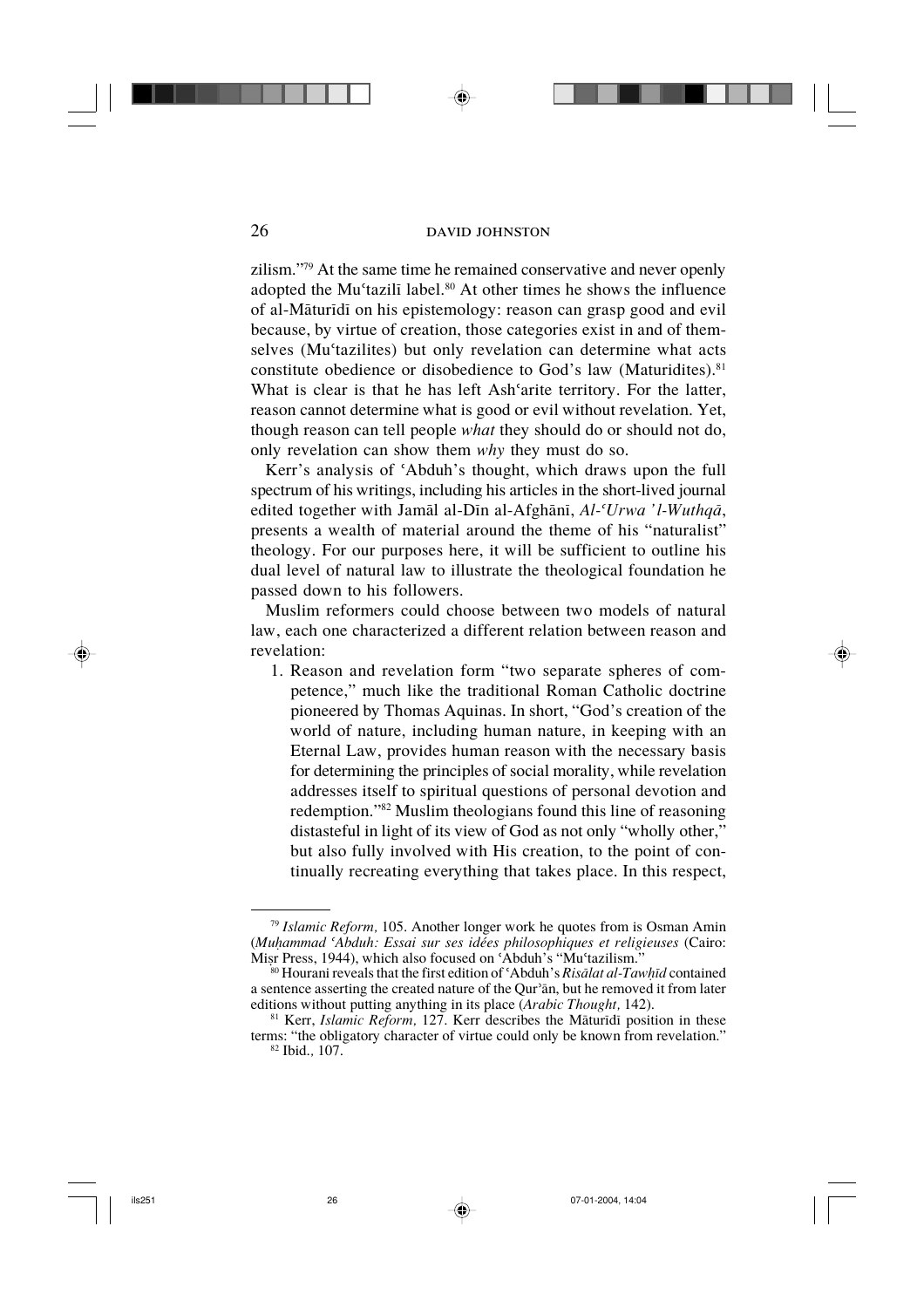zilism."[79] At the same time he remained conservative and never openly adopted the Muʿtazilī label.[80] At other times he shows the influence of al-Māturīdī on his epistemology: reason can grasp good and evil because, by virtue of creation, those categories exist in and of themselves (Muʿtazilites) but only revelation can determine what acts constitute obedience or disobedience to God's law (Maturidites).[81] What is clear is that he has left Ashʿarite territory. For the latter, reason cannot determine what is good or evil without revelation. Yet, though reason can tell people *what* they should do or should not do, only revelation can show them *why* they must do so.

Kerr's analysis of ʿAbduh's thought, which draws upon the full spectrum of his writings, including his articles in the short-lived journal edited together with Jamāl al-Dīn al-Afghānī, *Al-ʿUrwa 'l-Wuthqā*, presents a wealth of material around the theme of his "naturalist" theology. For our purposes here, it will be sufficient to outline his dual level of natural law to illustrate the theological foundation he passed down to his followers.

Muslim reformers could choose between two models of natural law, each one characterized a different relation between reason and revelation:

1. Reason and revelation form "two separate spheres of competence," much like the traditional Roman Catholic doctrine pioneered by Thomas Aquinas. In short, "God's creation of the world of nature, including human nature, in keeping with an Eternal Law, provides human reason with the necessary basis for determining the principles of social morality, while revelation addresses itself to spiritual questions of personal devotion and redemption."[82] Muslim theologians found this line of reasoning distasteful in light of its view of God as not only "wholly other," but also fully involved with His creation, to the point of continually recreating everything that takes place. In this respect,

---

[79] *Islamic Reform,* 105. Another longer work he quotes from is Osman Amin (*Muḥammad ʿAbduh: Essai sur ses idées philosophiques et religieuses* (Cairo: Miṣr Press, 1944), which also focused on ʿAbduh's "Muʿtazilism."

[80] Hourani reveals that the first edition of ʿAbduh's *Risālat al-Tawḥīd* contained a sentence asserting the created nature of the Qurʾān, but he removed it from later editions without putting anything in its place (*Arabic Thought,* 142).

[81] Kerr, *Islamic Reform,* 127. Kerr describes the Māturīdī position in these terms: "the obligatory character of virtue could only be known from revelation."

[82] Ibid.*,* 107.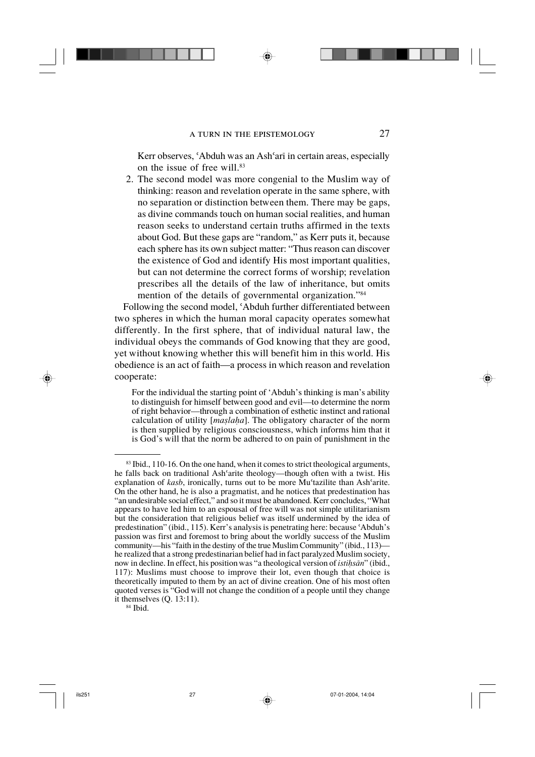Kerr observes, ʿAbduh was an Ashʿarī in certain areas, especially on the issue of free will.[83]

2. The second model was more congenial to the Muslim way of thinking: reason and revelation operate in the same sphere, with no separation or distinction between them. There may be gaps, as divine commands touch on human social realities, and human reason seeks to understand certain truths affirmed in the texts about God. But these gaps are "random," as Kerr puts it, because each sphere has its own subject matter: "Thus reason can discover the existence of God and identify His most important qualities, but can not determine the correct forms of worship; revelation prescribes all the details of the law of inheritance, but omits mention of the details of governmental organization."[84]

Following the second model, ʿAbduh further differentiated between two spheres in which the human moral capacity operates somewhat differently. In the first sphere, that of individual natural law, the individual obeys the commands of God knowing that they are good, yet without knowing whether this will benefit him in this world. His obedience is an act of faith—a process in which reason and revelation cooperate:

> For the individual the starting point of ʿAbduh's thinking is man's ability to distinguish for himself between good and evil—to determine the norm of right behavior—through a combination of esthetic instinct and rational calculation of utility [*maṣlaḥa*]. The obligatory character of the norm is then supplied by religious consciousness, which informs him that it is God's will that the norm be adhered to on pain of punishment in the

---

[83] Ibid., 110-16. On the one hand, when it comes to strict theological arguments, he falls back on traditional Ashʿarite theology—though often with a twist. His explanation of *kasb*, ironically, turns out to be more Muʿtazilite than Ashʿarite. On the other hand, he is also a pragmatist, and he notices that predestination has "an undesirable social effect," and so it must be abandoned. Kerr concludes, "What appears to have led him to an espousal of free will was not simple utilitarianism but the consideration that religious belief was itself undermined by the idea of predestination" (ibid., 115). Kerr's analysis is penetrating here: because ʿAbduh's passion was first and foremost to bring about the worldly success of the Muslim community—his "faith in the destiny of the true Muslim Community" (ibid., 113)—he realized that a strong predestinarian belief had in fact paralyzed Muslim society, now in decline. In effect, his position was "a theological version of *istiḥsān*" (ibid., 117): Muslims must choose to improve their lot, even though that choice is theoretically imputed to them by an act of divine creation. One of his most often quoted verses is "God will not change the condition of a people until they change it themselves (Q. 13:11).

[84] Ibid.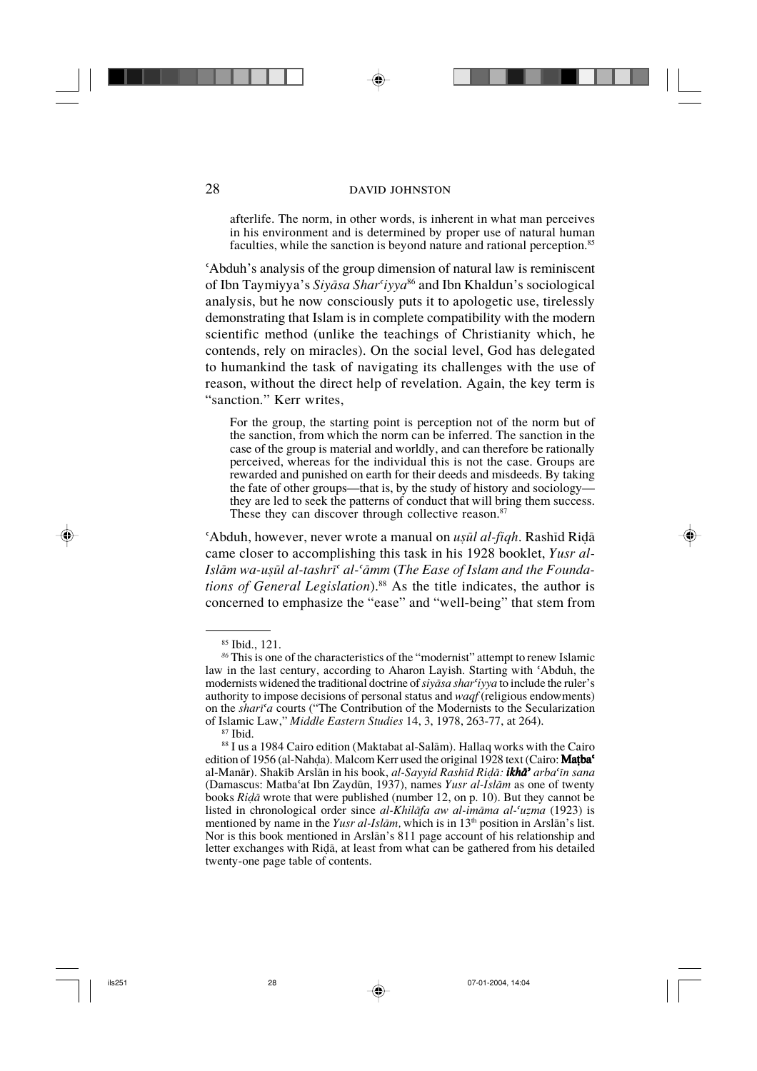afterlife. The norm, in other words, is inherent in what man perceives in his environment and is determined by proper use of natural human faculties, while the sanction is beyond nature and rational perception.[85]

ʿAbduh's analysis of the group dimension of natural law is reminiscent of Ibn Taymiyya's *Siyāsa Sharʿiyya*[86] and Ibn Khaldun's sociological analysis, but he now consciously puts it to apologetic use, tirelessly demonstrating that Islam is in complete compatibility with the modern scientific method (unlike the teachings of Christianity which, he contends, rely on miracles). On the social level, God has delegated to humankind the task of navigating its challenges with the use of reason, without the direct help of revelation. Again, the key term is "sanction." Kerr writes,

> For the group, the starting point is perception not of the norm but of the sanction, from which the norm can be inferred. The sanction in the case of the group is material and worldly, and can therefore be rationally perceived, whereas for the individual this is not the case. Groups are rewarded and punished on earth for their deeds and misdeeds. By taking the fate of other groups—that is, by the study of history and sociology—they are led to seek the patterns of conduct that will bring them success. These they can discover through collective reason.[87]

ʿAbduh, however, never wrote a manual on *uṣūl al-fiqh*. Rashīd Riḍā came closer to accomplishing this task in his 1928 booklet, *Yusr al-Islām wa-uṣūl al-tashrīʿ al-ʿāmm* (*The Ease of Islam and the Foundations of General Legislation*).[88] As the title indicates, the author is concerned to emphasize the "ease" and "well-being" that stem from

---

[85] Ibid., 121.

[86] This is one of the characteristics of the "modernist" attempt to renew Islamic law in the last century, according to Aharon Layish. Starting with ʿAbduh, the modernists widened the traditional doctrine of *siyāsa sharʿiyya* to include the ruler's authority to impose decisions of personal status and *waqf* (religious endowments) on the *sharīʿa* courts ("The Contribution of the Modernists to the Secularization of Islamic Law," *Middle Eastern Studies* 14, 3, 1978, 263-77, at 264).

[87] Ibid.

[88] I us a 1984 Cairo edition (Maktabat al-Salām). Hallaq works with the Cairo edition of 1956 (al-Nahḍa). Malcom Kerr used the original 1928 text (Cairo: **Maṭbaʿ** al-Manār). Shakīb Arslān in his book, *al-Sayyid Rashīd Riḍā: **ikhāʾ** arbaʿīn sana* (Damascus: Matbaʿat Ibn Zaydūn, 1937), names *Yusr al-Islām* as one of twenty books *Riḍā* wrote that were published (number 12, on p. 10). But they cannot be listed in chronological order since *al-Khilāfa aw al-imāma al-ʿuẓma* (1923) is mentioned by name in the *Yusr al-Islām,* which is in 13th position in Arslān's list. Nor is this book mentioned in Arslān's 811 page account of his relationship and letter exchanges with Riḍā, at least from what can be gathered from his detailed twenty-one page table of contents.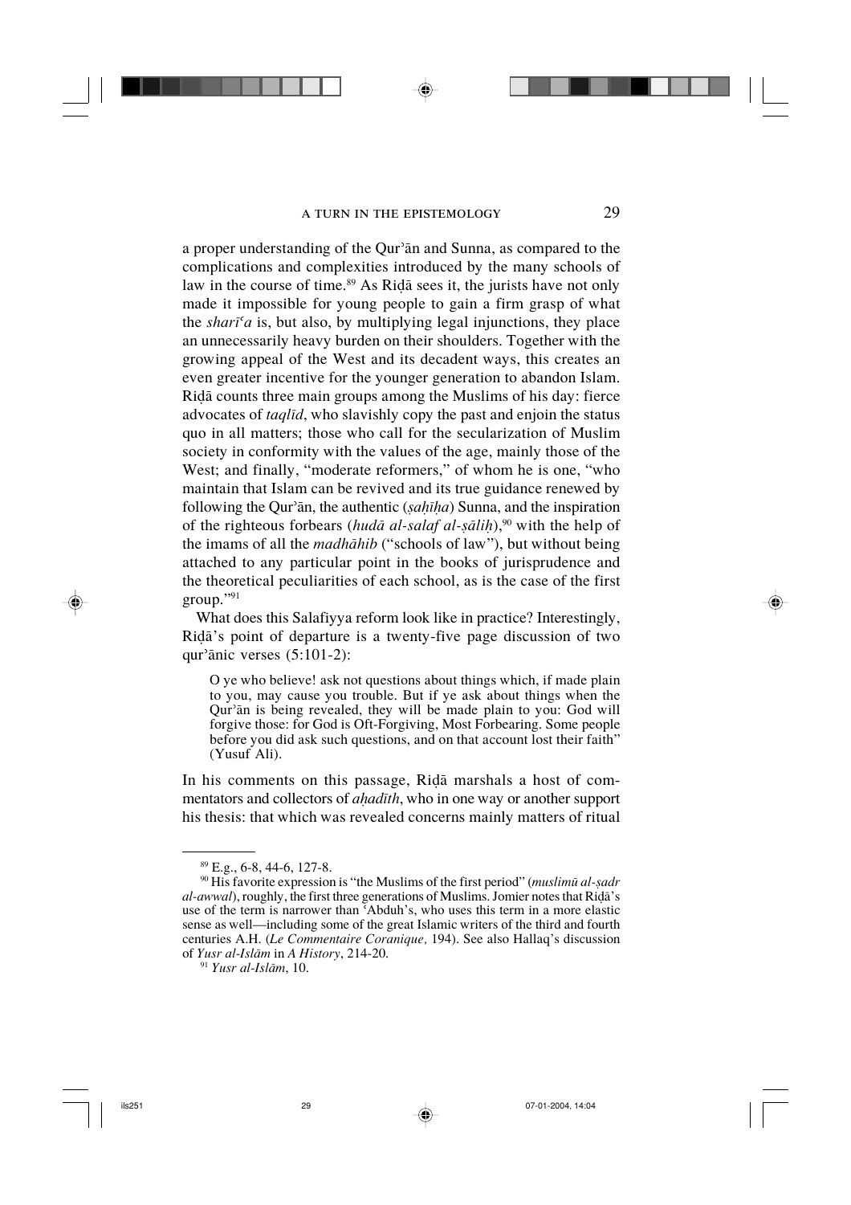a proper understanding of the Qurʾān and Sunna, as compared to the complications and complexities introduced by the many schools of law in the course of time.[89] As Riḍā sees it, the jurists have not only made it impossible for young people to gain a firm grasp of what the *sharīʿa* is, but also, by multiplying legal injunctions, they place an unnecessarily heavy burden on their shoulders. Together with the growing appeal of the West and its decadent ways, this creates an even greater incentive for the younger generation to abandon Islam. Riḍā counts three main groups among the Muslims of his day: fierce advocates of *taqlīd*, who slavishly copy the past and enjoin the status quo in all matters; those who call for the secularization of Muslim society in conformity with the values of the age, mainly those of the West; and finally, "moderate reformers," of whom he is one, "who maintain that Islam can be revived and its true guidance renewed by following the Qurʾān, the authentic (*ṣaḥīḥa*) Sunna, and the inspiration of the righteous forbears (*hudā al-salaf al-ṣāliḥ*),[90] with the help of the imams of all the *madhāhib* ("schools of law"), but without being attached to any particular point in the books of jurisprudence and the theoretical peculiarities of each school, as is the case of the first group."[91]

What does this Salafiyya reform look like in practice? Interestingly, Riḍā's point of departure is a twenty-five page discussion of two qurʾānic verses (5:101-2):

> O ye who believe! ask not questions about things which, if made plain to you, may cause you trouble. But if ye ask about things when the Qurʾān is being revealed, they will be made plain to you: God will forgive those: for God is Oft-Forgiving, Most Forbearing. Some people before you did ask such questions, and on that account lost their faith" (Yusuf Ali).

In his comments on this passage, Riḍā marshals a host of commentators and collectors of *aḥadīth*, who in one way or another support his thesis: that which was revealed concerns mainly matters of ritual

---

[89] E.g., 6-8, 44-6, 127-8.

[90] His favorite expression is "the Muslims of the first period" (*muslimū al-ṣadr al-awwal*), roughly, the first three generations of Muslims. Jomier notes that Riḍā's use of the term is narrower than ʿAbduh's, who uses this term in a more elastic sense as well—including some of the great Islamic writers of the third and fourth centuries A.H. (*Le Commentaire Coranique,* 194). See also Hallaq's discussion of *Yusr al-Islām* in *A History*, 214-20.

[91] *Yusr al-Islām*, 10.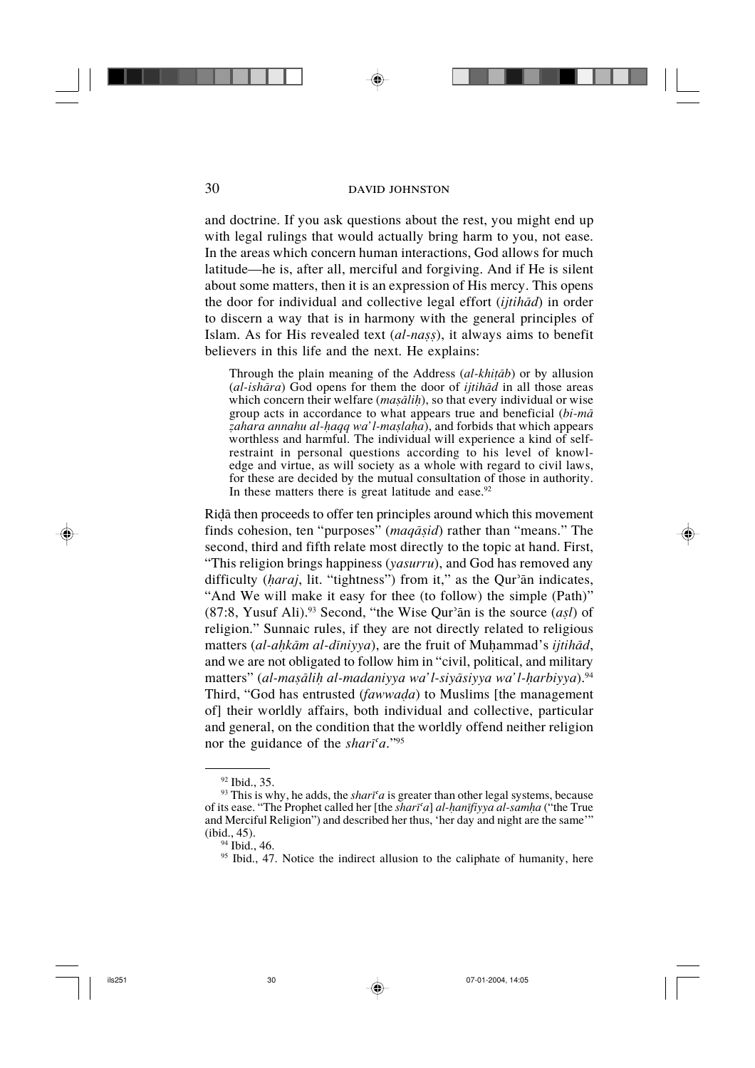and doctrine. If you ask questions about the rest, you might end up with legal rulings that would actually bring harm to you, not ease. In the areas which concern human interactions, God allows for much latitude—he is, after all, merciful and forgiving. And if He is silent about some matters, then it is an expression of His mercy. This opens the door for individual and collective legal effort (*ijtihād*) in order to discern a way that is in harmony with the general principles of Islam. As for His revealed text (*al-naṣṣ*), it always aims to benefit believers in this life and the next. He explains:

> Through the plain meaning of the Address (*al-khiṭāb*) or by allusion (*al-ishāra*) God opens for them the door of *ijtihād* in all those areas which concern their welfare (*maṣāliḥ*), so that every individual or wise group acts in accordance to what appears true and beneficial (*bi-mā ẓahara annahu al-ḥaqq wa'l-maṣlaḥa*), and forbids that which appears worthless and harmful. The individual will experience a kind of self-restraint in personal questions according to his level of knowledge and virtue, as will society as a whole with regard to civil laws, for these are decided by the mutual consultation of those in authority. In these matters there is great latitude and ease.[92]

Riḍā then proceeds to offer ten principles around which this movement finds cohesion, ten "purposes" (*maqāṣid*) rather than "means." The second, third and fifth relate most directly to the topic at hand. First, "This religion brings happiness (*yasurru*), and God has removed any difficulty (*ḥaraj*, lit. "tightness") from it," as the Qur'ān indicates, "And We will make it easy for thee (to follow) the simple (Path)" (87:8, Yusuf Ali).[93] Second, "the Wise Qur'ān is the source (*aṣl*) of religion." Sunnaic rules, if they are not directly related to religious matters (*al-aḥkām al-dīniyya*), are the fruit of Muḥammad's *ijtihād*, and we are not obligated to follow him in "civil, political, and military matters" (*al-maṣāliḥ al-madaniyya wa'l-siyāsiyya wa'l-ḥarbiyya*).[94] Third, "God has entrusted (*fawwaḍa*) to Muslims [the management of] their worldly affairs, both individual and collective, particular and general, on the condition that the worldly offend neither religion nor the guidance of the *sharīʿa*."[95]

---

[92] Ibid., 35.

[93] This is why, he adds, the *sharīʿa* is greater than other legal systems, because of its ease. "The Prophet called her [the *sharīʿa*] *al-ḥanīfiyya al-samḥa* ("the True and Merciful Religion") and described her thus, 'her day and night are the same'" (ibid., 45).

[94] Ibid., 46.

[95] Ibid., 47. Notice the indirect allusion to the caliphate of humanity, here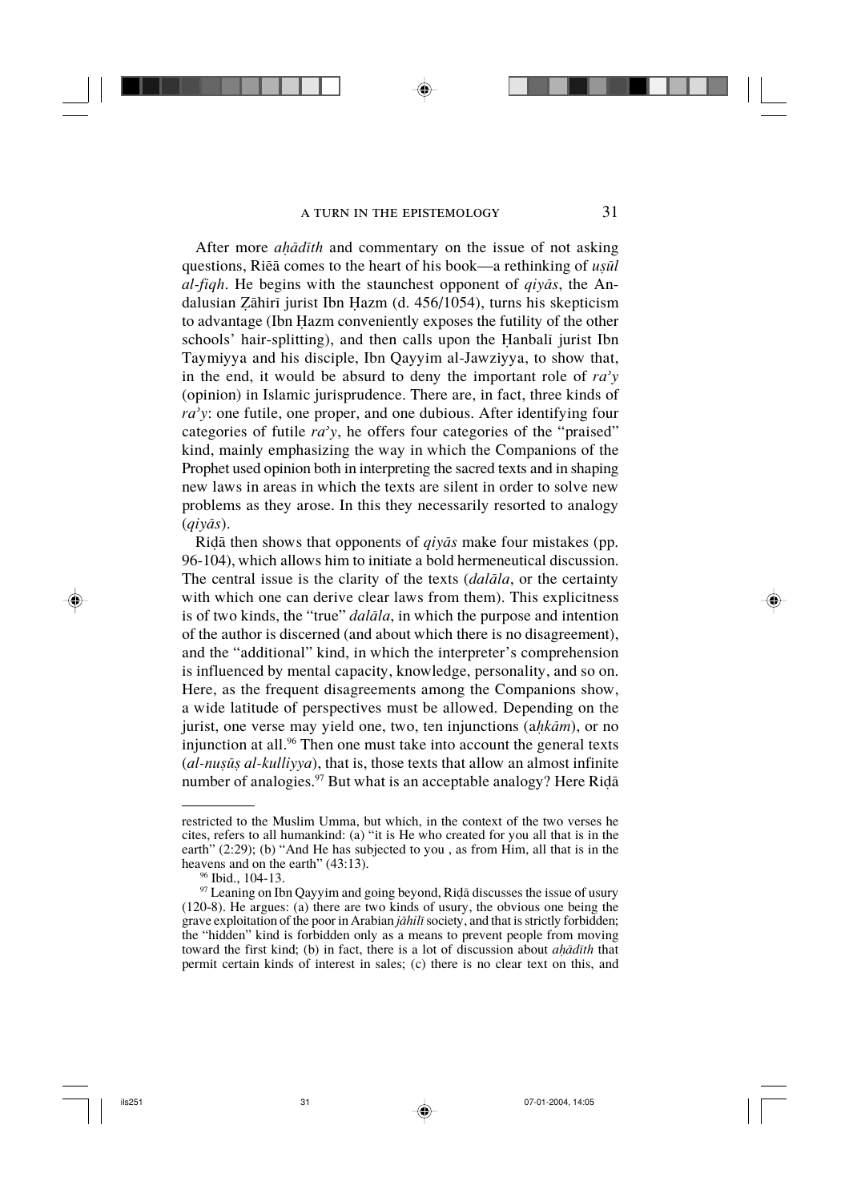After more *aḥādīth* and commentary on the issue of not asking questions, Riēā comes to the heart of his book—a rethinking of *uṣūl al-fiqh*. He begins with the staunchest opponent of *qiyās*, the Andalusian Ẓāhirī jurist Ibn Ḥazm (d. 456/1054), turns his skepticism to advantage (Ibn Ḥazm conveniently exposes the futility of the other schools' hair-splitting), and then calls upon the Ḥanbalī jurist Ibn Taymiyya and his disciple, Ibn Qayyim al-Jawziyya, to show that, in the end, it would be absurd to deny the important role of *ra'y* (opinion) in Islamic jurisprudence. There are, in fact, three kinds of *ra'y*: one futile, one proper, and one dubious. After identifying four categories of futile *ra'y*, he offers four categories of the "praised" kind, mainly emphasizing the way in which the Companions of the Prophet used opinion both in interpreting the sacred texts and in shaping new laws in areas in which the texts are silent in order to solve new problems as they arose. In this they necessarily resorted to analogy (*qiyās*).

Riḍā then shows that opponents of *qiyās* make four mistakes (pp. 96-104), which allows him to initiate a bold hermeneutical discussion. The central issue is the clarity of the texts (*dalāla*, or the certainty with which one can derive clear laws from them). This explicitness is of two kinds, the "true" *dalāla*, in which the purpose and intention of the author is discerned (and about which there is no disagreement), and the "additional" kind, in which the interpreter's comprehension is influenced by mental capacity, knowledge, personality, and so on. Here, as the frequent disagreements among the Companions show, a wide latitude of perspectives must be allowed. Depending on the jurist, one verse may yield one, two, ten injunctions (a*ḥkām*), or no injunction at all.[96] Then one must take into account the general texts (*al-nuṣūṣ al-kulliyya*), that is, those texts that allow an almost infinite number of analogies.[97] But what is an acceptable analogy? Here Riḍā

---

restricted to the Muslim Umma, but which, in the context of the two verses he cites, refers to all humankind: (a) "it is He who created for you all that is in the earth" (2:29); (b) "And He has subjected to you , as from Him, all that is in the heavens and on the earth" (43:13).

[96] Ibid., 104-13.

[97] Leaning on Ibn Qayyim and going beyond, Riḍā discusses the issue of usury (120-8). He argues: (a) there are two kinds of usury, the obvious one being the grave exploitation of the poor in Arabian *jāhilī* society, and that is strictly forbidden; the "hidden" kind is forbidden only as a means to prevent people from moving toward the first kind; (b) in fact, there is a lot of discussion about *aḥādīth* that permit certain kinds of interest in sales; (c) there is no clear text on this, and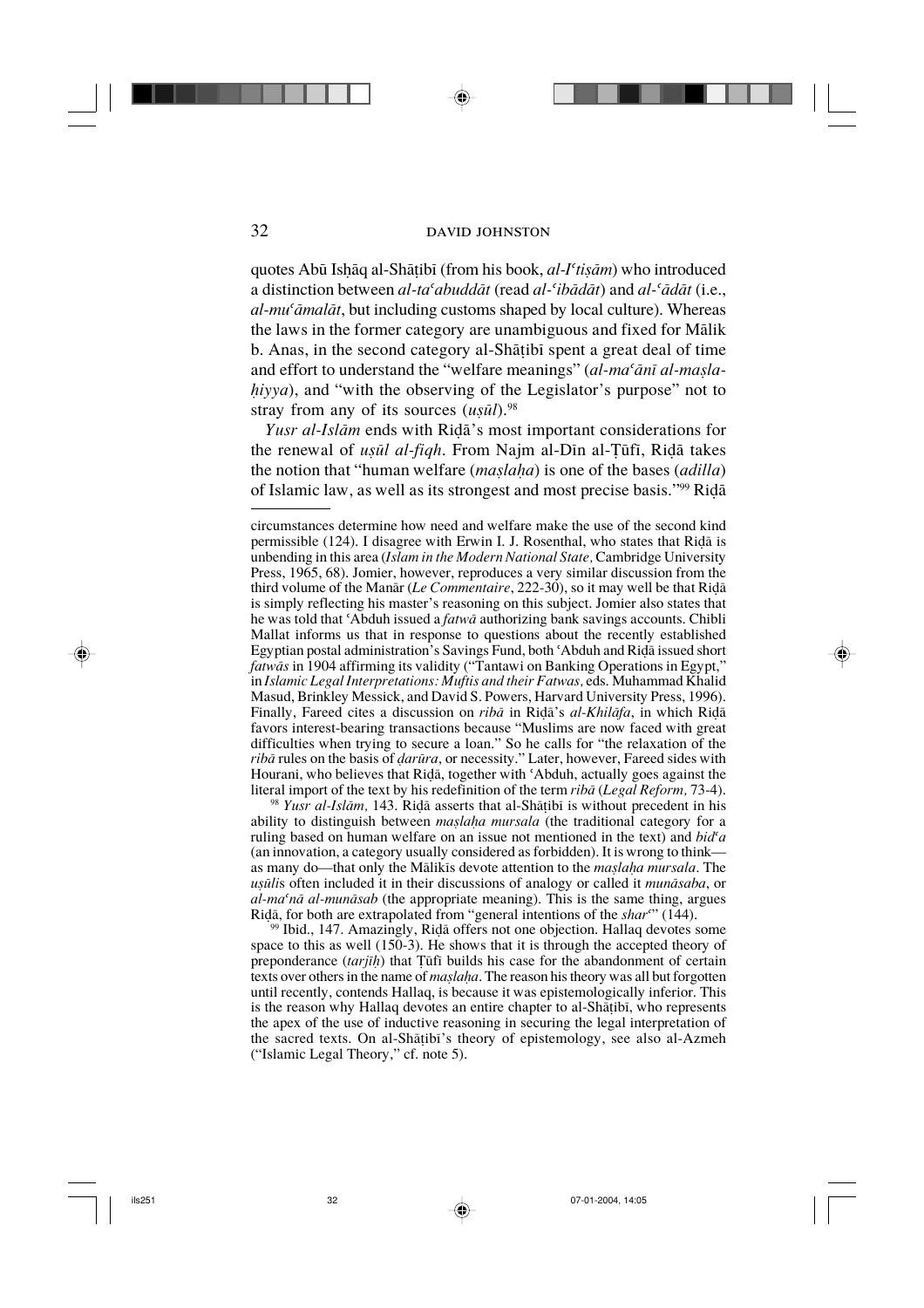quotes Abū Isḥāq al-Shāṭibī (from his book, *al-Iʿtiṣām*) who introduced a distinction between *al-taʿabuddāt* (read *al-ʿibādāt*) and *al-ʿādāt* (i.e., *al-muʿāmalāt*, but including customs shaped by local culture). Whereas the laws in the former category are unambiguous and fixed for Mālik b. Anas, in the second category al-Shāṭibī spent a great deal of time and effort to understand the "welfare meanings" (*al-maʿānī al-maṣlaḥiyya*), and "with the observing of the Legislator's purpose" not to stray from any of its sources (*uṣūl*).[98]

*Yusr al-Islām* ends with Riḍā's most important considerations for the renewal of *uṣūl al-fiqh*. From Najm al-Dīn al-Ṭūfī, Riḍā takes the notion that "human welfare (*maṣlaḥa*) is one of the bases (*adilla*) of Islamic law, as well as its strongest and most precise basis."[99] Riḍā

---

circumstances determine how need and welfare make the use of the second kind permissible (124). I disagree with Erwin I. J. Rosenthal, who states that Riḍā is unbending in this area (*Islam in the Modern National State,* Cambridge University Press, 1965, 68). Jomier, however, reproduces a very similar discussion from the third volume of the Manār (*Le Commentaire*, 222-30), so it may well be that Riḍā is simply reflecting his master's reasoning on this subject. Jomier also states that he was told that ʿAbduh issued a *fatwā* authorizing bank savings accounts. Chibli Mallat informs us that in response to questions about the recently established Egyptian postal administration's Savings Fund, both ʿAbduh and Riḍā issued short *fatwā*s in 1904 affirming its validity ("Tantawi on Banking Operations in Egypt," in *Islamic Legal Interpretations: Muftis and their Fatwas,* eds. Muhammad Khalid Masud, Brinkley Messick, and David S. Powers, Harvard University Press, 1996). Finally, Fareed cites a discussion on *ribā* in Riḍā's *al-Khilāfa*, in which Riḍā favors interest-bearing transactions because "Muslims are now faced with great difficulties when trying to secure a loan." So he calls for "the relaxation of the *ribā* rules on the basis of *ḍarūra*, or necessity." Later, however, Fareed sides with Hourani, who believes that Riḍā, together with ʿAbduh, actually goes against the literal import of the text by his redefinition of the term *ribā* (*Legal Reform,* 73-4).

[98] *Yusr al-Islām,* 143. Riḍā asserts that al-Shāṭibī is without precedent in his ability to distinguish between *maṣlaḥa mursala* (the traditional category for a ruling based on human welfare on an issue not mentioned in the text) and *bidʿa* (an innovation, a category usually considered as forbidden). It is wrong to think—as many do—that only the Mālikīs devote attention to the *maṣlaḥa mursala*. The *uṣūlī*s often included it in their discussions of analogy or called it *munāsaba*, or *al-maʿnā al-munāsab* (the appropriate meaning). This is the same thing, argues Riḍā, for both are extrapolated from "general intentions of the *sharʿ*" (144).

[99] Ibid., 147. Amazingly, Riḍā offers not one objection. Hallaq devotes some space to this as well (150-3). He shows that it is through the accepted theory of preponderance (*tarjīḥ*) that Ṭūfī builds his case for the abandonment of certain texts over others in the name of *maṣlaḥa*. The reason his theory was all but forgotten until recently, contends Hallaq, is because it was epistemologically inferior. This is the reason why Hallaq devotes an entire chapter to al-Shāṭibī, who represents the apex of the use of inductive reasoning in securing the legal interpretation of the sacred texts. On al-Shāṭibī's theory of epistemology, see also al-Azmeh ("Islamic Legal Theory," cf. note 5).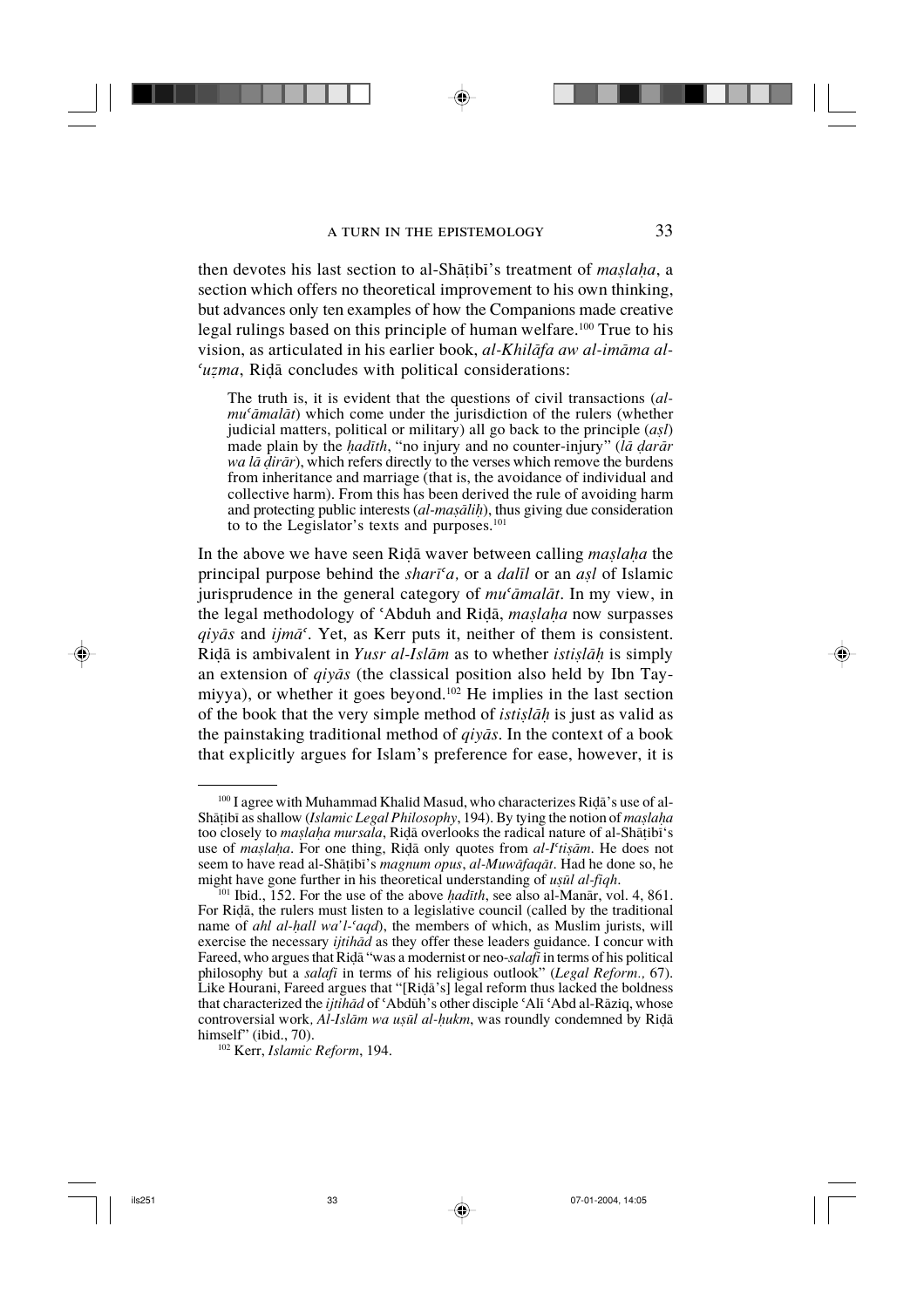then devotes his last section to al-Shāṭibī's treatment of *maṣlaḥa*, a section which offers no theoretical improvement to his own thinking, but advances only ten examples of how the Companions made creative legal rulings based on this principle of human welfare.[100] True to his vision, as articulated in his earlier book, *al-Khilāfa aw al-imāma al-ʿuẓma*, Riḍā concludes with political considerations:

> The truth is, it is evident that the questions of civil transactions (*al-muʿāmalāt*) which come under the jurisdiction of the rulers (whether judicial matters, political or military) all go back to the principle (*aṣl*) made plain by the *ḥadīth*, "no injury and no counter-injury" (*lā ḍarār wa lā ḍirār*), which refers directly to the verses which remove the burdens from inheritance and marriage (that is, the avoidance of individual and collective harm). From this has been derived the rule of avoiding harm and protecting public interests (*al-maṣāliḥ*), thus giving due consideration to to the Legislator's texts and purposes.[101]

In the above we have seen Riḍā waver between calling *maṣlaḥa* the principal purpose behind the *sharīʿa,* or a *dalīl* or an *aṣl* of Islamic jurisprudence in the general category of *muʿāmalāt*. In my view, in the legal methodology of ʿAbduh and Riḍā, *maṣlaḥa* now surpasses *qiyās* and *ijmāʿ*. Yet, as Kerr puts it, neither of them is consistent. Riḍā is ambivalent in *Yusr al-Islām* as to whether *istiṣlāḥ* is simply an extension of *qiyās* (the classical position also held by Ibn Taymiyya), or whether it goes beyond.[102] He implies in the last section of the book that the very simple method of *istiṣlāḥ* is just as valid as the painstaking traditional method of *qiyās*. In the context of a book that explicitly argues for Islam's preference for ease, however, it is

---

[100] I agree with Muhammad Khalid Masud, who characterizes Riḍā's use of al-Shāṭibī as shallow (*Islamic Legal Philosophy*, 194). By tying the notion of *maṣlaḥa* too closely to *maṣlaḥa mursala*, Riḍā overlooks the radical nature of al-Shāṭibī's use of *maṣlaḥa*. For one thing, Riḍā only quotes from *al-Iʿtiṣām*. He does not seem to have read al-Shāṭibī's *magnum opus*, *al-Muwāfaqāt*. Had he done so, he might have gone further in his theoretical understanding of *uṣūl al-fiqh*.

[101] Ibid., 152. For the use of the above *ḥadīth*, see also al-Manār, vol. 4, 861. For Riḍā, the rulers must listen to a legislative council (called by the traditional name of *ahl al-ḥall wa'l-ʿaqd*), the members of which, as Muslim jurists, will exercise the necessary *ijtihād* as they offer these leaders guidance. I concur with Fareed, who argues that Riḍā "was a modernist or neo-*salafi* in terms of his political philosophy but a *salafi* in terms of his religious outlook" (*Legal Reform.,* 67). Like Hourani, Fareed argues that "[Riḍā's] legal reform thus lacked the boldness that characterized the *ijtihād* of ʿAbdūh's other disciple ʿAlī ʿAbd al-Rāziq, whose controversial work*, Al-Islām wa uṣūl al-ḥukm*, was roundly condemned by Riḍā himself" (ibid., 70).

[102] Kerr, *Islamic Reform*, 194.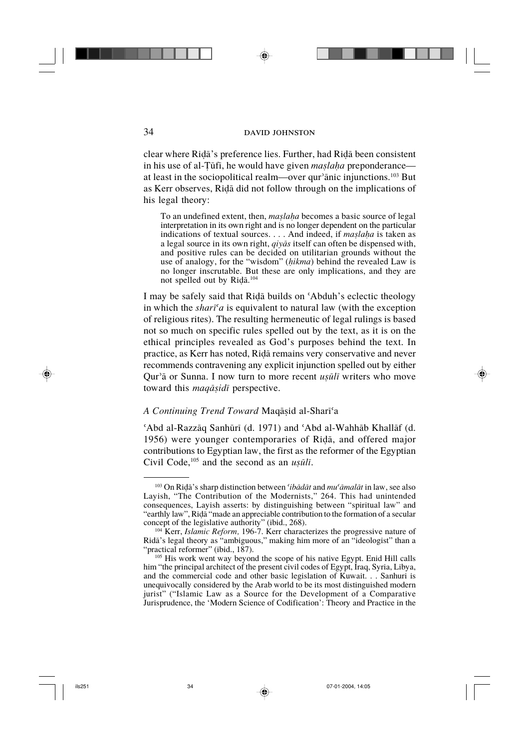clear where Riḍā's preference lies. Further, had Riḍā been consistent in his use of al-Ṭūfī, he would have given *maṣlaḥa* preponderance—at least in the sociopolitical realm—over qur'ānic injunctions.[103] But as Kerr observes, Riḍā did not follow through on the implications of his legal theory:

> To an undefined extent, then, *maṣlaḥa* becomes a basic source of legal interpretation in its own right and is no longer dependent on the particular indications of textual sources. . . . And indeed, if *maṣlaḥa* is taken as a legal source in its own right, *qiyās* itself can often be dispensed with, and positive rules can be decided on utilitarian grounds without the use of analogy, for the "wisdom" (*ḥikma*) behind the revealed Law is no longer inscrutable. But these are only implications, and they are not spelled out by Riḍā.[104]

I may be safely said that Riḍā builds on ʿAbduh's eclectic theology in which the *sharīʿa* is equivalent to natural law (with the exception of religious rites). The resulting hermeneutic of legal rulings is based not so much on specific rules spelled out by the text, as it is on the ethical principles revealed as God's purposes behind the text. In practice, as Kerr has noted, Riḍā remains very conservative and never recommends contravening any explicit injunction spelled out by either Qur'ā or Sunna. I now turn to more recent *uṣūlī* writers who move toward this *maqāṣidī* perspective.

### *A Continuing Trend Toward* Maqāṣid al-Sharīʿa

ʿAbd al-Razzāq Sanhūrī (d. 1971) and ʿAbd al-Wahhāb Khallāf (d. 1956) were younger contemporaries of Riḍā, and offered major contributions to Egyptian law, the first as the reformer of the Egyptian Civil Code,[105] and the second as an *uṣūlī*.

---

[103] On Riḍā's sharp distinction between *ʿibādāt* and *muʿāmalāt* in law, see also Layish, "The Contribution of the Modernists," 264. This had unintended consequences, Layish asserts: by distinguishing between "spiritual law" and "earthly law", Riḍā "made an appreciable contribution to the formation of a secular concept of the legislative authority" (ibid., 268).

[104] Kerr, *Islamic Reform,* 196-7. Kerr characterizes the progressive nature of Ridā's legal theory as "ambiguous," making him more of an "ideologist" than a "practical reformer" (ibid., 187).

[105] His work went way beyond the scope of his native Egypt. Enid Hill calls him "the principal architect of the present civil codes of Egypt, Iraq, Syria, Libya, and the commercial code and other basic legislation of Kuwait. . . Sanhuri is unequivocally considered by the Arab world to be its most distinguished modern jurist" ("Islamic Law as a Source for the Development of a Comparative Jurisprudence, the 'Modern Science of Codification': Theory and Practice in the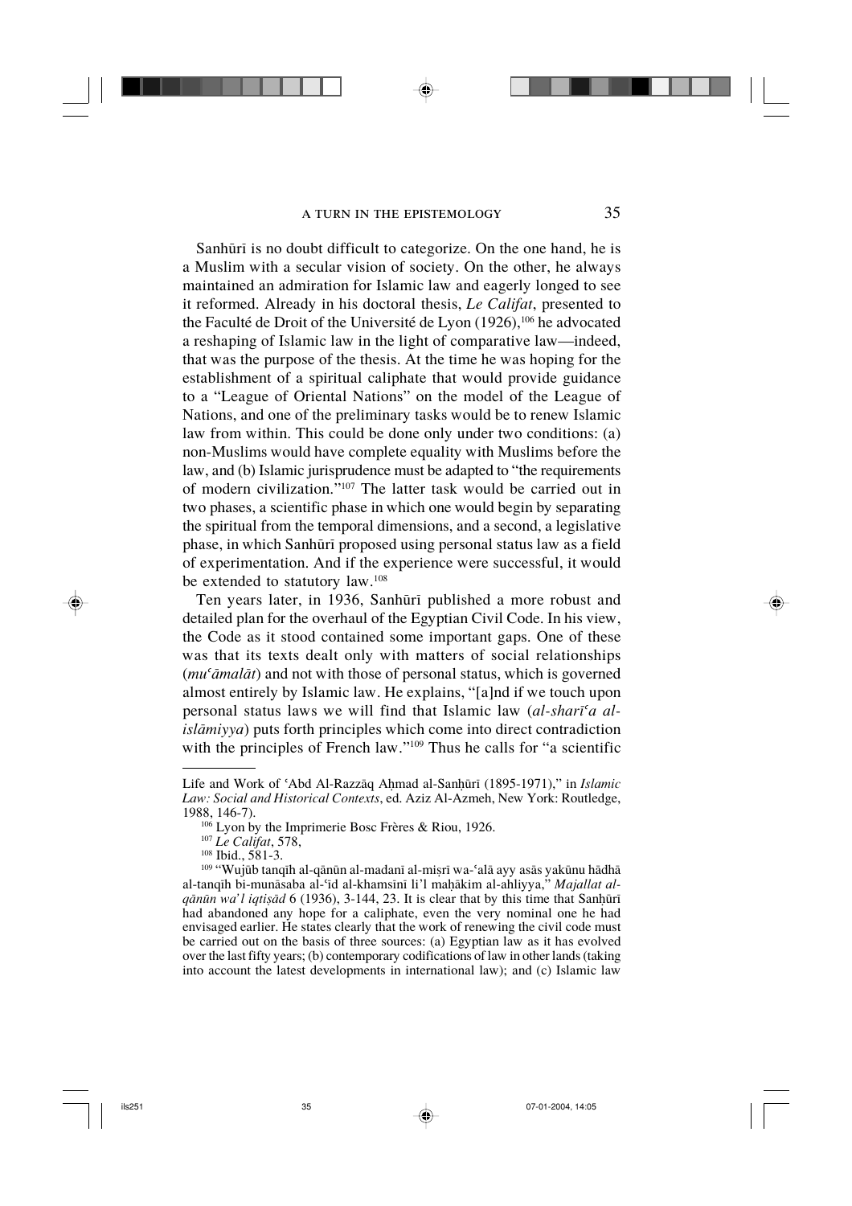Sanhūrī is no doubt difficult to categorize. On the one hand, he is a Muslim with a secular vision of society. On the other, he always maintained an admiration for Islamic law and eagerly longed to see it reformed. Already in his doctoral thesis, *Le Califat*, presented to the Faculté de Droit of the Université de Lyon (1926),[106] he advocated a reshaping of Islamic law in the light of comparative law—indeed, that was the purpose of the thesis. At the time he was hoping for the establishment of a spiritual caliphate that would provide guidance to a "League of Oriental Nations" on the model of the League of Nations, and one of the preliminary tasks would be to renew Islamic law from within. This could be done only under two conditions: (a) non-Muslims would have complete equality with Muslims before the law, and (b) Islamic jurisprudence must be adapted to "the requirements of modern civilization."[107] The latter task would be carried out in two phases, a scientific phase in which one would begin by separating the spiritual from the temporal dimensions, and a second, a legislative phase, in which Sanhūrī proposed using personal status law as a field of experimentation. And if the experience were successful, it would be extended to statutory law.[108]

Ten years later, in 1936, Sanhūrī published a more robust and detailed plan for the overhaul of the Egyptian Civil Code. In his view, the Code as it stood contained some important gaps. One of these was that its texts dealt only with matters of social relationships (*muʿāmalāt*) and not with those of personal status, which is governed almost entirely by Islamic law. He explains, "[a]nd if we touch upon personal status laws we will find that Islamic law (*al-sharīʿa al-islāmiyya*) puts forth principles which come into direct contradiction with the principles of French law."[109] Thus he calls for "a scientific

---

Life and Work of ʿAbd Al-Razzāq Aḥmad al-Sanḥūrī (1895-1971)," in *Islamic Law: Social and Historical Contexts*, ed. Aziz Al-Azmeh, New York: Routledge, 1988, 146-7).

[106] Lyon by the Imprimerie Bosc Frères & Riou, 1926.

[107] *Le Califat*, 578,

[108] Ibid., 581-3.

[109] "Wujūb tanqīh al-qānūn al-madanī al-miṣrī wa-ʿalā ayy asās yakūnu hādhā al-tanqīh bi-munāsaba al-ʿīd al-khamsīnī li'l maḥākim al-ahliyya," *Majallat al-qānūn wa'l iqtiṣād* 6 (1936), 3-144, 23. It is clear that by this time that Sanḥūrī had abandoned any hope for a caliphate, even the very nominal one he had envisaged earlier. He states clearly that the work of renewing the civil code must be carried out on the basis of three sources: (a) Egyptian law as it has evolved over the last fifty years; (b) contemporary codifications of law in other lands (taking into account the latest developments in international law); and (c) Islamic law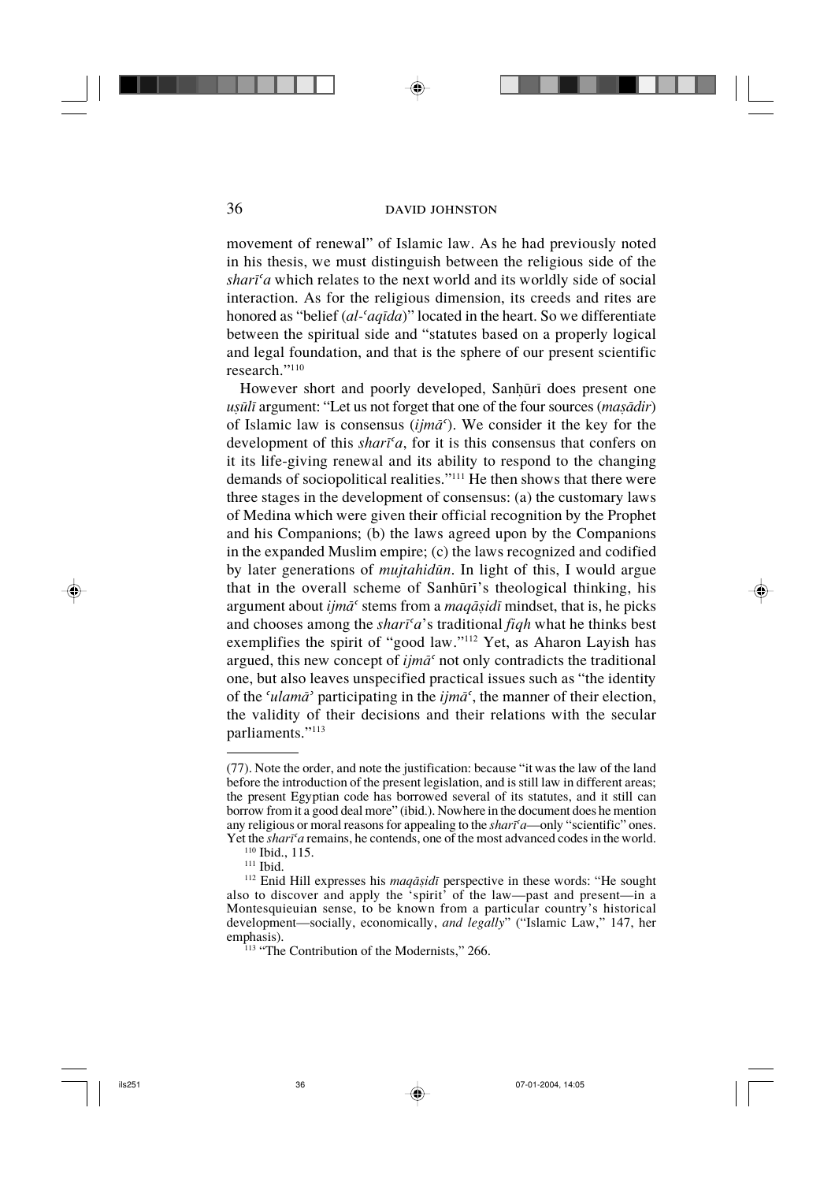movement of renewal" of Islamic law. As he had previously noted in his thesis, we must distinguish between the religious side of the *sharīʿa* which relates to the next world and its worldly side of social interaction. As for the religious dimension, its creeds and rites are honored as "belief (*al-ʿaqīda*)" located in the heart. So we differentiate between the spiritual side and "statutes based on a properly logical and legal foundation, and that is the sphere of our present scientific research."[110]

However short and poorly developed, Sanhūrī does present one *uṣūlī* argument: "Let us not forget that one of the four sources (*maṣādir*) of Islamic law is consensus (*ijmāʿ*). We consider it the key for the development of this *sharīʿa*, for it is this consensus that confers on it its life-giving renewal and its ability to respond to the changing demands of sociopolitical realities."[111] He then shows that there were three stages in the development of consensus: (a) the customary laws of Medina which were given their official recognition by the Prophet and his Companions; (b) the laws agreed upon by the Companions in the expanded Muslim empire; (c) the laws recognized and codified by later generations of *mujtahidūn*. In light of this, I would argue that in the overall scheme of Sanhūrī's theological thinking, his argument about *ijmāʿ* stems from a *maqāṣidī* mindset, that is, he picks and chooses among the *sharīʿa*'s traditional *fiqh* what he thinks best exemplifies the spirit of "good law."[112] Yet, as Aharon Layish has argued, this new concept of *ijmāʿ* not only contradicts the traditional one, but also leaves unspecified practical issues such as "the identity of the *ʿulamāʾ* participating in the *ijmāʿ*, the manner of their election, the validity of their decisions and their relations with the secular parliaments."[113]

---

(77). Note the order, and note the justification: because "it was the law of the land before the introduction of the present legislation, and is still law in different areas; the present Egyptian code has borrowed several of its statutes, and it still can borrow from it a good deal more" (ibid.). Nowhere in the document does he mention any religious or moral reasons for appealing to the *sharīʿa*—only "scientific" ones. Yet the *sharīʿa* remains, he contends, one of the most advanced codes in the world.

[110] Ibid., 115.

[111] Ibid.

[112] Enid Hill expresses his *maqāṣidī* perspective in these words: "He sought also to discover and apply the 'spirit' of the law—past and present—in a Montesquieuian sense, to be known from a particular country's historical development—socially, economically, *and legally*" ("Islamic Law," 147, her emphasis).

[113] "The Contribution of the Modernists," 266.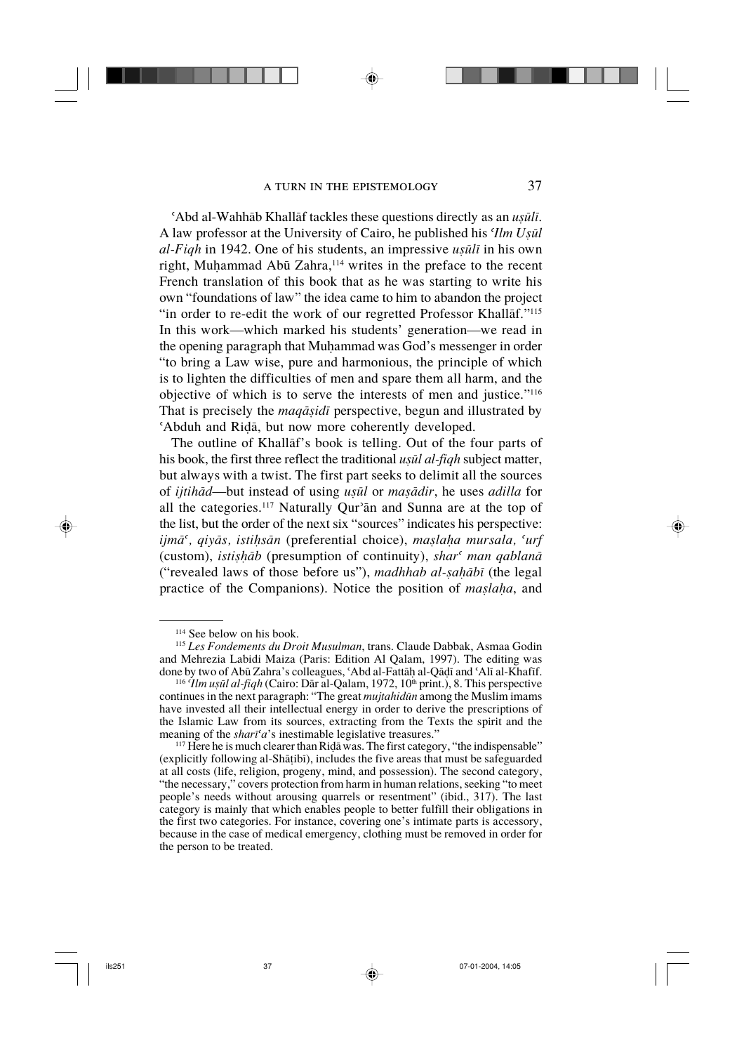ʿAbd al-Wahhāb Khallāf tackles these questions directly as an *uṣūlī*. A law professor at the University of Cairo, he published his *ʿIlm Uṣūl al-Fiqh* in 1942. One of his students, an impressive *uṣūlī* in his own right, Muḥammad Abū Zahra,[114] writes in the preface to the recent French translation of this book that as he was starting to write his own "foundations of law" the idea came to him to abandon the project "in order to re-edit the work of our regretted Professor Khallāf."[115] In this work—which marked his students' generation—we read in the opening paragraph that Muḥammad was God's messenger in order "to bring a Law wise, pure and harmonious, the principle of which is to lighten the difficulties of men and spare them all harm, and the objective of which is to serve the interests of men and justice."[116] That is precisely the *maqāṣidī* perspective, begun and illustrated by ʿAbduh and Riḍā, but now more coherently developed.

The outline of Khallāf's book is telling. Out of the four parts of his book, the first three reflect the traditional *uṣūl al-fiqh* subject matter, but always with a twist. The first part seeks to delimit all the sources of *ijtihād*—but instead of using *uṣūl* or *maṣādir*, he uses *adilla* for all the categories.[117] Naturally Qurʾān and Sunna are at the top of the list, but the order of the next six "sources" indicates his perspective: *ijmāʿ, qiyās, istiḥsān* (preferential choice), *maṣlaḥa mursala, ʿurf* (custom), *istiṣḥāb* (presumption of continuity), *sharʿ man qablanā* ("revealed laws of those before us"), *madhhab al-ṣaḥābī* (the legal practice of the Companions). Notice the position of *maṣlaḥa*, and

---

[114] See below on his book.

[115] *Les Fondements du Droit Musulman*, trans. Claude Dabbak, Asmaa Godin and Mehrezia Labidi Maiza (Paris: Edition Al Qalam, 1997). The editing was done by two of Abū Zahra's colleagues, ʿAbd al-Fattāḥ al-Qāḍī and ʿAlī al-Khafīf.

[116] *ʿIlm uṣūl al-fiqh* (Cairo: Dār al-Qalam, 1972, 10th print.), 8. This perspective continues in the next paragraph: "The great *mujtahidūn* among the Muslim imams have invested all their intellectual energy in order to derive the prescriptions of the Islamic Law from its sources, extracting from the Texts the spirit and the meaning of the *sharīʿa*'s inestimable legislative treasures."

[117] Here he is much clearer than Riḍā was. The first category, "the indispensable" (explicitly following al-Shāṭibī), includes the five areas that must be safeguarded at all costs (life, religion, progeny, mind, and possession). The second category, "the necessary," covers protection from harm in human relations, seeking "to meet people's needs without arousing quarrels or resentment" (ibid., 317). The last category is mainly that which enables people to better fulfill their obligations in the first two categories. For instance, covering one's intimate parts is accessory, because in the case of medical emergency, clothing must be removed in order for the person to be treated.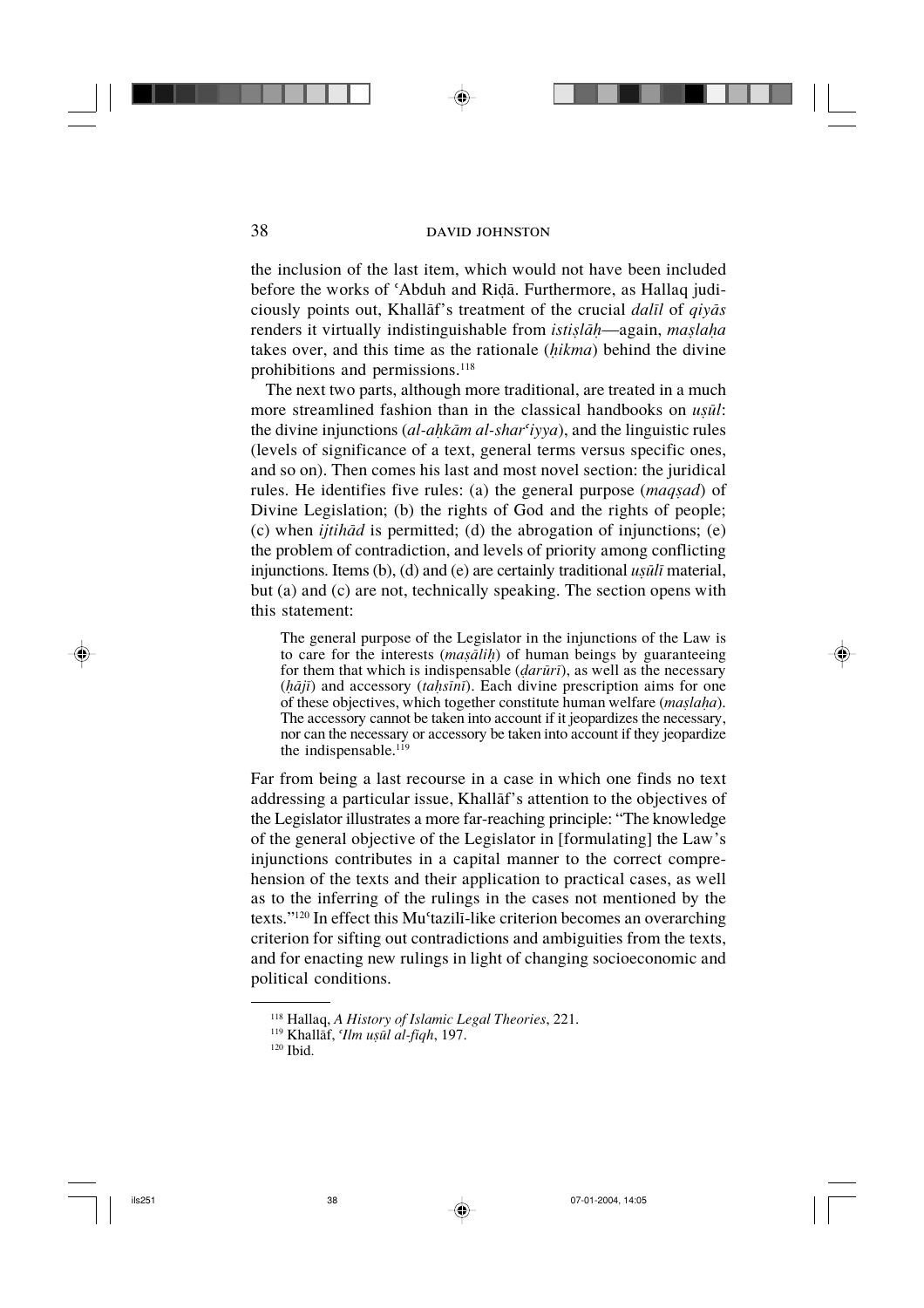the inclusion of the last item, which would not have been included before the works of ʿAbduh and Riḍā. Furthermore, as Hallaq judiciously points out, Khallāf's treatment of the crucial *dalīl* of *qiyās* renders it virtually indistinguishable from *istiṣlāḥ*—again, *maṣlaḥa* takes over, and this time as the rationale (*ḥikma*) behind the divine prohibitions and permissions.[118]

The next two parts, although more traditional, are treated in a much more streamlined fashion than in the classical handbooks on *uṣūl*: the divine injunctions (*al-aḥkām al-sharʿiyya*), and the linguistic rules (levels of significance of a text, general terms versus specific ones, and so on). Then comes his last and most novel section: the juridical rules. He identifies five rules: (a) the general purpose (*maqṣad*) of Divine Legislation; (b) the rights of God and the rights of people; (c) when *ijtihād* is permitted; (d) the abrogation of injunctions; (e) the problem of contradiction, and levels of priority among conflicting injunctions. Items (b), (d) and (e) are certainly traditional *uṣūlī* material, but (a) and (c) are not, technically speaking. The section opens with this statement:

> The general purpose of the Legislator in the injunctions of the Law is to care for the interests (*maṣāliḥ*) of human beings by guaranteeing for them that which is indispensable (*ḍarūrī*), as well as the necessary (*ḥājī*) and accessory (*taḥsīnī*). Each divine prescription aims for one of these objectives, which together constitute human welfare (*maṣlaḥa*). The accessory cannot be taken into account if it jeopardizes the necessary, nor can the necessary or accessory be taken into account if they jeopardize the indispensable.[119]

Far from being a last recourse in a case in which one finds no text addressing a particular issue, Khallāf's attention to the objectives of the Legislator illustrates a more far-reaching principle: "The knowledge of the general objective of the Legislator in [formulating] the Law's injunctions contributes in a capital manner to the correct comprehension of the texts and their application to practical cases, as well as to the inferring of the rulings in the cases not mentioned by the texts."[120] In effect this Muʿtazilī-like criterion becomes an overarching criterion for sifting out contradictions and ambiguities from the texts, and for enacting new rulings in light of changing socioeconomic and political conditions.

---

[118] Hallaq, *A History of Islamic Legal Theories*, 221.

[119] Khallāf, *ʿIlm uṣūl al-fiqh*, 197.

[120] Ibid.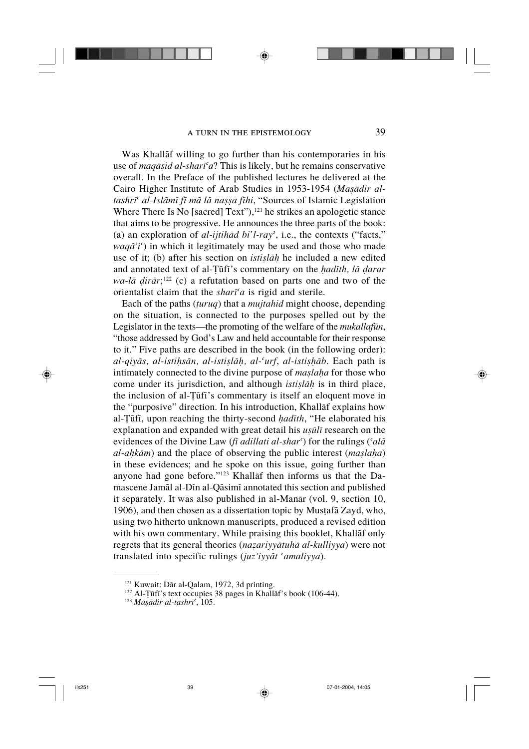Was Khallāf willing to go further than his contemporaries in his use of *maqāṣid al-sharīʿa*? This is likely, but he remains conservative overall. In the Preface of the published lectures he delivered at the Cairo Higher Institute of Arab Studies in 1953-1954 (*Maṣādir al-tashrīʿ al-Islāmī fī mā lā naṣṣa fīhi*, "Sources of Islamic Legislation Where There Is No [sacred] Text"),[121] he strikes an apologetic stance that aims to be progressive. He announces the three parts of the book: (a) an exploration of *al-ijtihād bi'l-rayʾ*, i.e., the contexts ("facts," *waqāʾiʿ*) in which it legitimately may be used and those who made use of it; (b) after his section on *istiṣlāḥ* he included a new edited and annotated text of al-Ṭūfī's commentary on the *ḥadīth, lā ḍarar wa-lā ḍirār*;[122] (c) a refutation based on parts one and two of the orientalist claim that the *sharīʿa* is rigid and sterile.

Each of the paths (*ṭuruq*) that a *mujtahid* might choose, depending on the situation, is connected to the purposes spelled out by the Legislator in the texts—the promoting of the welfare of the *mukallafūn*, "those addressed by God's Law and held accountable for their response to it." Five paths are described in the book (in the following order): *al-qiyās, al-istiḥsān, al-istiṣlāḥ, al-ʿurf*, *al-istiṣḥāb*. Each path is intimately connected to the divine purpose of *maṣlaḥa* for those who come under its jurisdiction, and although *istiṣlāḥ* is in third place, the inclusion of al-Ṭūfī's commentary is itself an eloquent move in the "purposive" direction. In his introduction, Khallāf explains how al-Ṭūfī, upon reaching the thirty-second *ḥadīth*, "He elaborated his explanation and expanded with great detail his *uṣūlī* research on the evidences of the Divine Law (*fī adillati al-sharʿ*) for the rulings (*ʿalā al-aḥkām*) and the place of observing the public interest (*maṣlaḥa*) in these evidences; and he spoke on this issue, going further than anyone had gone before."[123] Khallāf then informs us that the Damascene Jamāl al-Dīn al-Qāsimī annotated this section and published it separately. It was also published in al-Manār (vol. 9, section 10, 1906), and then chosen as a dissertation topic by Muṣṭafā Zayd, who, using two hitherto unknown manuscripts, produced a revised edition with his own commentary. While praising this booklet, Khallāf only regrets that its general theories (*naẓariyyātuhā al-kulliyya*) were not translated into specific rulings (*juzʾiyyāt ʿamaliyya*).

---

[121] Kuwait: Dār al-Qalam, 1972, 3d printing.

[122] Al-Ṭūfī's text occupies 38 pages in Khallāf's book (106-44).

[123] *Maṣādir al-tashrīʿ*, 105.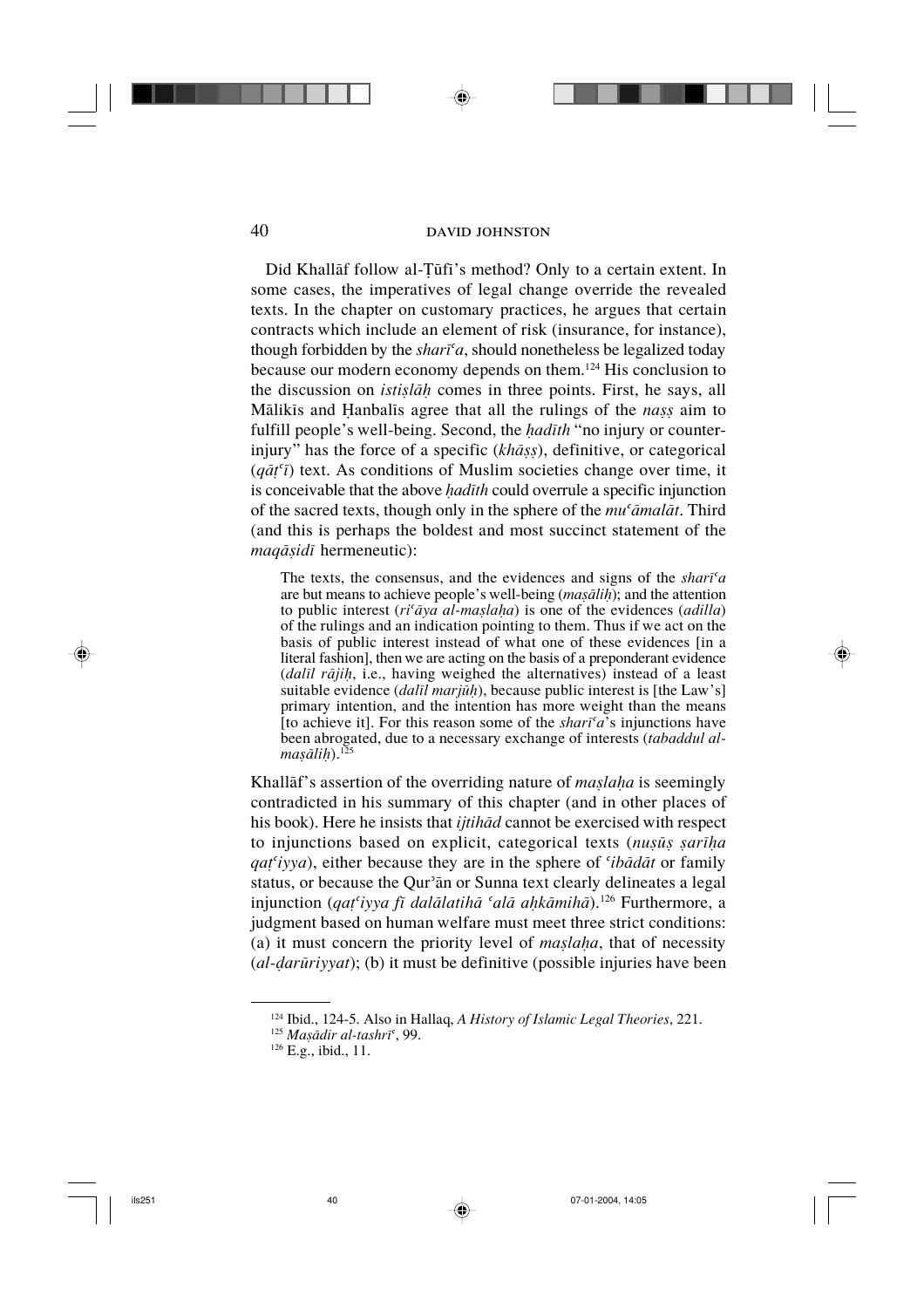Did Khallāf follow al-Ṭūfī's method? Only to a certain extent. In some cases, the imperatives of legal change override the revealed texts. In the chapter on customary practices, he argues that certain contracts which include an element of risk (insurance, for instance), though forbidden by the *sharīʿa*, should nonetheless be legalized today because our modern economy depends on them.[124] His conclusion to the discussion on *istiṣlāḥ* comes in three points. First, he says, all Mālikīs and Ḥanbalīs agree that all the rulings of the *naṣṣ* aim to fulfill people's well-being. Second, the *ḥadīth* "no injury or counter-injury" has the force of a specific (*khāṣṣ*), definitive, or categorical (*qāṭʿī*) text. As conditions of Muslim societies change over time, it is conceivable that the above *ḥadīth* could overrule a specific injunction of the sacred texts, though only in the sphere of the *muʿāmalāt*. Third (and this is perhaps the boldest and most succinct statement of the *maqāṣidī* hermeneutic):

> The texts, the consensus, and the evidences and signs of the *sharīʿa* are but means to achieve people's well-being (*maṣāliḥ*); and the attention to public interest (*riʿāya al-maṣlaḥa*) is one of the evidences (*adilla*) of the rulings and an indication pointing to them. Thus if we act on the basis of public interest instead of what one of these evidences [in a literal fashion], then we are acting on the basis of a preponderant evidence (*dalīl rājiḥ*, i.e., having weighed the alternatives) instead of a least suitable evidence (*dalīl marjūḥ*), because public interest is [the Law's] primary intention, and the intention has more weight than the means [to achieve it]. For this reason some of the *sharīʿa*'s injunctions have been abrogated, due to a necessary exchange of interests (*tabaddul al-maṣāliḥ*).[125]

Khallāf's assertion of the overriding nature of *maṣlaḥa* is seemingly contradicted in his summary of this chapter (and in other places of his book). Here he insists that *ijtihād* cannot be exercised with respect to injunctions based on explicit, categorical texts (*nuṣūṣ ṣarīḥa qaṭʿiyya*), either because they are in the sphere of *ʿibādāt* or family status, or because the Qurʾān or Sunna text clearly delineates a legal injunction (*qaṭʿiyya fī dalālatihā ʿalā aḥkāmihā*).[126] Furthermore, a judgment based on human welfare must meet three strict conditions: (a) it must concern the priority level of *maṣlaḥa*, that of necessity (*al-ḍarūriyyat*); (b) it must be definitive (possible injuries have been

---

[124] Ibid., 124-5. Also in Hallaq, *A History of Islamic Legal Theories*, 221.

[125] *Maṣādir al-tashrīʿ*, 99.

[126] E.g., ibid., 11.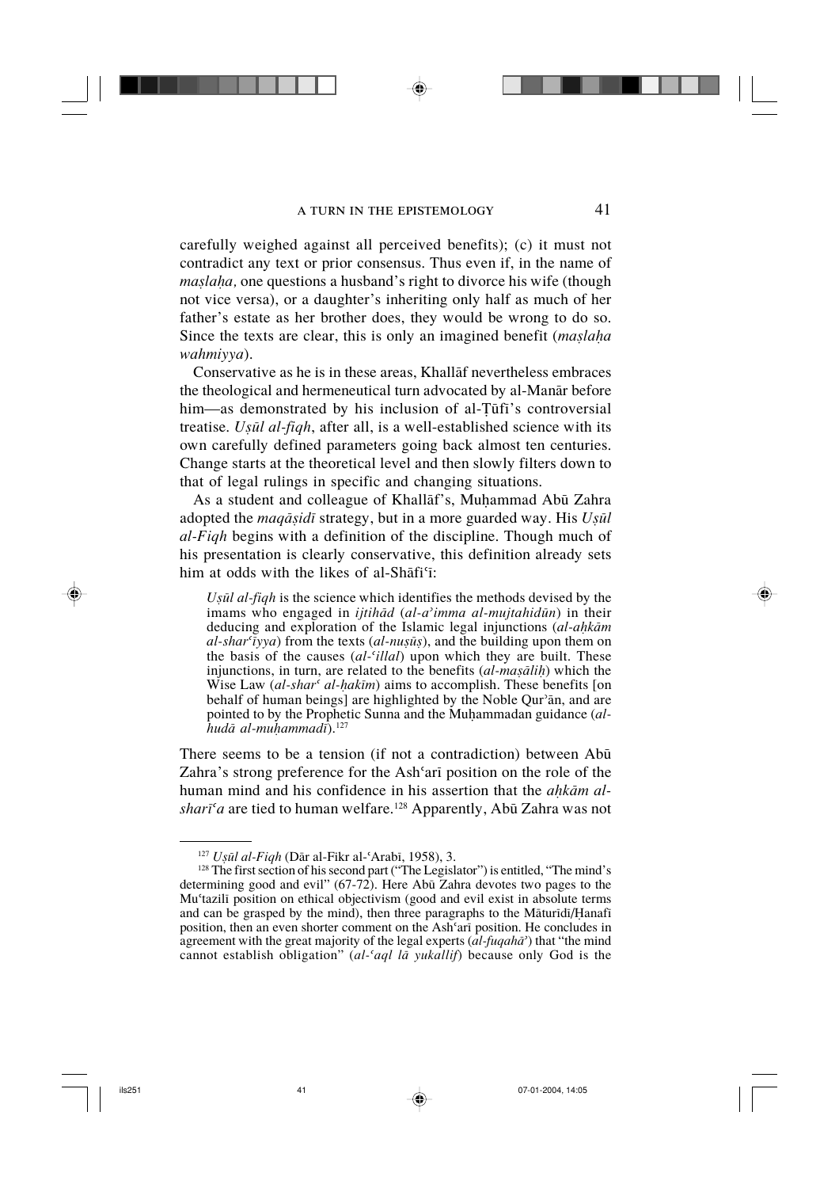carefully weighed against all perceived benefits); (c) it must not contradict any text or prior consensus. Thus even if, in the name of *maṣlaḥa,* one questions a husband's right to divorce his wife (though not vice versa), or a daughter's inheriting only half as much of her father's estate as her brother does, they would be wrong to do so. Since the texts are clear, this is only an imagined benefit (*maṣlaḥa wahmiyya*).

Conservative as he is in these areas, Khallāf nevertheless embraces the theological and hermeneutical turn advocated by al-Manār before him—as demonstrated by his inclusion of al-Ṭūfī's controversial treatise. *Uṣūl al-fiqh*, after all, is a well-established science with its own carefully defined parameters going back almost ten centuries. Change starts at the theoretical level and then slowly filters down to that of legal rulings in specific and changing situations.

As a student and colleague of Khallāf's, Muḥammad Abū Zahra adopted the *maqāṣidī* strategy, but in a more guarded way. His *Uṣūl al-Fiqh* begins with a definition of the discipline. Though much of his presentation is clearly conservative, this definition already sets him at odds with the likes of al-Shāfiʿī:

> *Uṣūl al-fiqh* is the science which identifies the methods devised by the imams who engaged in *ijtihād* (*al-aʾimma al-mujtahidūn*) in their deducing and exploration of the Islamic legal injunctions (*al-aḥkām al-sharʿīyya*) from the texts (*al-nuṣūṣ*), and the building upon them on the basis of the causes (*al-ʿillal*) upon which they are built. These injunctions, in turn, are related to the benefits (*al-maṣāliḥ*) which the Wise Law (*al-sharʿ al-ḥakīm*) aims to accomplish. These benefits [on behalf of human beings] are highlighted by the Noble Qurʾān, and are pointed to by the Prophetic Sunna and the Muḥammadan guidance (*al-hudā al-muḥammadī*).[127]

There seems to be a tension (if not a contradiction) between Abū Zahra's strong preference for the Ashʿarī position on the role of the human mind and his confidence in his assertion that the *aḥkām al-sharīʿa* are tied to human welfare.[128] Apparently, Abū Zahra was not

---

[127] *Uṣūl al-Fiqh* (Dār al-Fikr al-ʿArabī, 1958), 3.

[128] The first section of his second part ("The Legislator") is entitled, "The mind's determining good and evil" (67-72). Here Abū Zahra devotes two pages to the Muʿtazilī position on ethical objectivism (good and evil exist in absolute terms and can be grasped by the mind), then three paragraphs to the Māturīdī/Ḥanafī position, then an even shorter comment on the Ashʿarī position. He concludes in agreement with the great majority of the legal experts (*al-fuqahāʾ*) that "the mind cannot establish obligation" (*al-ʿaql lā yukallif*) because only God is the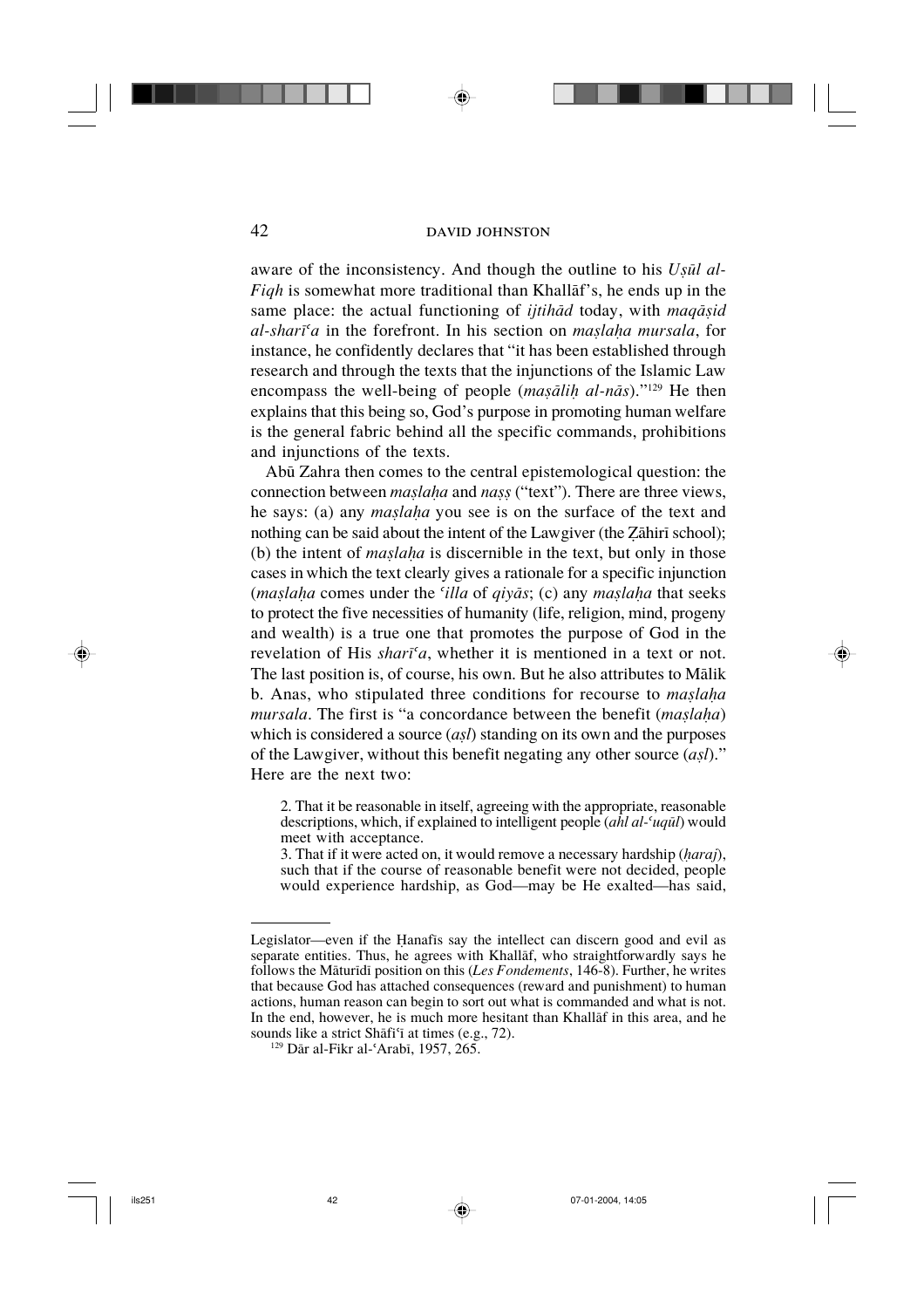aware of the inconsistency. And though the outline to his *Uṣūl al-Fiqh* is somewhat more traditional than Khallāf's, he ends up in the same place: the actual functioning of *ijtihād* today, with *maqāṣid al-sharīʿa* in the forefront. In his section on *maṣlaḥa mursala*, for instance, he confidently declares that "it has been established through research and through the texts that the injunctions of the Islamic Law encompass the well-being of people (*maṣāliḥ al-nās*)."[129] He then explains that this being so, God's purpose in promoting human welfare is the general fabric behind all the specific commands, prohibitions and injunctions of the texts.

Abū Zahra then comes to the central epistemological question: the connection between *maṣlaḥa* and *naṣṣ* ("text"). There are three views, he says: (a) any *maṣlaḥa* you see is on the surface of the text and nothing can be said about the intent of the Lawgiver (the Ẓāhirī school); (b) the intent of *maṣlaḥa* is discernible in the text, but only in those cases in which the text clearly gives a rationale for a specific injunction (*maṣlaḥa* comes under the *ʿilla* of *qiyās*; (c) any *maṣlaḥa* that seeks to protect the five necessities of humanity (life, religion, mind, progeny and wealth) is a true one that promotes the purpose of God in the revelation of His *sharīʿa*, whether it is mentioned in a text or not. The last position is, of course, his own. But he also attributes to Mālik b. Anas, who stipulated three conditions for recourse to *maṣlaḥa mursala*. The first is "a concordance between the benefit (*maṣlaḥa*) which is considered a source (*aṣl*) standing on its own and the purposes of the Lawgiver, without this benefit negating any other source (*aṣl*)." Here are the next two:

> 2. That it be reasonable in itself, agreeing with the appropriate, reasonable descriptions, which, if explained to intelligent people (*ahl al-ʿuqūl*) would meet with acceptance.
>
> 3. That if it were acted on, it would remove a necessary hardship (*ḥaraj*), such that if the course of reasonable benefit were not decided, people would experience hardship, as God—may be He exalted—has said,

---

Legislator—even if the Ḥanafīs say the intellect can discern good and evil as separate entities. Thus, he agrees with Khallāf, who straightforwardly says he follows the Māturīdī position on this (*Les Fondements*, 146-8). Further, he writes that because God has attached consequences (reward and punishment) to human actions, human reason can begin to sort out what is commanded and what is not. In the end, however, he is much more hesitant than Khallāf in this area, and he sounds like a strict Shāfiʿī at times (e.g., 72).

[129] Dār al-Fikr al-ʿArabī, 1957, 265.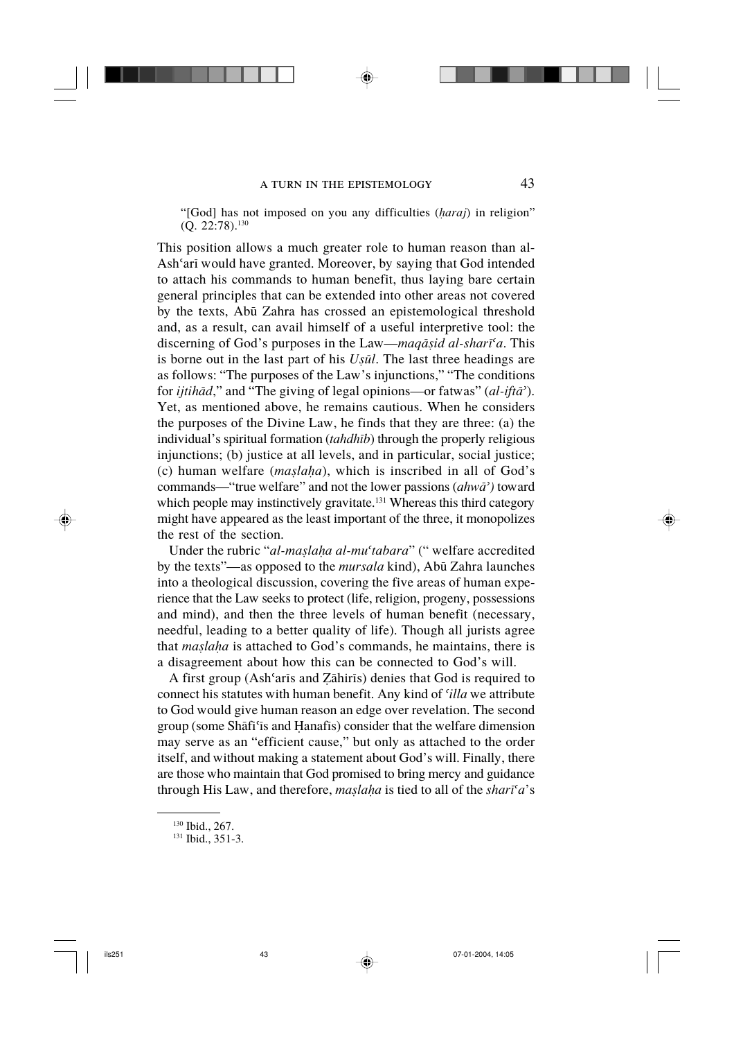> "[God] has not imposed on you any difficulties (*ḥaraj*) in religion" (Q. 22:78).[130]

This position allows a much greater role to human reason than al-Ashʿarī would have granted. Moreover, by saying that God intended to attach his commands to human benefit, thus laying bare certain general principles that can be extended into other areas not covered by the texts, Abū Zahra has crossed an epistemological threshold and, as a result, can avail himself of a useful interpretive tool: the discerning of God's purposes in the Law—*maqāṣid al-sharīʿa*. This is borne out in the last part of his *Uṣūl*. The last three headings are as follows: "The purposes of the Law's injunctions," "The conditions for *ijtihād*," and "The giving of legal opinions—or fatwas" (*al-iftāʾ*). Yet, as mentioned above, he remains cautious. When he considers the purposes of the Divine Law, he finds that they are three: (a) the individual's spiritual formation (*tahdhīb*) through the properly religious injunctions; (b) justice at all levels, and in particular, social justice; (c) human welfare (*maṣlaḥa*), which is inscribed in all of God's commands—"true welfare" and not the lower passions (*ahwāʾ)* toward which people may instinctively gravitate.[131] Whereas this third category might have appeared as the least important of the three, it monopolizes the rest of the section.

Under the rubric "*al-maṣlaḥa al-muʿtabara*" (" welfare accredited by the texts"—as opposed to the *mursala* kind), Abū Zahra launches into a theological discussion, covering the five areas of human experience that the Law seeks to protect (life, religion, progeny, possessions and mind), and then the three levels of human benefit (necessary, needful, leading to a better quality of life). Though all jurists agree that *maṣlaḥa* is attached to God's commands, he maintains, there is a disagreement about how this can be connected to God's will.

A first group (Ashʿarīs and Ẓāhirīs) denies that God is required to connect his statutes with human benefit. Any kind of *ʿilla* we attribute to God would give human reason an edge over revelation. The second group (some Shāfiʿīs and Ḥanafīs) consider that the welfare dimension may serve as an "efficient cause," but only as attached to the order itself, and without making a statement about God's will. Finally, there are those who maintain that God promised to bring mercy and guidance through His Law, and therefore, *maṣlaḥa* is tied to all of the *sharīʿa*'s

---

[130] Ibid., 267.

[131] Ibid., 351-3.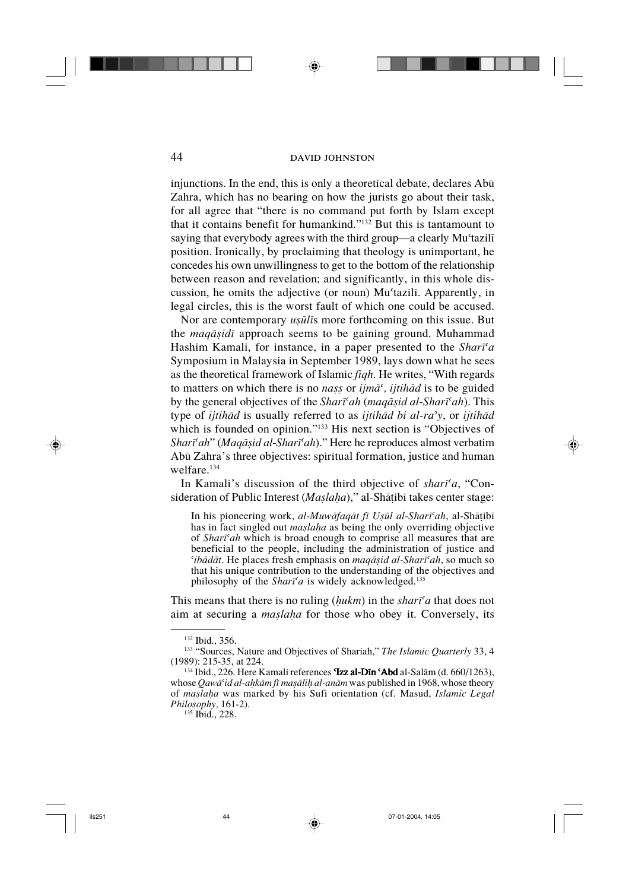injunctions. In the end, this is only a theoretical debate, declares Abū Zahra, which has no bearing on how the jurists go about their task, for all agree that "there is no command put forth by Islam except that it contains benefit for humankind."[132] But this is tantamount to saying that everybody agrees with the third group—a clearly Muʿtazilī position. Ironically, by proclaiming that theology is unimportant, he concedes his own unwillingness to get to the bottom of the relationship between reason and revelation; and significantly, in this whole discussion, he omits the adjective (or noun) Muʿtazilī. Apparently, in legal circles, this is the worst fault of which one could be accused.

Nor are contemporary *uṣūlī*s more forthcoming on this issue. But the *maqāṣidī* approach seems to be gaining ground. Muhammad Hashim Kamali, for instance, in a paper presented to the *Sharīʿa* Symposium in Malaysia in September 1989, lays down what he sees as the theoretical framework of Islamic *fiqh*. He writes, "With regards to matters on which there is no *naṣṣ* or *ijmāʿ, ijtihād* is to be guided by the general objectives of the *Sharīʿah* (*maqāṣid al-Sharīʿah*). This type of *ijtihād* is usually referred to as *ijtihād bi al-raʾy*, or *ijtihād* which is founded on opinion."[133] His next section is "Objectives of *Sharīʿah*" (*Maqāṣid al-Sharīʿah*)." Here he reproduces almost verbatim Abū Zahra's three objectives: spiritual formation, justice and human welfare.[134]

In Kamali's discussion of the third objective of *sharīʿa*, "Consideration of Public Interest (*Maṣlaḥa*)," al-Shāṭibī takes center stage:

> In his pioneering work, *al-Muwāfaqāt fī Uṣūl al-Sharīʿah*, al-Shāṭibī has in fact singled out *maṣlaḥa* as being the only overriding objective of *Sharīʿah* which is broad enough to comprise all measures that are beneficial to the people, including the administration of justice and *ʿibādāt*. He places fresh emphasis on *maqāṣid al-Sharīʿah*, so much so that his unique contribution to the understanding of the objectives and philosophy of the *Sharīʿa* is widely acknowledged.[135]

This means that there is no ruling (*ḥukm*) in the *sharīʿa* that does not aim at securing a *maṣlaḥa* for those who obey it. Conversely, its

---

[132] Ibid., 356.

[133] "Sources, Nature and Objectives of Shariah," *The Islamic Quarterly* 33, 4 (1989): 215-35, at 224.

[134] Ibid., 226. Here Kamali references **ʿIzz al-Dīn ʿAbd** al-Salām (d. 660/1263), whose *Qawāʿid al-aḥkām fī maṣāliḥ al-anām* was published in 1968, whose theory of *maṣlaḥa* was marked by his Sufi orientation (cf. Masud, *Islamic Legal Philosophy,* 161-2).

[135] Ibid., 228.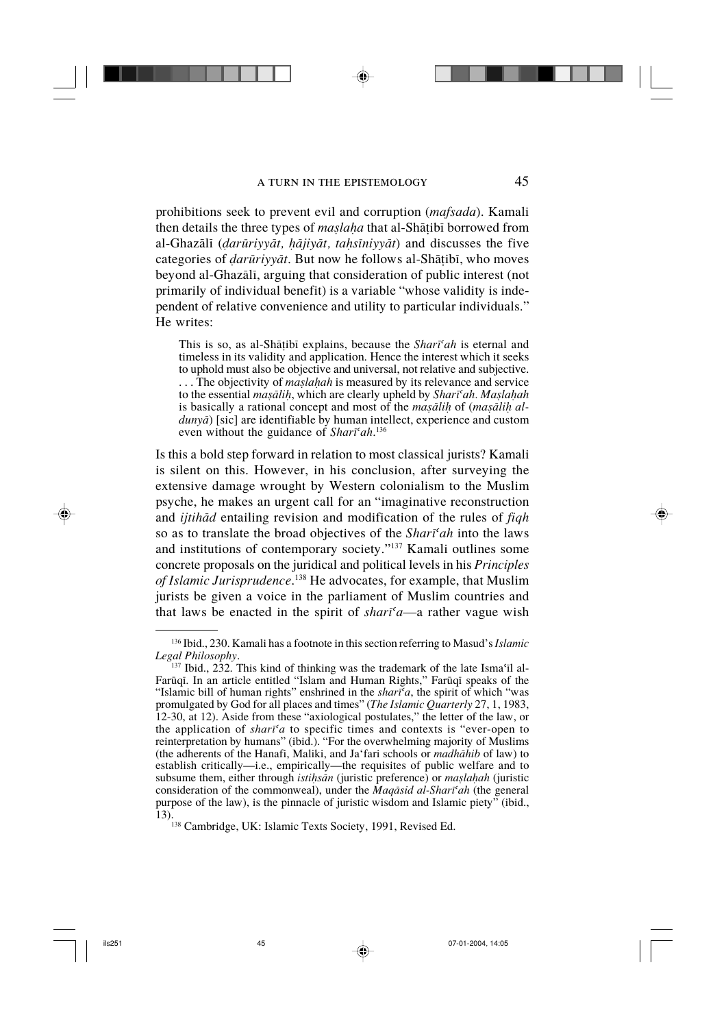prohibitions seek to prevent evil and corruption (*mafsada*). Kamali then details the three types of *maṣlaḥa* that al-Shāṭibī borrowed from al-Ghazālī (*ḍarūriyyāt, ḥājiyāt, taḥsīniyyāt*) and discusses the five categories of *ḍarūriyyāt*. But now he follows al-Shāṭibī, who moves beyond al-Ghazālī, arguing that consideration of public interest (not primarily of individual benefit) is a variable "whose validity is independent of relative convenience and utility to particular individuals." He writes:

> This is so, as al-Shāṭibī explains, because the *Sharī<sup>c</sup>ah* is eternal and timeless in its validity and application. Hence the interest which it seeks to uphold must also be objective and universal, not relative and subjective. . . . The objectivity of *maṣlaḥah* is measured by its relevance and service to the essential *maṣāliḥ*, which are clearly upheld by *Sharīʿah*. *Maṣlaḥah* is basically a rational concept and most of the *maṣāliḥ* of (*maṣāliḥ al-dunyā*) [sic] are identifiable by human intellect, experience and custom even without the guidance of *Sharīʿah*.[136]

Is this a bold step forward in relation to most classical jurists? Kamali is silent on this. However, in his conclusion, after surveying the extensive damage wrought by Western colonialism to the Muslim psyche, he makes an urgent call for an "imaginative reconstruction and *ijtihād* entailing revision and modification of the rules of *fiqh* so as to translate the broad objectives of the *Sharīʿah* into the laws and institutions of contemporary society."[137] Kamali outlines some concrete proposals on the juridical and political levels in his *Principles of Islamic Jurisprudence*.[138] He advocates, for example, that Muslim jurists be given a voice in the parliament of Muslim countries and that laws be enacted in the spirit of *sharīʿa*—a rather vague wish

---

[136] Ibid., 230. Kamali has a footnote in this section referring to Masud's *Islamic Legal Philosophy*.

[137] Ibid., 232. This kind of thinking was the trademark of the late Ismaʿīl al-Farūqī. In an article entitled "Islam and Human Rights," Farūqī speaks of the "Islamic bill of human rights" enshrined in the *sharīʿa*, the spirit of which "was promulgated by God for all places and times" (*The Islamic Quarterly* 27, 1, 1983, 12-30, at 12). Aside from these "axiological postulates," the letter of the law, or the application of *sharīʿa* to specific times and contexts is "ever-open to reinterpretation by humans" (ibid.). "For the overwhelming majority of Muslims (the adherents of the Hanafi, Maliki, and Jaʿfari schools or *madhāhib* of law) to establish critically—i.e., empirically—the requisites of public welfare and to subsume them, either through *istiḥsān* (juristic preference) or *maṣlaḥah* (juristic consideration of the commonweal), under the *Maqāsid al-Sharīʿah* (the general purpose of the law), is the pinnacle of juristic wisdom and Islamic piety" (ibid., 13).

[138] Cambridge, UK: Islamic Texts Society, 1991, Revised Ed.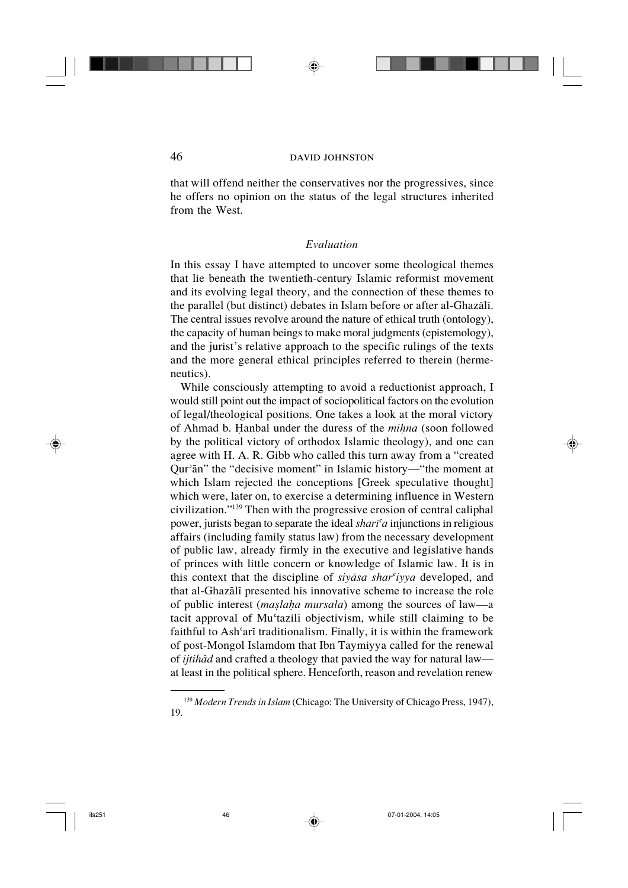that will offend neither the conservatives nor the progressives, since he offers no opinion on the status of the legal structures inherited from the West.

### *Evaluation*

In this essay I have attempted to uncover some theological themes that lie beneath the twentieth-century Islamic reformist movement and its evolving legal theory, and the connection of these themes to the parallel (but distinct) debates in Islam before or after al-Ghazālī. The central issues revolve around the nature of ethical truth (ontology), the capacity of human beings to make moral judgments (epistemology), and the jurist's relative approach to the specific rulings of the texts and the more general ethical principles referred to therein (hermeneutics).

While consciously attempting to avoid a reductionist approach, I would still point out the impact of sociopolitical factors on the evolution of legal/theological positions. One takes a look at the moral victory of Ahmad b. Ḥanbal under the duress of the *miḥna* (soon followed by the political victory of orthodox Islamic theology), and one can agree with H. A. R. Gibb who called this turn away from a "created Qur'ān" the "decisive moment" in Islamic history—"the moment at which Islam rejected the conceptions [Greek speculative thought] which were, later on, to exercise a determining influence in Western civilization."[139] Then with the progressive erosion of central caliphal power, jurists began to separate the ideal *sharīʿa* injunctions in religious affairs (including family status law) from the necessary development of public law, already firmly in the executive and legislative hands of princes with little concern or knowledge of Islamic law. It is in this context that the discipline of *siyāsa sharʿiyya* developed, and that al-Ghazālī presented his innovative scheme to increase the role of public interest (*maṣlaḥa mursala*) among the sources of law—a tacit approval of Muʿtazilī objectivism, while still claiming to be faithful to Ashʿarī traditionalism. Finally, it is within the framework of post-Mongol Islamdom that Ibn Taymiyya called for the renewal of *ijtihād* and crafted a theology that pavied the way for natural law—at least in the political sphere. Henceforth, reason and revelation renew

---

[139] *Modern Trends in Islam* (Chicago: The University of Chicago Press, 1947), 19.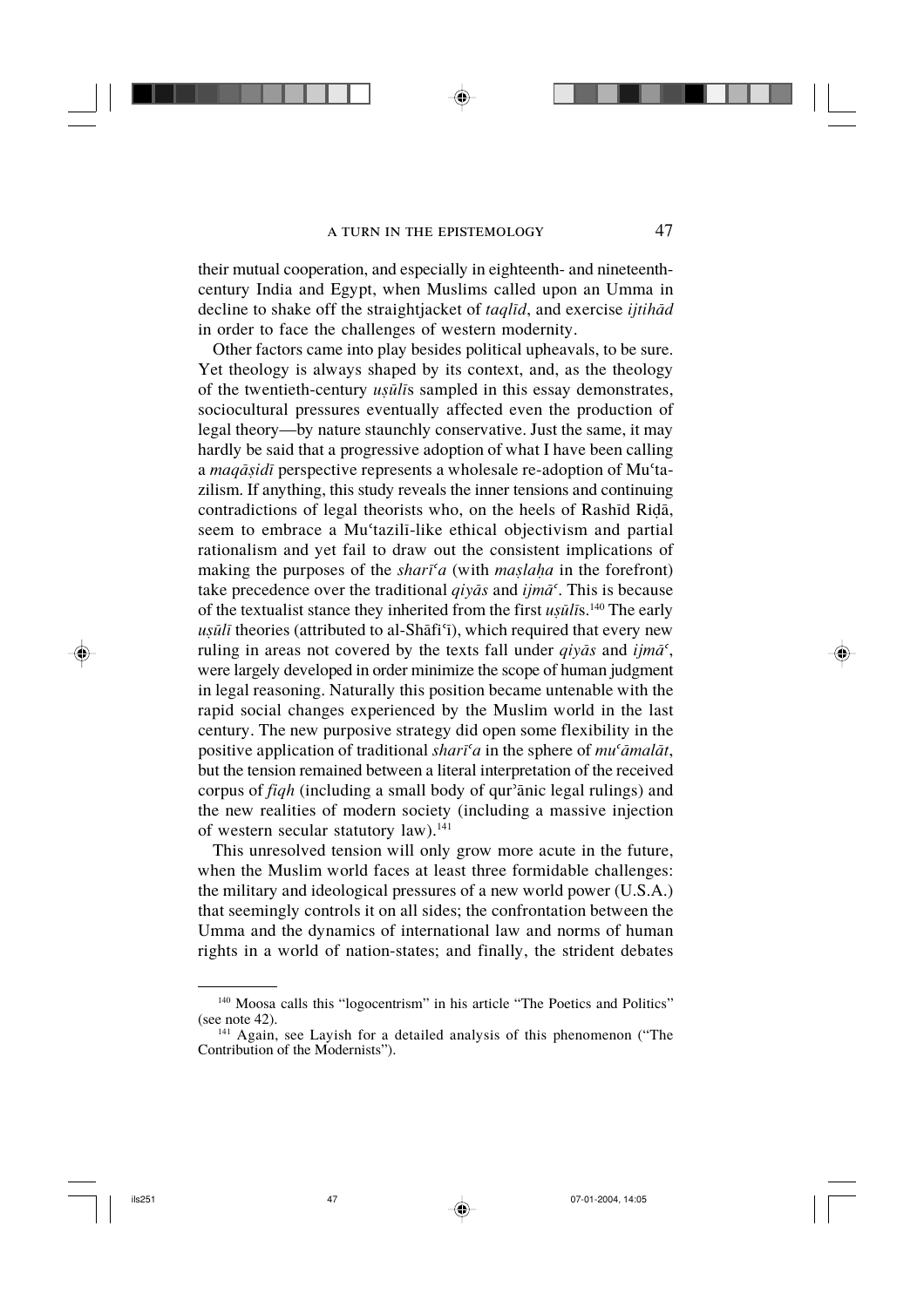their mutual cooperation, and especially in eighteenth- and nineteenth-century India and Egypt, when Muslims called upon an Umma in decline to shake off the straightjacket of *taqlīd*, and exercise *ijtihād* in order to face the challenges of western modernity.

Other factors came into play besides political upheavals, to be sure. Yet theology is always shaped by its context, and, as the theology of the twentieth-century *uṣūlī*s sampled in this essay demonstrates, sociocultural pressures eventually affected even the production of legal theory—by nature staunchly conservative. Just the same, it may hardly be said that a progressive adoption of what I have been calling a *maqāṣidī* perspective represents a wholesale re-adoption of Muʿtazilism. If anything, this study reveals the inner tensions and continuing contradictions of legal theorists who, on the heels of Rashīd Riḍā, seem to embrace a Muʿtazilī-like ethical objectivism and partial rationalism and yet fail to draw out the consistent implications of making the purposes of the *sharīʿa* (with *maṣlaḥa* in the forefront) take precedence over the traditional *qiyās* and *ijmāʿ*. This is because of the textualist stance they inherited from the first *uṣūlī*s.[140] The early *uṣūlī* theories (attributed to al-Shāfiʿī), which required that every new ruling in areas not covered by the texts fall under *qiyās* and *ijmāʿ*, were largely developed in order minimize the scope of human judgment in legal reasoning. Naturally this position became untenable with the rapid social changes experienced by the Muslim world in the last century. The new purposive strategy did open some flexibility in the positive application of traditional *sharīʿa* in the sphere of *muʿāmalāt*, but the tension remained between a literal interpretation of the received corpus of *fiqh* (including a small body of qurʾānic legal rulings) and the new realities of modern society (including a massive injection of western secular statutory law).[141]

This unresolved tension will only grow more acute in the future, when the Muslim world faces at least three formidable challenges: the military and ideological pressures of a new world power (U.S.A.) that seemingly controls it on all sides; the confrontation between the Umma and the dynamics of international law and norms of human rights in a world of nation-states; and finally, the strident debates

---

[140] Moosa calls this "logocentrism" in his article "The Poetics and Politics" (see note 42).

[141] Again, see Layish for a detailed analysis of this phenomenon ("The Contribution of the Modernists").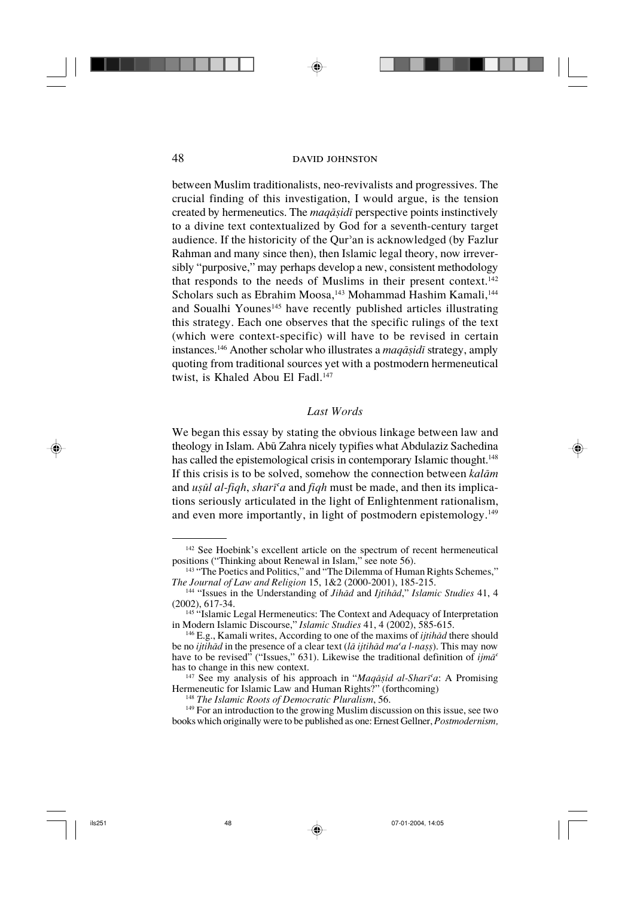between Muslim traditionalists, neo-revivalists and progressives. The crucial finding of this investigation, I would argue, is the tension created by hermeneutics. The *maqāṣidī* perspective points instinctively to a divine text contextualized by God for a seventh-century target audience. If the historicity of the Qur'an is acknowledged (by Fazlur Rahman and many since then), then Islamic legal theory, now irreversibly "purposive," may perhaps develop a new, consistent methodology that responds to the needs of Muslims in their present context.[142] Scholars such as Ebrahim Moosa,[143] Mohammad Hashim Kamali,[144] and Soualhi Younes[145] have recently published articles illustrating this strategy. Each one observes that the specific rulings of the text (which were context-specific) will have to be revised in certain instances.[146] Another scholar who illustrates a *maqāṣidī* strategy, amply quoting from traditional sources yet with a postmodern hermeneutical twist, is Khaled Abou El Fadl.[147]

### *Last Words*

We began this essay by stating the obvious linkage between law and theology in Islam. Abū Zahra nicely typifies what Abdulaziz Sachedina has called the epistemological crisis in contemporary Islamic thought.[148] If this crisis is to be solved, somehow the connection between *kalām* and *uṣūl al-fiqh*, *sharīʿa* and *fiqh* must be made, and then its implications seriously articulated in the light of Enlightenment rationalism, and even more importantly, in light of postmodern epistemology.[149]

---

[142] See Hoebink's excellent article on the spectrum of recent hermeneutical positions ("Thinking about Renewal in Islam," see note 56).

[143] "The Poetics and Politics," and "The Dilemma of Human Rights Schemes," *The Journal of Law and Religion* 15, 1&2 (2000-2001), 185-215.

[144] "Issues in the Understanding of *Jihād* and *Ijtihād*," *Islamic Studies* 41, 4 (2002), 617-34.

[145] "Islamic Legal Hermeneutics: The Context and Adequacy of Interpretation in Modern Islamic Discourse," *Islamic Studies* 41, 4 (2002), 585-615.

[146] E.g., Kamali writes, According to one of the maxims of *ijtihād* there should be no *ijtihād* in the presence of a clear text (*lā ijtihād maʿa l-naṣṣ*). This may now have to be revised" ("Issues," 631). Likewise the traditional definition of *ijmāʿ* has to change in this new context.

[147] See my analysis of his approach in "*Maqāṣid al-Sharīʿa*: A Promising Hermeneutic for Islamic Law and Human Rights?" (forthcoming)

[148] *The Islamic Roots of Democratic Pluralism*, 56.

[149] For an introduction to the growing Muslim discussion on this issue, see two books which originally were to be published as one: Ernest Gellner, *Postmodernism,*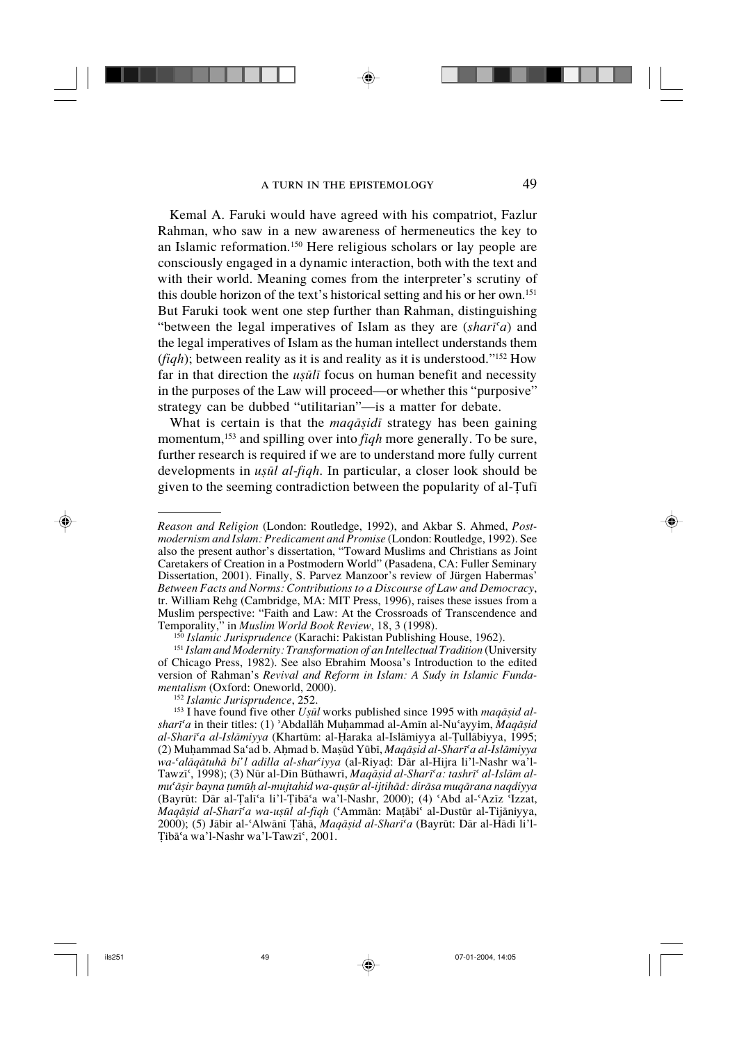Kemal A. Faruki would have agreed with his compatriot, Fazlur Rahman, who saw in a new awareness of hermeneutics the key to an Islamic reformation.[150] Here religious scholars or lay people are consciously engaged in a dynamic interaction, both with the text and with their world. Meaning comes from the interpreter's scrutiny of this double horizon of the text's historical setting and his or her own.[151] But Faruki took went one step further than Rahman, distinguishing "between the legal imperatives of Islam as they are (*sharīʿa*) and the legal imperatives of Islam as the human intellect understands them (*fiqh*); between reality as it is and reality as it is understood."[152] How far in that direction the *uṣūlī* focus on human benefit and necessity in the purposes of the Law will proceed—or whether this "purposive" strategy can be dubbed "utilitarian"—is a matter for debate.

What is certain is that the *maqāṣidī* strategy has been gaining momentum,[153] and spilling over into *fiqh* more generally. To be sure, further research is required if we are to understand more fully current developments in *uṣūl al-fiqh*. In particular, a closer look should be given to the seeming contradiction between the popularity of al-Ṭufī

---

*Reason and Religion* (London: Routledge, 1992), and Akbar S. Ahmed, *Postmodernism and Islam: Predicament and Promise* (London: Routledge, 1992). See also the present author's dissertation, "Toward Muslims and Christians as Joint Caretakers of Creation in a Postmodern World" (Pasadena, CA: Fuller Seminary Dissertation, 2001). Finally, S. Parvez Manzoor's review of Jürgen Habermas' *Between Facts and Norms: Contributions to a Discourse of Law and Democracy*, tr. William Rehg (Cambridge, MA: MIT Press, 1996), raises these issues from a Muslim perspective: "Faith and Law: At the Crossroads of Transcendence and Temporality," in *Muslim World Book Review*, 18, 3 (1998).

[150] *Islamic Jurisprudence* (Karachi: Pakistan Publishing House, 1962).

[151] *Islam and Modernity: Transformation of an Intellectual Tradition* (University of Chicago Press, 1982). See also Ebrahim Moosa's Introduction to the edited version of Rahman's *Revival and Reform in Islam: A Sudy in Islamic Fundamentalism* (Oxford: Oneworld, 2000).

[152] *Islamic Jurisprudence*, 252.

[153] I have found five other *Uṣūl* works published since 1995 with *maqāṣid al-sharīʿa* in their titles: (1) ʾAbdallāh Muḥammad al-Amīn al-Nuʿayyim, *Maqāṣid al-Sharīʿa al-Islāmiyya* (Khartūm: al-Ḥaraka al-Islāmiyya al-Ṭullābiyya, 1995; (2) Muḥammad Saʿad b. Aḥmad b. Maṣūd Yūbī, *Maqāṣid al-Sharīʿa al-Islāmiyya wa-ʿalāqātuhā bi'l adilla al-sharʿiyya* (al-Riyaḍ: Dār al-Hijra li'l-Nashr wa'l-Tawzīʿ, 1998); (3) Nūr al-Dīn Būthawrī, *Maqāṣid al-Sharīʿa: tashrīʿ al-Islām al-muʿāṣir bayna ṭumūḥ al-mujtahid wa-quṣūr al-ijtihād: dirāsa muqārana naqdiyya* (Bayrūt: Dār al-Ṭalīʿa li'l-Ṭibāʿa wa'l-Nashr, 2000); (4) ʿAbd al-ʿAzīz ʿIzzat, *Maqāṣid al-Sharīʿa wa-uṣūl al-fiqh* (ʿAmmān: Maṭābiʿ al-Dustūr al-Tijāniyya, 2000); (5) Jābir al-ʿAlwānī Ṭāhā, *Maqāṣid al-Sharīʿa* (Bayrūt: Dār al-Hādī li'l-Ṭibāʿa wa'l-Nashr wa'l-Tawzīʿ, 2001.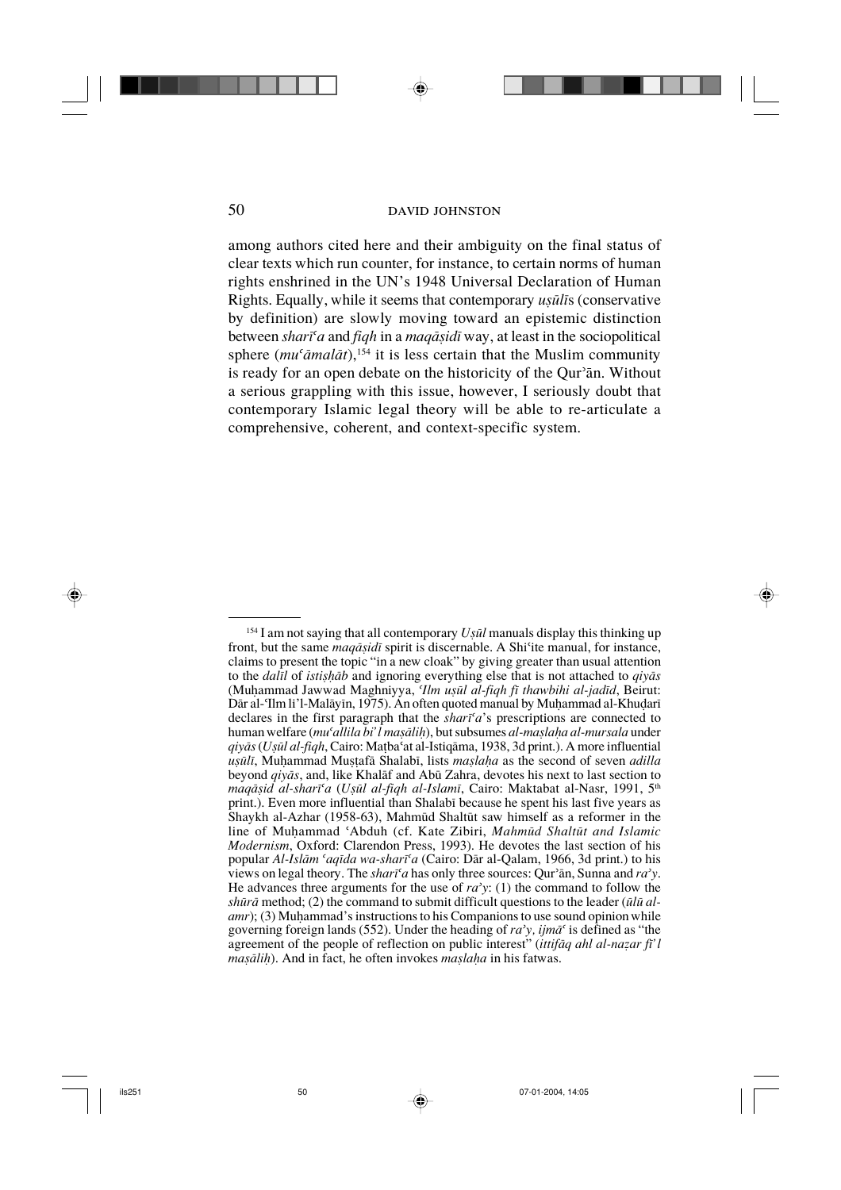among authors cited here and their ambiguity on the final status of clear texts which run counter, for instance, to certain norms of human rights enshrined in the UN's 1948 Universal Declaration of Human Rights. Equally, while it seems that contemporary *uṣūlī*s (conservative by definition) are slowly moving toward an epistemic distinction between *sharīʿa* and *fiqh* in a *maqāṣidī* way, at least in the sociopolitical sphere (*muʿāmalāt*),[154] it is less certain that the Muslim community is ready for an open debate on the historicity of the Qurʾān. Without a serious grappling with this issue, however, I seriously doubt that contemporary Islamic legal theory will be able to re-articulate a comprehensive, coherent, and context-specific system.

---

[154] I am not saying that all contemporary *Uṣūl* manuals display this thinking up front, but the same *maqāṣidī* spirit is discernable. A Shiʿite manual, for instance, claims to present the topic "in a new cloak" by giving greater than usual attention to the *dalīl* of *istiṣḥāb* and ignoring everything else that is not attached to *qiyās* (Muḥammad Jawwad Maghniyya, *ʿIlm uṣūl al-fiqh fī thawbihi al-jadīd*, Beirut: Dār al-ʿIlm li'l-Malāyīn, 1975). An often quoted manual by Muḥammad al-Khuḍarī declares in the first paragraph that the *sharīʿa*'s prescriptions are connected to human welfare (*muʿallila bi'l maṣāliḥ*), but subsumes *al-maṣlaḥa al-mursala* under *qiyās* (*Uṣūl al-fiqh*, Cairo: Maṭbaʿat al-Istiqāma, 1938, 3d print.). A more influential *uṣūlī*, Muḥammad Muṣṭafā Shalabī, lists *maṣlaḥa* as the second of seven *adilla* beyond *qiyās*, and, like Khalāf and Abū Zahra, devotes his next to last section to *maqāṣid al-sharīʿa* (*Uṣūl al-fiqh al-Islamī*, Cairo: Maktabat al-Nasr, 1991, 5th print.). Even more influential than Shalabī because he spent his last five years as Shaykh al-Azhar (1958-63), Mahmūd Shaltūt saw himself as a reformer in the line of Muḥammad ʿAbduh (cf. Kate Zibiri, *Mahmūd Shaltūt and Islamic Modernism*, Oxford: Clarendon Press, 1993). He devotes the last section of his popular *Al-Islām ʿaqīda wa-sharīʿa* (Cairo: Dār al-Qalam, 1966, 3d print.) to his views on legal theory. The *sharīʿa* has only three sources: Qurʾān, Sunna and *raʾy*. He advances three arguments for the use of *raʾy*: (1) the command to follow the *shūrā* method; (2) the command to submit difficult questions to the leader (*ūlū al-amr*); (3) Muḥammad's instructions to his Companions to use sound opinion while governing foreign lands (552). Under the heading of *raʾy, ijmāʿ* is defined as "the agreement of the people of reflection on public interest" (*ittifāq ahl al-naẓar fi'l maṣāliḥ*). And in fact, he often invokes *maṣlaḥa* in his fatwas.